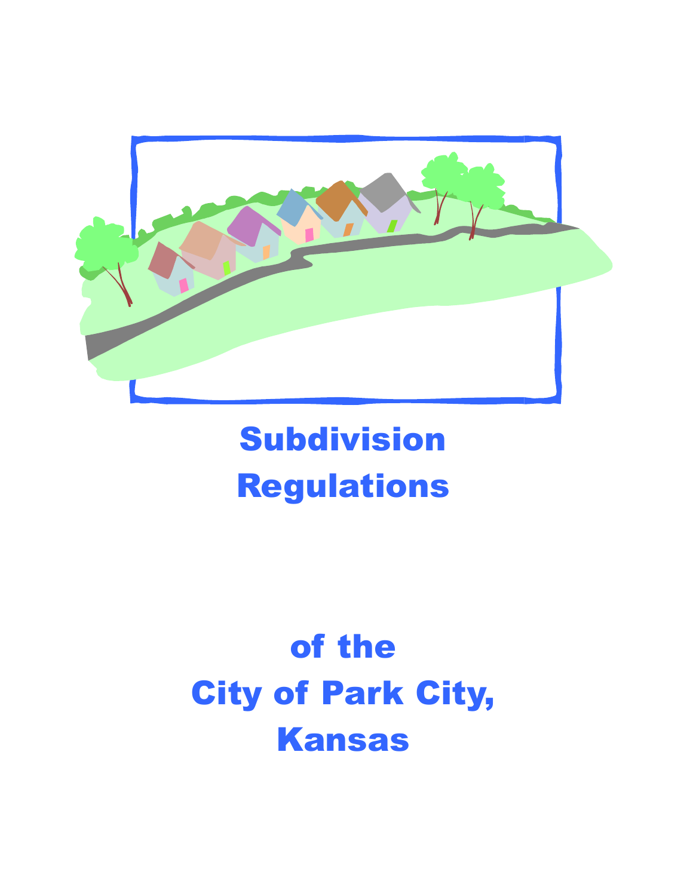# Subdivision Regulations

# of the City of Park City, Kansas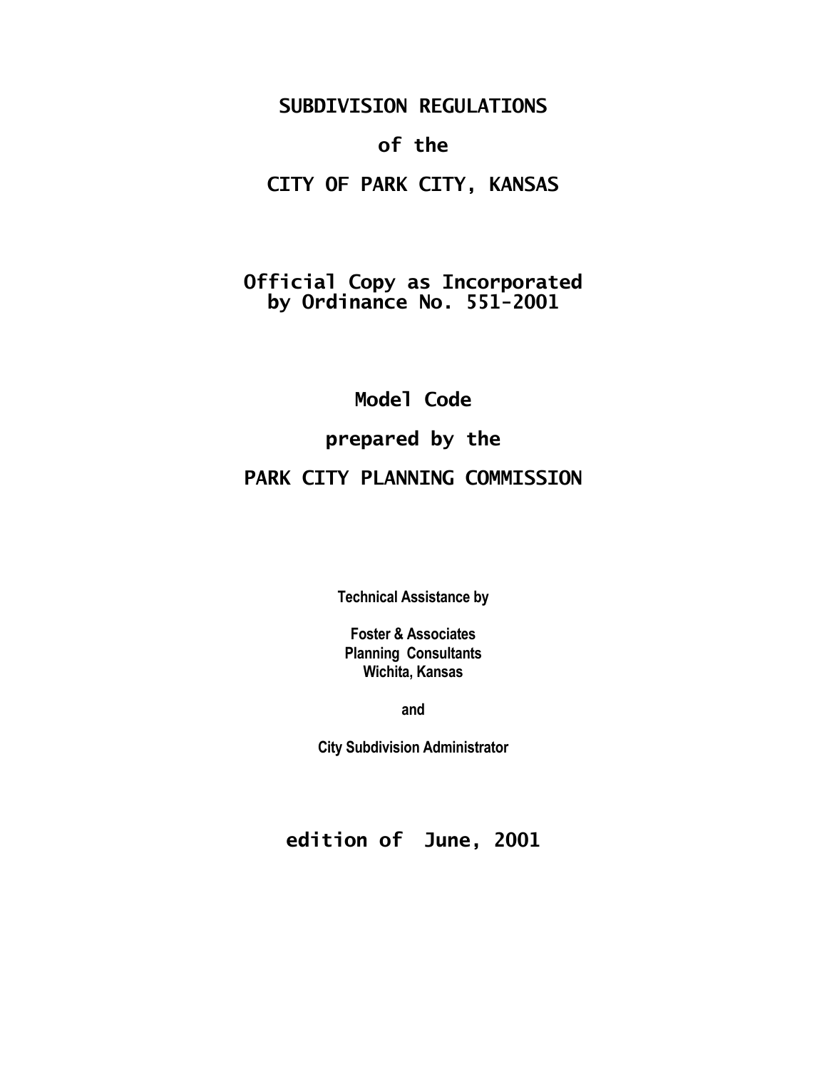# SUBDIVISION REGULATIONS

# of the

# CITY OF PARK CITY, KANSAS

## Official Copy as Incorporated by Ordinance No. 551-2001

## Model Code

## prepared by the

## PARK CITY PLANNING COMMISSION

**Technical Assistance by**

**Foster & Associates**
**Planning Consultants**
**Wichita, Kansas**

**and**

**City Subdivision Administrator**

## edition of June, 2001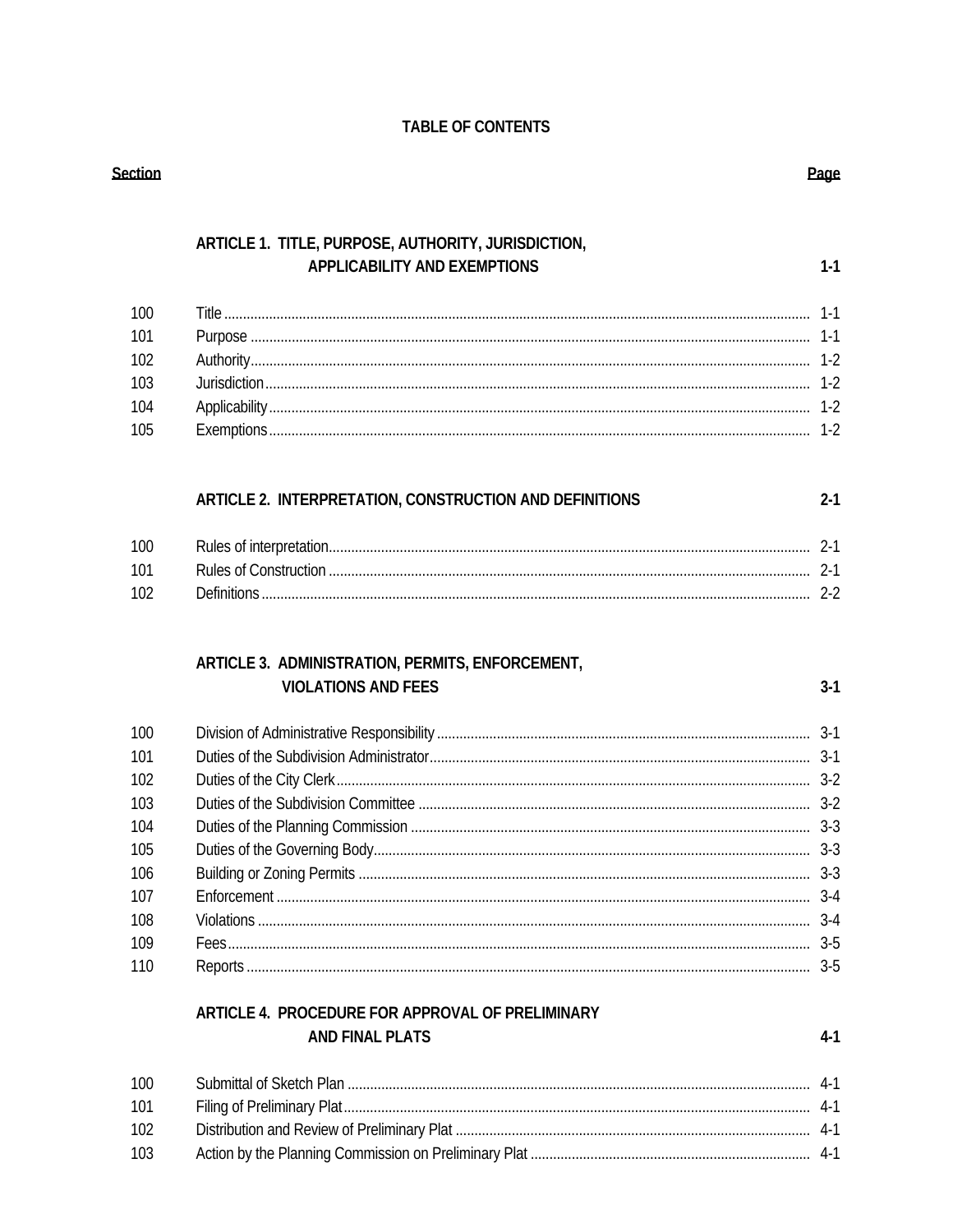# TABLE OF CONTENTS

| Section | | Page |
|---|---|---|
| | **ARTICLE 1. TITLE, PURPOSE, AUTHORITY, JURISDICTION, APPLICABILITY AND EXEMPTIONS** | **1-1** |
| 100 | Title | 1-1 |
| 101 | Purpose | 1-1 |
| 102 | Authority | 1-2 |
| 103 | Jurisdiction | 1-2 |
| 104 | Applicability | 1-2 |
| 105 | Exemptions | 1-2 |
| | **ARTICLE 2. INTERPRETATION, CONSTRUCTION AND DEFINITIONS** | **2-1** |
| 100 | Rules of interpretation | 2-1 |
| 101 | Rules of Construction | 2-1 |
| 102 | Definitions | 2-2 |
| | **ARTICLE 3. ADMINISTRATION, PERMITS, ENFORCEMENT, VIOLATIONS AND FEES** | **3-1** |
| 100 | Division of Administrative Responsibility | 3-1 |
| 101 | Duties of the Subdivision Administrator | 3-1 |
| 102 | Duties of the City Clerk | 3-2 |
| 103 | Duties of the Subdivision Committee | 3-2 |
| 104 | Duties of the Planning Commission | 3-3 |
| 105 | Duties of the Governing Body | 3-3 |
| 106 | Building or Zoning Permits | 3-3 |
| 107 | Enforcement | 3-4 |
| 108 | Violations | 3-4 |
| 109 | Fees | 3-5 |
| 110 | Reports | 3-5 |
| | **ARTICLE 4. PROCEDURE FOR APPROVAL OF PRELIMINARY AND FINAL PLATS** | **4-1** |
| 100 | Submittal of Sketch Plan | 4-1 |
| 101 | Filing of Preliminary Plat | 4-1 |
| 102 | Distribution and Review of Preliminary Plat | 4-1 |
| 103 | Action by the Planning Commission on Preliminary Plat | 4-1 |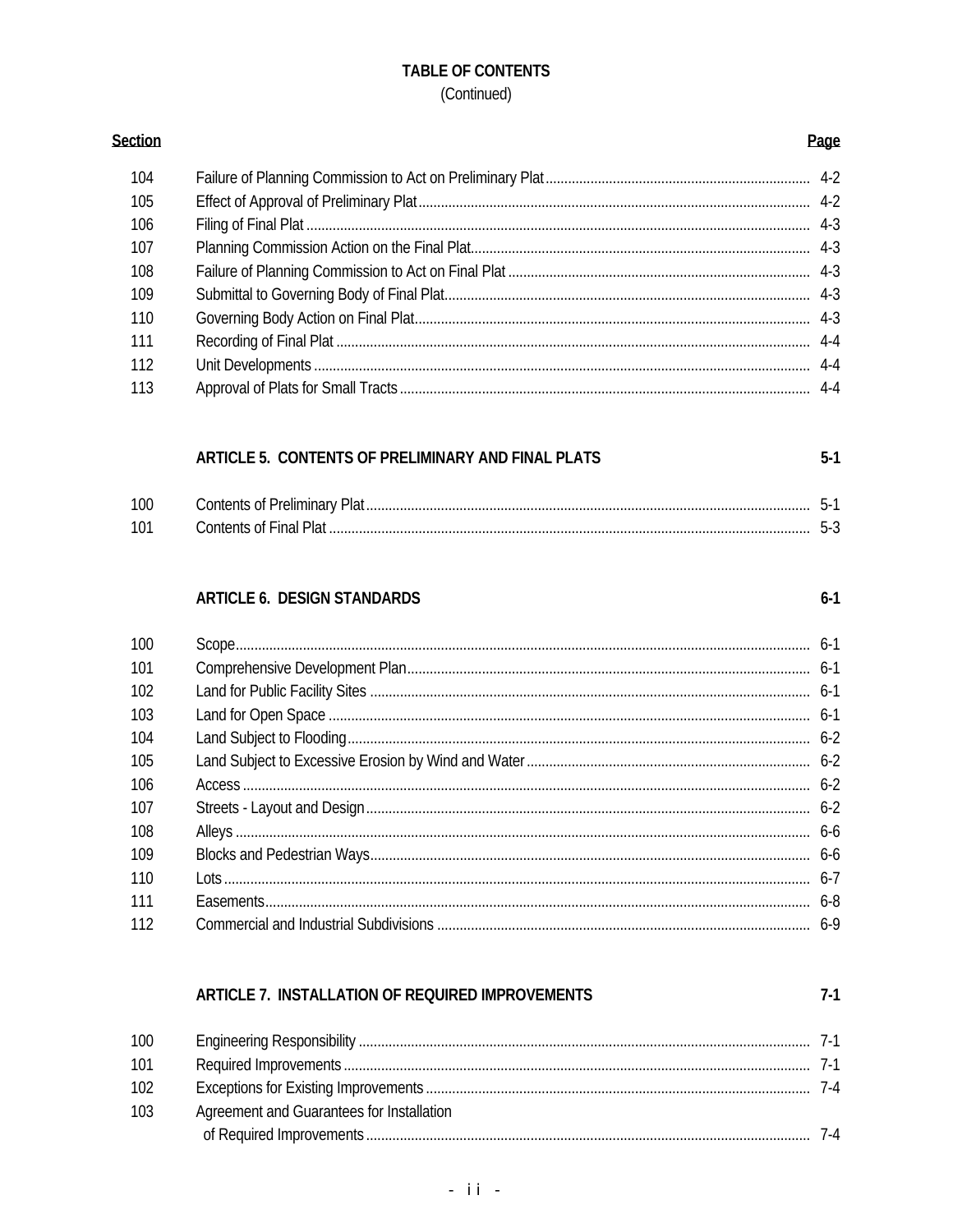**TABLE OF CONTENTS**
(Continued)

| Section | | Page |
|---|---|---|
| 104 | Failure of Planning Commission to Act on Preliminary Plat | 4-2 |
| 105 | Effect of Approval of Preliminary Plat | 4-2 |
| 106 | Filing of Final Plat | 4-3 |
| 107 | Planning Commission Action on the Final Plat | 4-3 |
| 108 | Failure of Planning Commission to Act on Final Plat | 4-3 |
| 109 | Submittal to Governing Body of Final Plat | 4-3 |
| 110 | Governing Body Action on Final Plat | 4-3 |
| 111 | Recording of Final Plat | 4-4 |
| 112 | Unit Developments | 4-4 |
| 113 | Approval of Plats for Small Tracts | 4-4 |
| | **ARTICLE 5. CONTENTS OF PRELIMINARY AND FINAL PLATS** | **5-1** |
| 100 | Contents of Preliminary Plat | 5-1 |
| 101 | Contents of Final Plat | 5-3 |
| | **ARTICLE 6. DESIGN STANDARDS** | **6-1** |
| 100 | Scope | 6-1 |
| 101 | Comprehensive Development Plan | 6-1 |
| 102 | Land for Public Facility Sites | 6-1 |
| 103 | Land for Open Space | 6-1 |
| 104 | Land Subject to Flooding | 6-2 |
| 105 | Land Subject to Excessive Erosion by Wind and Water | 6-2 |
| 106 | Access | 6-2 |
| 107 | Streets - Layout and Design | 6-2 |
| 108 | Alleys | 6-6 |
| 109 | Blocks and Pedestrian Ways | 6-6 |
| 110 | Lots | 6-7 |
| 111 | Easements | 6-8 |
| 112 | Commercial and Industrial Subdivisions | 6-9 |
| | **ARTICLE 7. INSTALLATION OF REQUIRED IMPROVEMENTS** | **7-1** |
| 100 | Engineering Responsibility | 7-1 |
| 101 | Required Improvements | 7-1 |
| 102 | Exceptions for Existing Improvements | 7-4 |
| 103 | Agreement and Guarantees for Installation of Required Improvements | 7-4 |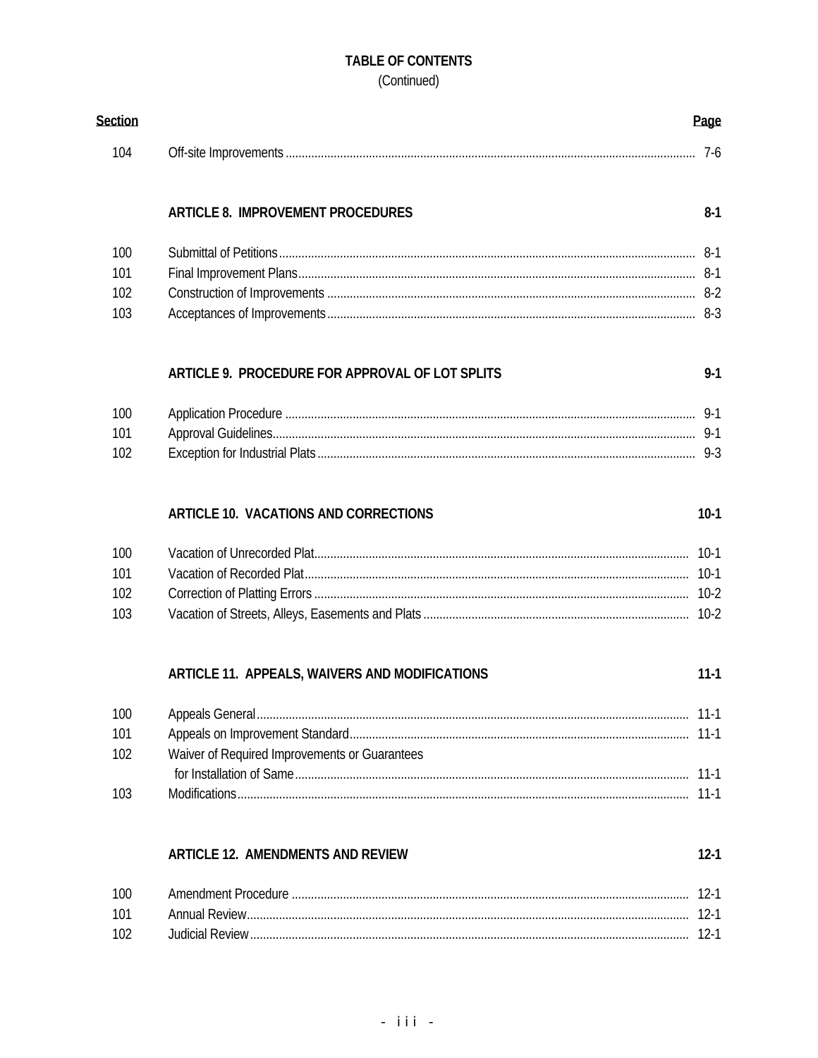# TABLE OF CONTENTS
(Continued)

| Section | | Page |
|---|---|---|
| 104 | Off-site Improvements | 7-6 |
| | **ARTICLE 8. IMPROVEMENT PROCEDURES** | **8-1** |
| 100 | Submittal of Petitions | 8-1 |
| 101 | Final Improvement Plans | 8-1 |
| 102 | Construction of Improvements | 8-2 |
| 103 | Acceptances of Improvements | 8-3 |
| | **ARTICLE 9. PROCEDURE FOR APPROVAL OF LOT SPLITS** | **9-1** |
| 100 | Application Procedure | 9-1 |
| 101 | Approval Guidelines | 9-1 |
| 102 | Exception for Industrial Plats | 9-3 |
| | **ARTICLE 10. VACATIONS AND CORRECTIONS** | **10-1** |
| 100 | Vacation of Unrecorded Plat | 10-1 |
| 101 | Vacation of Recorded Plat | 10-1 |
| 102 | Correction of Platting Errors | 10-2 |
| 103 | Vacation of Streets, Alleys, Easements and Plats | 10-2 |
| | **ARTICLE 11. APPEALS, WAIVERS AND MODIFICATIONS** | **11-1** |
| 100 | Appeals General | 11-1 |
| 101 | Appeals on Improvement Standard | 11-1 |
| 102 | Waiver of Required Improvements or Guarantees for Installation of Same | 11-1 |
| 103 | Modifications | 11-1 |
| | **ARTICLE 12. AMENDMENTS AND REVIEW** | **12-1** |
| 100 | Amendment Procedure | 12-1 |
| 101 | Annual Review | 12-1 |
| 102 | Judicial Review | 12-1 |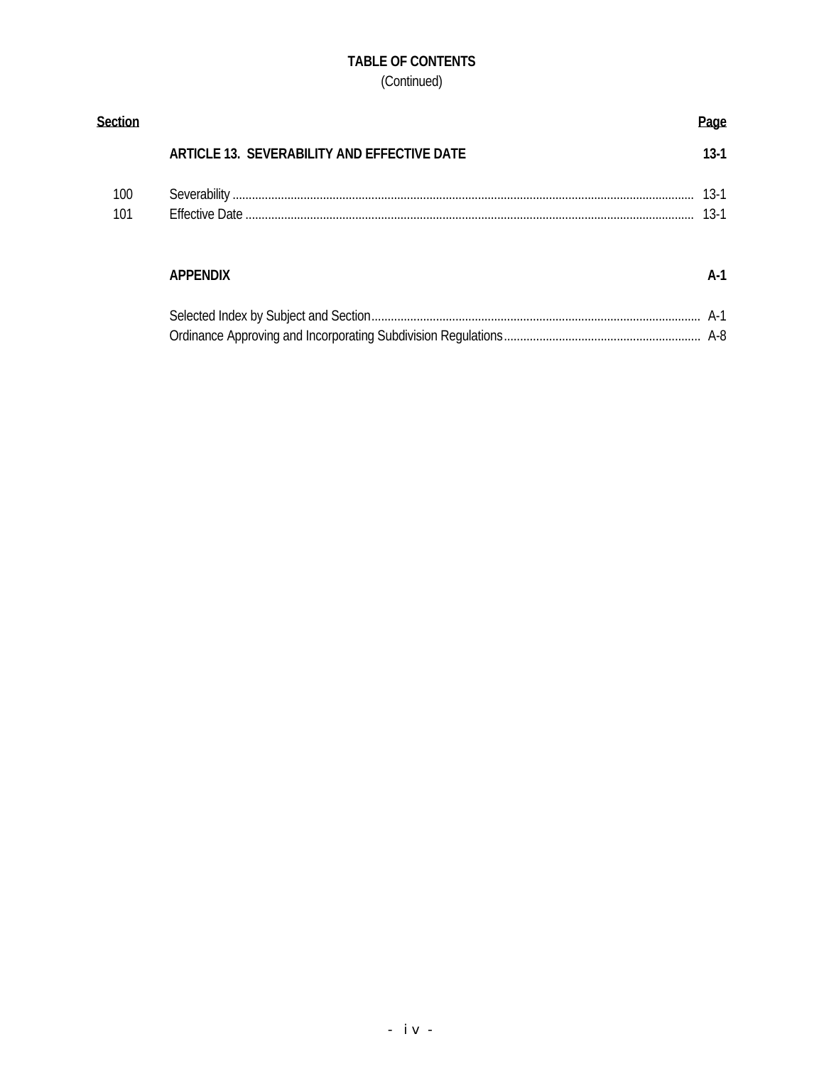## TABLE OF CONTENTS
(Continued)

| Section | | Page |
|---|---|---|
| | **ARTICLE 13. SEVERABILITY AND EFFECTIVE DATE** | **13-1** |
| 100 | Severability | 13-1 |
| 101 | Effective Date | 13-1 |
| | **APPENDIX** | **A-1** |
| | Selected Index by Subject and Section | A-1 |
| | Ordinance Approving and Incorporating Subdivision Regulations | A-8 |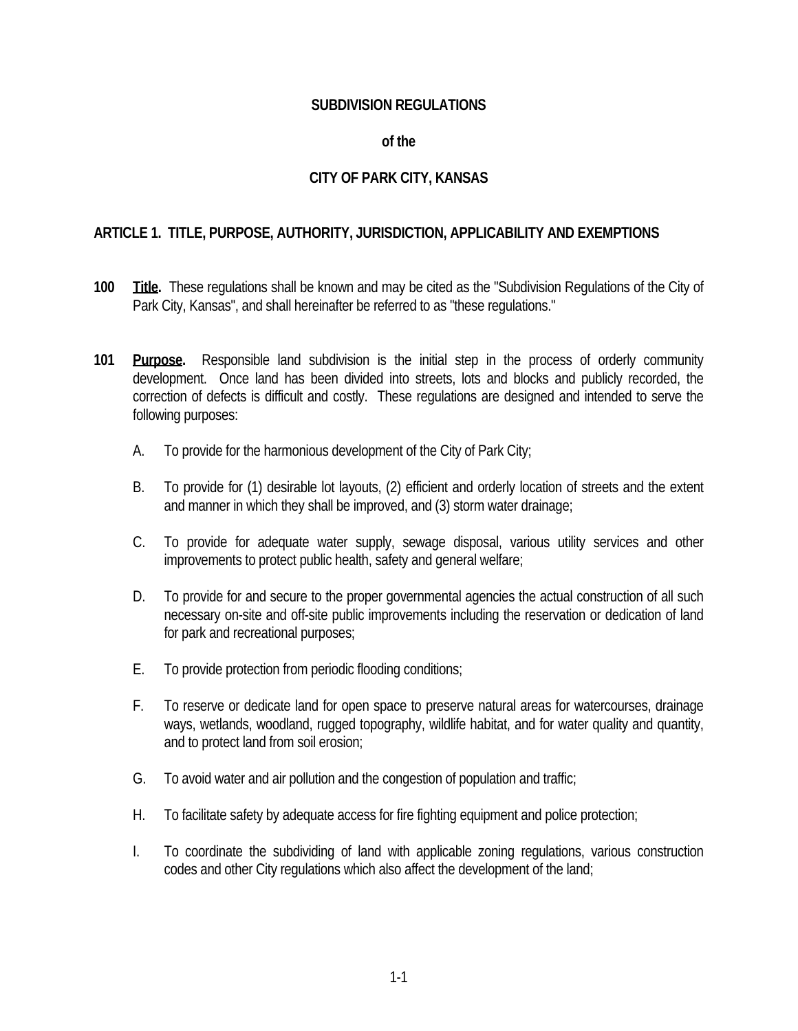# SUBDIVISION REGULATIONS

## of the

## CITY OF PARK CITY, KANSAS

## ARTICLE 1. TITLE, PURPOSE, AUTHORITY, JURISDICTION, APPLICABILITY AND EXEMPTIONS

**100** **Title.** These regulations shall be known and may be cited as the "Subdivision Regulations of the City of Park City, Kansas", and shall hereinafter be referred to as "these regulations."

**101** **Purpose.** Responsible land subdivision is the initial step in the process of orderly community development. Once land has been divided into streets, lots and blocks and publicly recorded, the correction of defects is difficult and costly. These regulations are designed and intended to serve the following purposes:

A. To provide for the harmonious development of the City of Park City;

B. To provide for (1) desirable lot layouts, (2) efficient and orderly location of streets and the extent and manner in which they shall be improved, and (3) storm water drainage;

C. To provide for adequate water supply, sewage disposal, various utility services and other improvements to protect public health, safety and general welfare;

D. To provide for and secure to the proper governmental agencies the actual construction of all such necessary on-site and off-site public improvements including the reservation or dedication of land for park and recreational purposes;

E. To provide protection from periodic flooding conditions;

F. To reserve or dedicate land for open space to preserve natural areas for watercourses, drainage ways, wetlands, woodland, rugged topography, wildlife habitat, and for water quality and quantity, and to protect land from soil erosion;

G. To avoid water and air pollution and the congestion of population and traffic;

H. To facilitate safety by adequate access for fire fighting equipment and police protection;

I. To coordinate the subdividing of land with applicable zoning regulations, various construction codes and other City regulations which also affect the development of the land;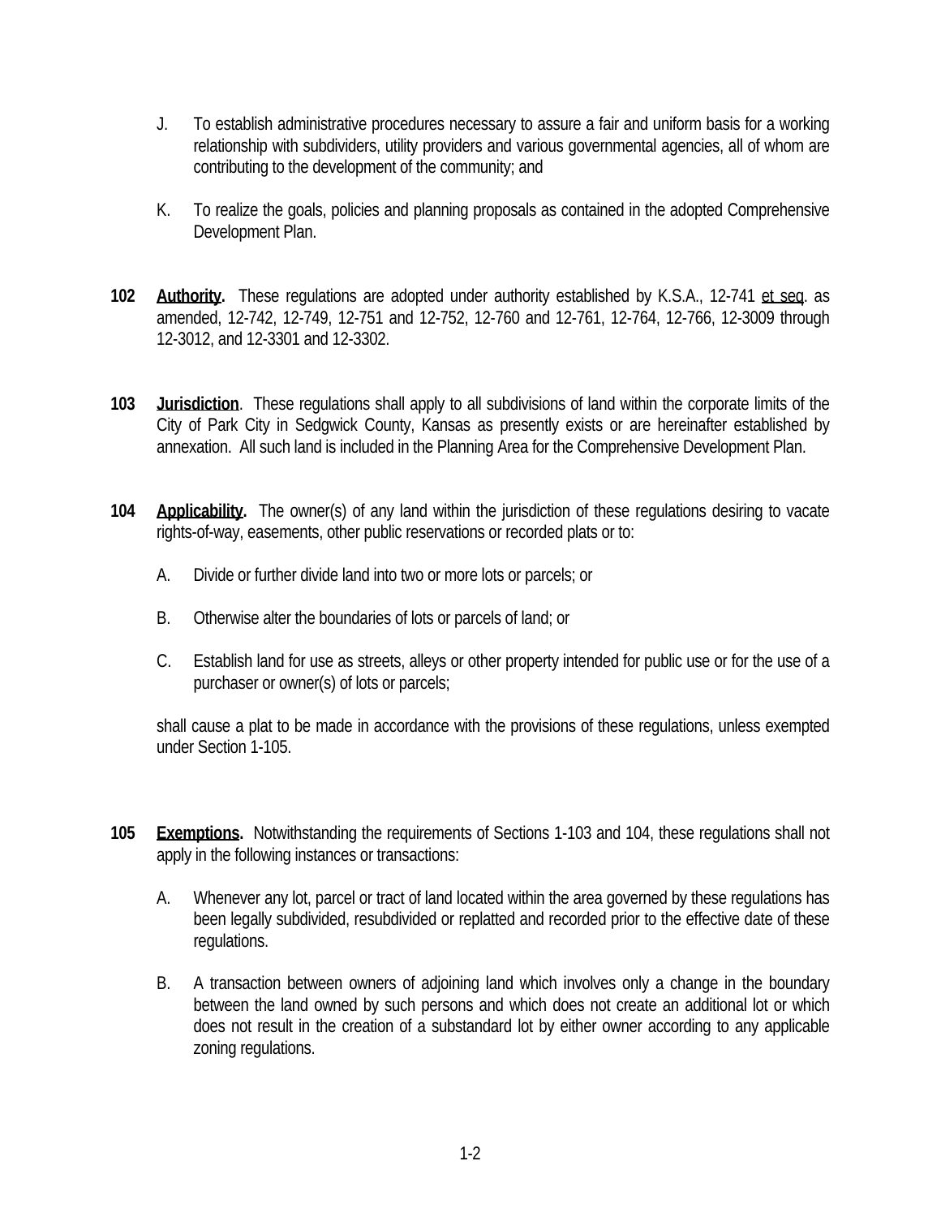J. To establish administrative procedures necessary to assure a fair and uniform basis for a working relationship with subdividers, utility providers and various governmental agencies, all of whom are contributing to the development of the community; and

K. To realize the goals, policies and planning proposals as contained in the adopted Comprehensive Development Plan.

**102 Authority.** These regulations are adopted under authority established by K.S.A., 12-741 et seq. as amended, 12-742, 12-749, 12-751 and 12-752, 12-760 and 12-761, 12-764, 12-766, 12-3009 through 12-3012, and 12-3301 and 12-3302.

**103 Jurisdiction**. These regulations shall apply to all subdivisions of land within the corporate limits of the City of Park City in Sedgwick County, Kansas as presently exists or are hereinafter established by annexation. All such land is included in the Planning Area for the Comprehensive Development Plan.

**104 Applicability.** The owner(s) of any land within the jurisdiction of these regulations desiring to vacate rights-of-way, easements, other public reservations or recorded plats or to:

A. Divide or further divide land into two or more lots or parcels; or

B. Otherwise alter the boundaries of lots or parcels of land; or

C. Establish land for use as streets, alleys or other property intended for public use or for the use of a purchaser or owner(s) of lots or parcels;

shall cause a plat to be made in accordance with the provisions of these regulations, unless exempted under Section 1-105.

**105 Exemptions.** Notwithstanding the requirements of Sections 1-103 and 104, these regulations shall not apply in the following instances or transactions:

A. Whenever any lot, parcel or tract of land located within the area governed by these regulations has been legally subdivided, resubdivided or replatted and recorded prior to the effective date of these regulations.

B. A transaction between owners of adjoining land which involves only a change in the boundary between the land owned by such persons and which does not create an additional lot or which does not result in the creation of a substandard lot by either owner according to any applicable zoning regulations.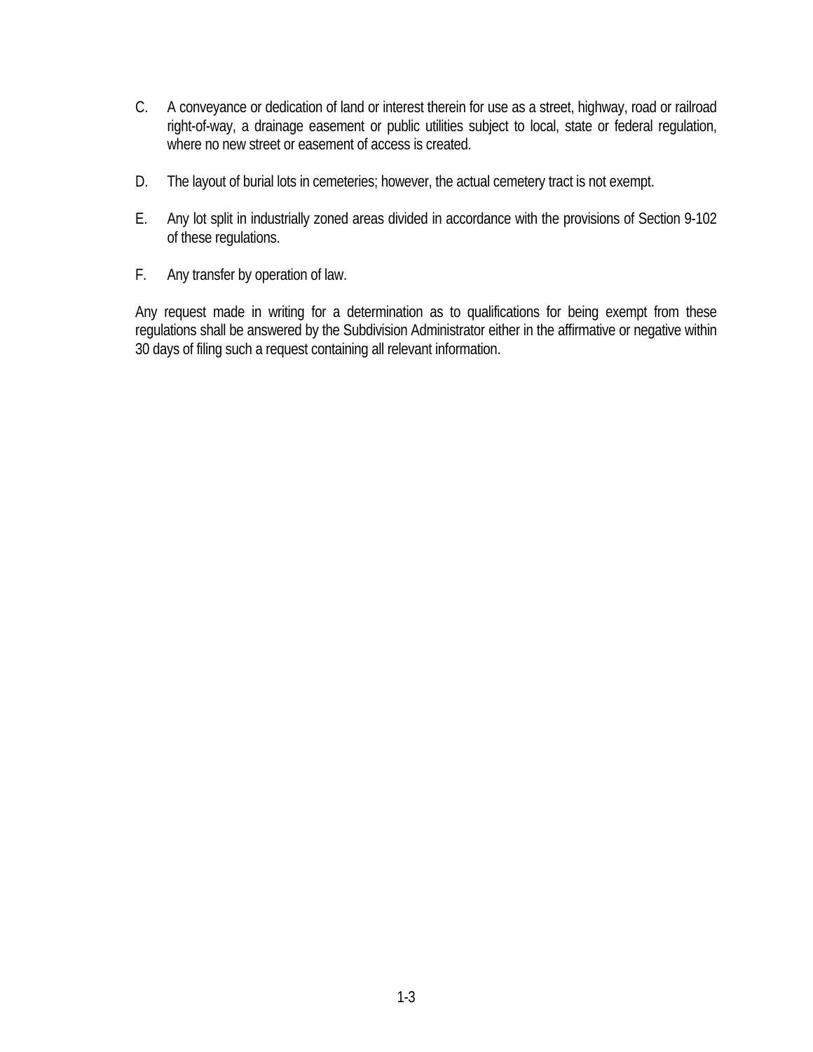C. A conveyance or dedication of land or interest therein for use as a street, highway, road or railroad right-of-way, a drainage easement or public utilities subject to local, state or federal regulation, where no new street or easement of access is created.

D. The layout of burial lots in cemeteries; however, the actual cemetery tract is not exempt.

E. Any lot split in industrially zoned areas divided in accordance with the provisions of Section 9-102 of these regulations.

F. Any transfer by operation of law.

Any request made in writing for a determination as to qualifications for being exempt from these regulations shall be answered by the Subdivision Administrator either in the affirmative or negative within 30 days of filing such a request containing all relevant information.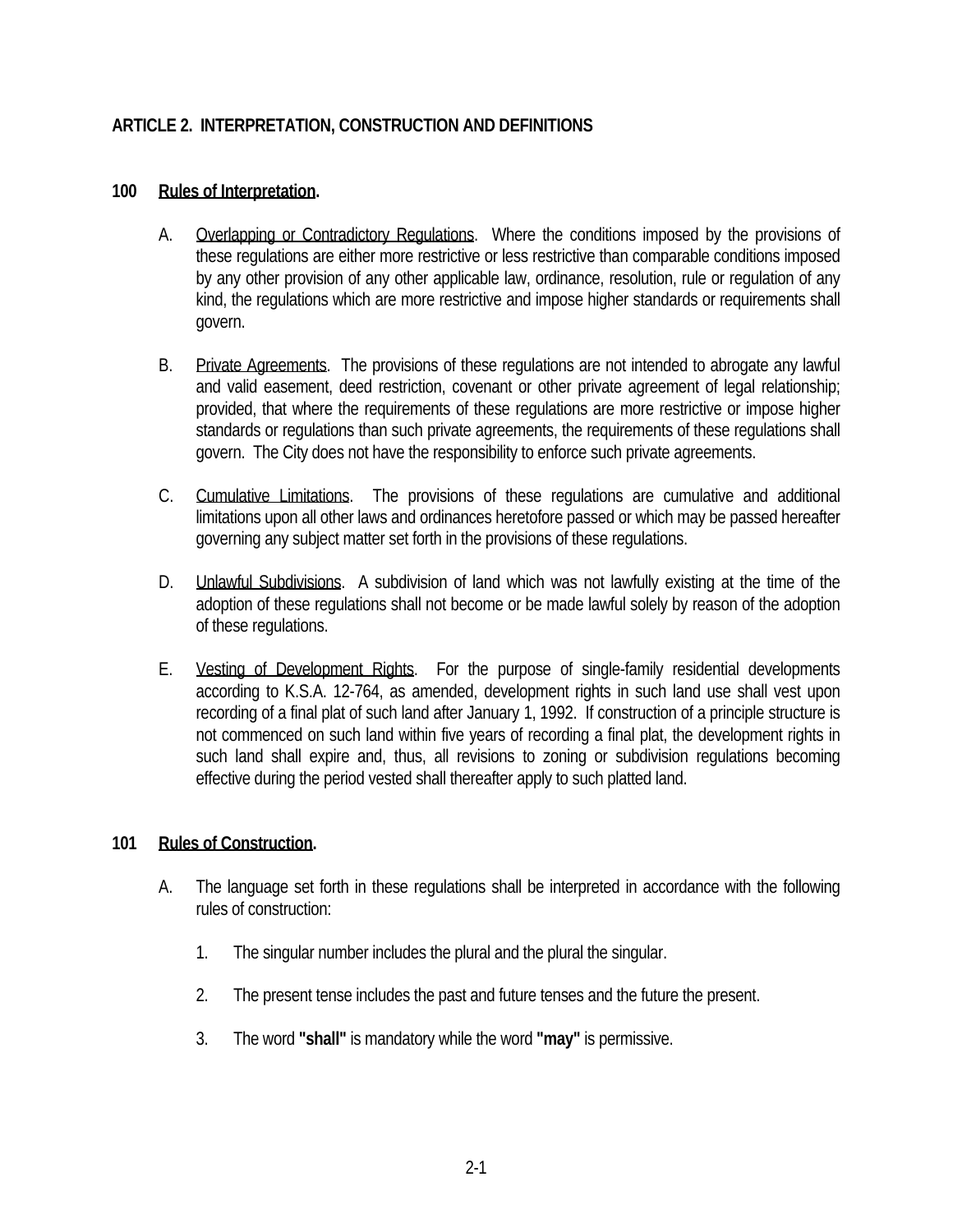# ARTICLE 2. INTERPRETATION, CONSTRUCTION AND DEFINITIONS

## 100 Rules of Interpretation.

A. Overlapping or Contradictory Regulations. Where the conditions imposed by the provisions of these regulations are either more restrictive or less restrictive than comparable conditions imposed by any other provision of any other applicable law, ordinance, resolution, rule or regulation of any kind, the regulations which are more restrictive and impose higher standards or requirements shall govern.

B. Private Agreements. The provisions of these regulations are not intended to abrogate any lawful and valid easement, deed restriction, covenant or other private agreement of legal relationship; provided, that where the requirements of these regulations are more restrictive or impose higher standards or regulations than such private agreements, the requirements of these regulations shall govern. The City does not have the responsibility to enforce such private agreements.

C. Cumulative Limitations. The provisions of these regulations are cumulative and additional limitations upon all other laws and ordinances heretofore passed or which may be passed hereafter governing any subject matter set forth in the provisions of these regulations.

D. Unlawful Subdivisions. A subdivision of land which was not lawfully existing at the time of the adoption of these regulations shall not become or be made lawful solely by reason of the adoption of these regulations.

E. Vesting of Development Rights. For the purpose of single-family residential developments according to K.S.A. 12-764, as amended, development rights in such land use shall vest upon recording of a final plat of such land after January 1, 1992. If construction of a principle structure is not commenced on such land within five years of recording a final plat, the development rights in such land shall expire and, thus, all revisions to zoning or subdivision regulations becoming effective during the period vested shall thereafter apply to such platted land.

## 101 Rules of Construction.

A. The language set forth in these regulations shall be interpreted in accordance with the following rules of construction:

   1. The singular number includes the plural and the plural the singular.

   2. The present tense includes the past and future tenses and the future the present.

   3. The word **"shall"** is mandatory while the word **"may"** is permissive.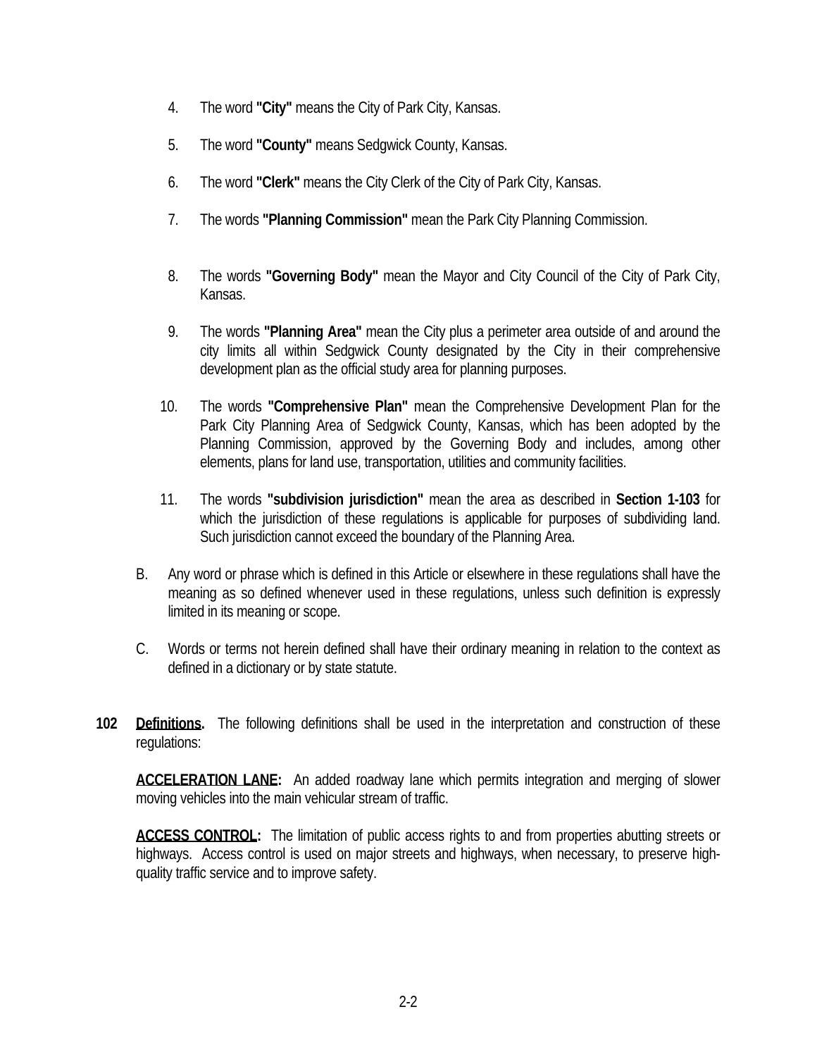4. The word **"City"** means the City of Park City, Kansas.

5. The word **"County"** means Sedgwick County, Kansas.

6. The word **"Clerk"** means the City Clerk of the City of Park City, Kansas.

7. The words **"Planning Commission"** mean the Park City Planning Commission.

8. The words **"Governing Body"** mean the Mayor and City Council of the City of Park City, Kansas.

9. The words **"Planning Area"** mean the City plus a perimeter area outside of and around the city limits all within Sedgwick County designated by the City in their comprehensive development plan as the official study area for planning purposes.

10. The words **"Comprehensive Plan"** mean the Comprehensive Development Plan for the Park City Planning Area of Sedgwick County, Kansas, which has been adopted by the Planning Commission, approved by the Governing Body and includes, among other elements, plans for land use, transportation, utilities and community facilities.

11. The words **"subdivision jurisdiction"** mean the area as described in **Section 1-103** for which the jurisdiction of these regulations is applicable for purposes of subdividing land. Such jurisdiction cannot exceed the boundary of the Planning Area.

B. Any word or phrase which is defined in this Article or elsewhere in these regulations shall have the meaning as so defined whenever used in these regulations, unless such definition is expressly limited in its meaning or scope.

C. Words or terms not herein defined shall have their ordinary meaning in relation to the context as defined in a dictionary or by state statute.

**102** **Definitions.** The following definitions shall be used in the interpretation and construction of these regulations:

**ACCELERATION LANE:** An added roadway lane which permits integration and merging of slower moving vehicles into the main vehicular stream of traffic.

**ACCESS CONTROL:** The limitation of public access rights to and from properties abutting streets or highways. Access control is used on major streets and highways, when necessary, to preserve high-quality traffic service and to improve safety.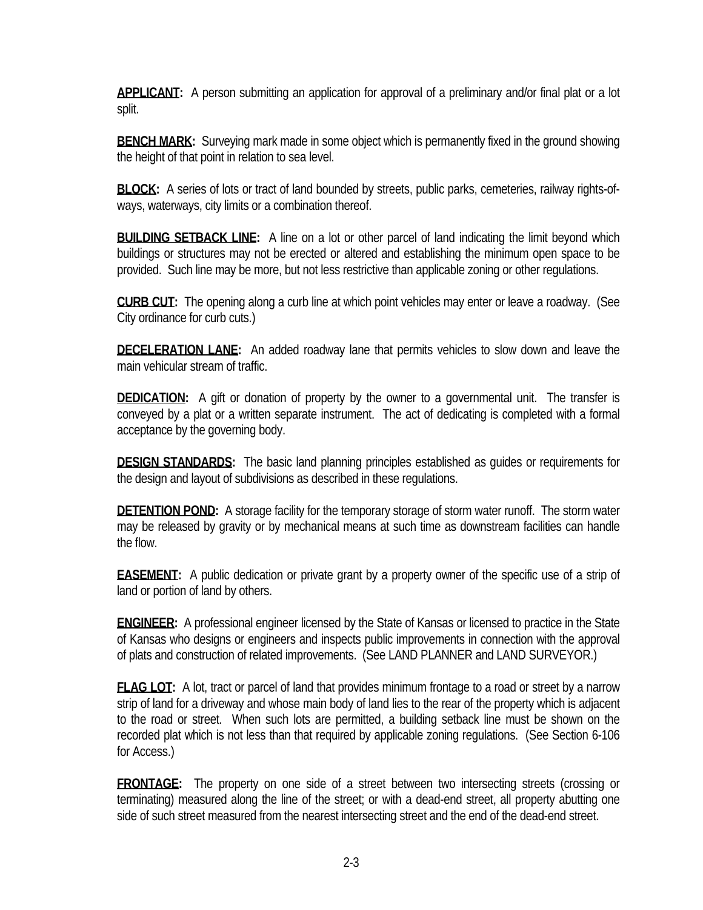**APPLICANT:** A person submitting an application for approval of a preliminary and/or final plat or a lot split.

**BENCH MARK:** Surveying mark made in some object which is permanently fixed in the ground showing the height of that point in relation to sea level.

**BLOCK:** A series of lots or tract of land bounded by streets, public parks, cemeteries, railway rights-of-ways, waterways, city limits or a combination thereof.

**BUILDING SETBACK LINE:** A line on a lot or other parcel of land indicating the limit beyond which buildings or structures may not be erected or altered and establishing the minimum open space to be provided. Such line may be more, but not less restrictive than applicable zoning or other regulations.

**CURB CUT:** The opening along a curb line at which point vehicles may enter or leave a roadway. (See City ordinance for curb cuts.)

**DECELERATION LANE:** An added roadway lane that permits vehicles to slow down and leave the main vehicular stream of traffic.

**DEDICATION:** A gift or donation of property by the owner to a governmental unit. The transfer is conveyed by a plat or a written separate instrument. The act of dedicating is completed with a formal acceptance by the governing body.

**DESIGN STANDARDS:** The basic land planning principles established as guides or requirements for the design and layout of subdivisions as described in these regulations.

**DETENTION POND:** A storage facility for the temporary storage of storm water runoff. The storm water may be released by gravity or by mechanical means at such time as downstream facilities can handle the flow.

**EASEMENT:** A public dedication or private grant by a property owner of the specific use of a strip of land or portion of land by others.

**ENGINEER:** A professional engineer licensed by the State of Kansas or licensed to practice in the State of Kansas who designs or engineers and inspects public improvements in connection with the approval of plats and construction of related improvements. (See LAND PLANNER and LAND SURVEYOR.)

**FLAG LOT:** A lot, tract or parcel of land that provides minimum frontage to a road or street by a narrow strip of land for a driveway and whose main body of land lies to the rear of the property which is adjacent to the road or street. When such lots are permitted, a building setback line must be shown on the recorded plat which is not less than that required by applicable zoning regulations. (See Section 6-106 for Access.)

**FRONTAGE:** The property on one side of a street between two intersecting streets (crossing or terminating) measured along the line of the street; or with a dead-end street, all property abutting one side of such street measured from the nearest intersecting street and the end of the dead-end street.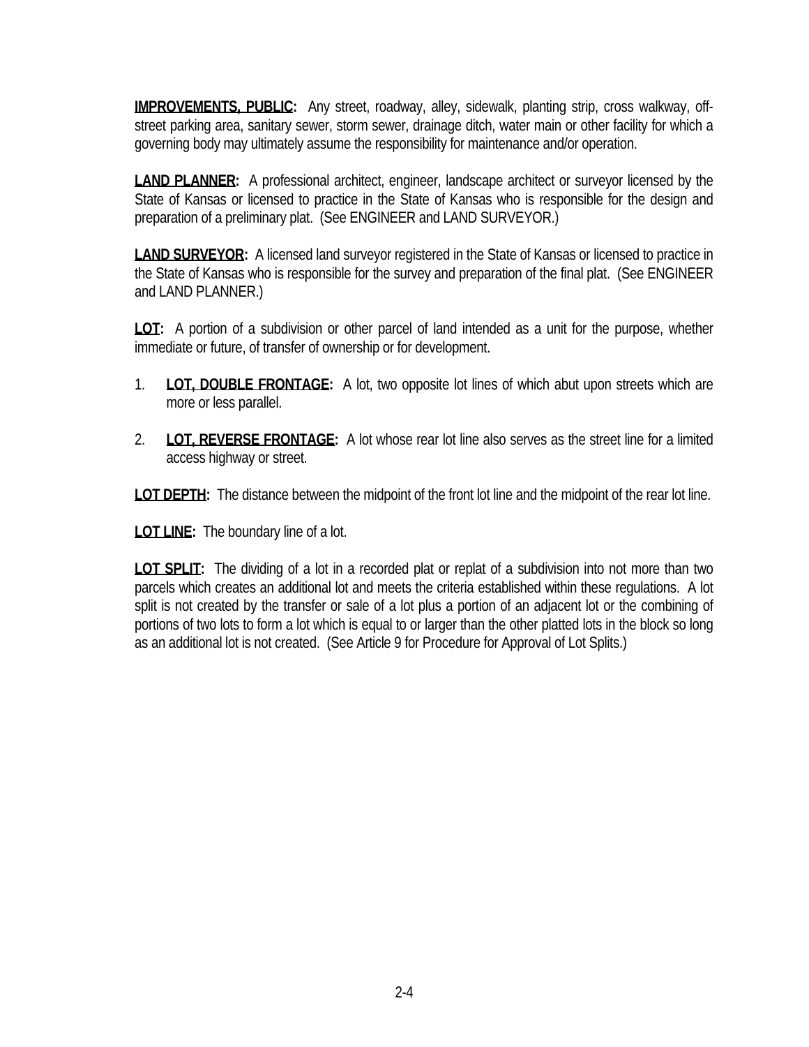**IMPROVEMENTS, PUBLIC:** Any street, roadway, alley, sidewalk, planting strip, cross walkway, off-street parking area, sanitary sewer, storm sewer, drainage ditch, water main or other facility for which a governing body may ultimately assume the responsibility for maintenance and/or operation.

**LAND PLANNER:** A professional architect, engineer, landscape architect or surveyor licensed by the State of Kansas or licensed to practice in the State of Kansas who is responsible for the design and preparation of a preliminary plat. (See ENGINEER and LAND SURVEYOR.)

**LAND SURVEYOR:** A licensed land surveyor registered in the State of Kansas or licensed to practice in the State of Kansas who is responsible for the survey and preparation of the final plat. (See ENGINEER and LAND PLANNER.)

**LOT:** A portion of a subdivision or other parcel of land intended as a unit for the purpose, whether immediate or future, of transfer of ownership or for development.

1. **LOT, DOUBLE FRONTAGE:** A lot, two opposite lot lines of which abut upon streets which are more or less parallel.

2. **LOT, REVERSE FRONTAGE:** A lot whose rear lot line also serves as the street line for a limited access highway or street.

**LOT DEPTH:** The distance between the midpoint of the front lot line and the midpoint of the rear lot line.

**LOT LINE:** The boundary line of a lot.

**LOT SPLIT:** The dividing of a lot in a recorded plat or replat of a subdivision into not more than two parcels which creates an additional lot and meets the criteria established within these regulations. A lot split is not created by the transfer or sale of a lot plus a portion of an adjacent lot or the combining of portions of two lots to form a lot which is equal to or larger than the other platted lots in the block so long as an additional lot is not created. (See Article 9 for Procedure for Approval of Lot Splits.)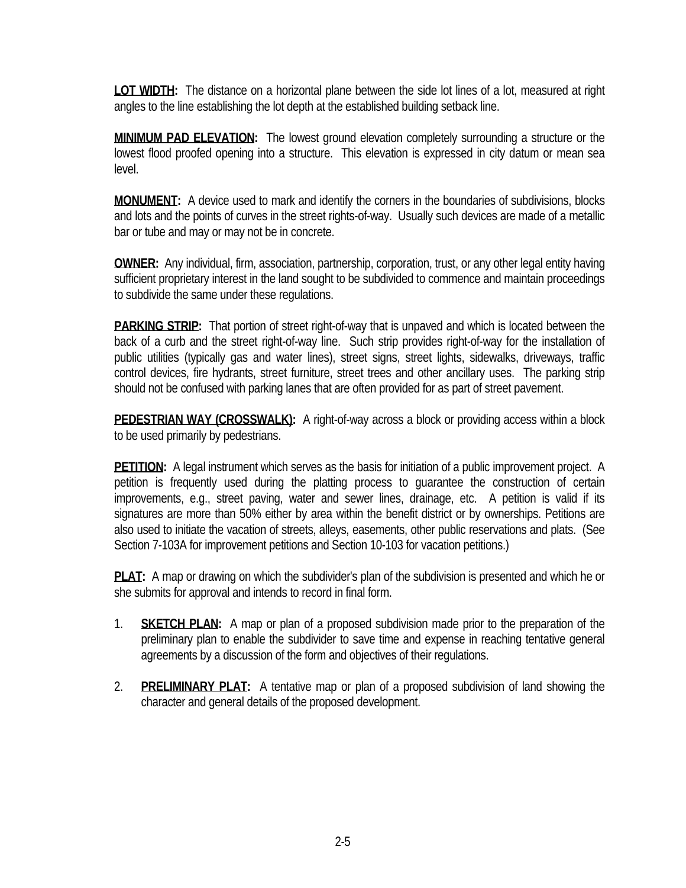**LOT WIDTH:** The distance on a horizontal plane between the side lot lines of a lot, measured at right angles to the line establishing the lot depth at the established building setback line.

**MINIMUM PAD ELEVATION:** The lowest ground elevation completely surrounding a structure or the lowest flood proofed opening into a structure. This elevation is expressed in city datum or mean sea level.

**MONUMENT:** A device used to mark and identify the corners in the boundaries of subdivisions, blocks and lots and the points of curves in the street rights-of-way. Usually such devices are made of a metallic bar or tube and may or may not be in concrete.

**OWNER:** Any individual, firm, association, partnership, corporation, trust, or any other legal entity having sufficient proprietary interest in the land sought to be subdivided to commence and maintain proceedings to subdivide the same under these regulations.

**PARKING STRIP:** That portion of street right-of-way that is unpaved and which is located between the back of a curb and the street right-of-way line. Such strip provides right-of-way for the installation of public utilities (typically gas and water lines), street signs, street lights, sidewalks, driveways, traffic control devices, fire hydrants, street furniture, street trees and other ancillary uses. The parking strip should not be confused with parking lanes that are often provided for as part of street pavement.

**PEDESTRIAN WAY (CROSSWALK):** A right-of-way across a block or providing access within a block to be used primarily by pedestrians.

**PETITION:** A legal instrument which serves as the basis for initiation of a public improvement project. A petition is frequently used during the platting process to guarantee the construction of certain improvements, e.g., street paving, water and sewer lines, drainage, etc. A petition is valid if its signatures are more than 50% either by area within the benefit district or by ownerships. Petitions are also used to initiate the vacation of streets, alleys, easements, other public reservations and plats. (See Section 7-103A for improvement petitions and Section 10-103 for vacation petitions.)

**PLAT:** A map or drawing on which the subdivider's plan of the subdivision is presented and which he or she submits for approval and intends to record in final form.

1. **SKETCH PLAN:** A map or plan of a proposed subdivision made prior to the preparation of the preliminary plan to enable the subdivider to save time and expense in reaching tentative general agreements by a discussion of the form and objectives of their regulations.

2. **PRELIMINARY PLAT:** A tentative map or plan of a proposed subdivision of land showing the character and general details of the proposed development.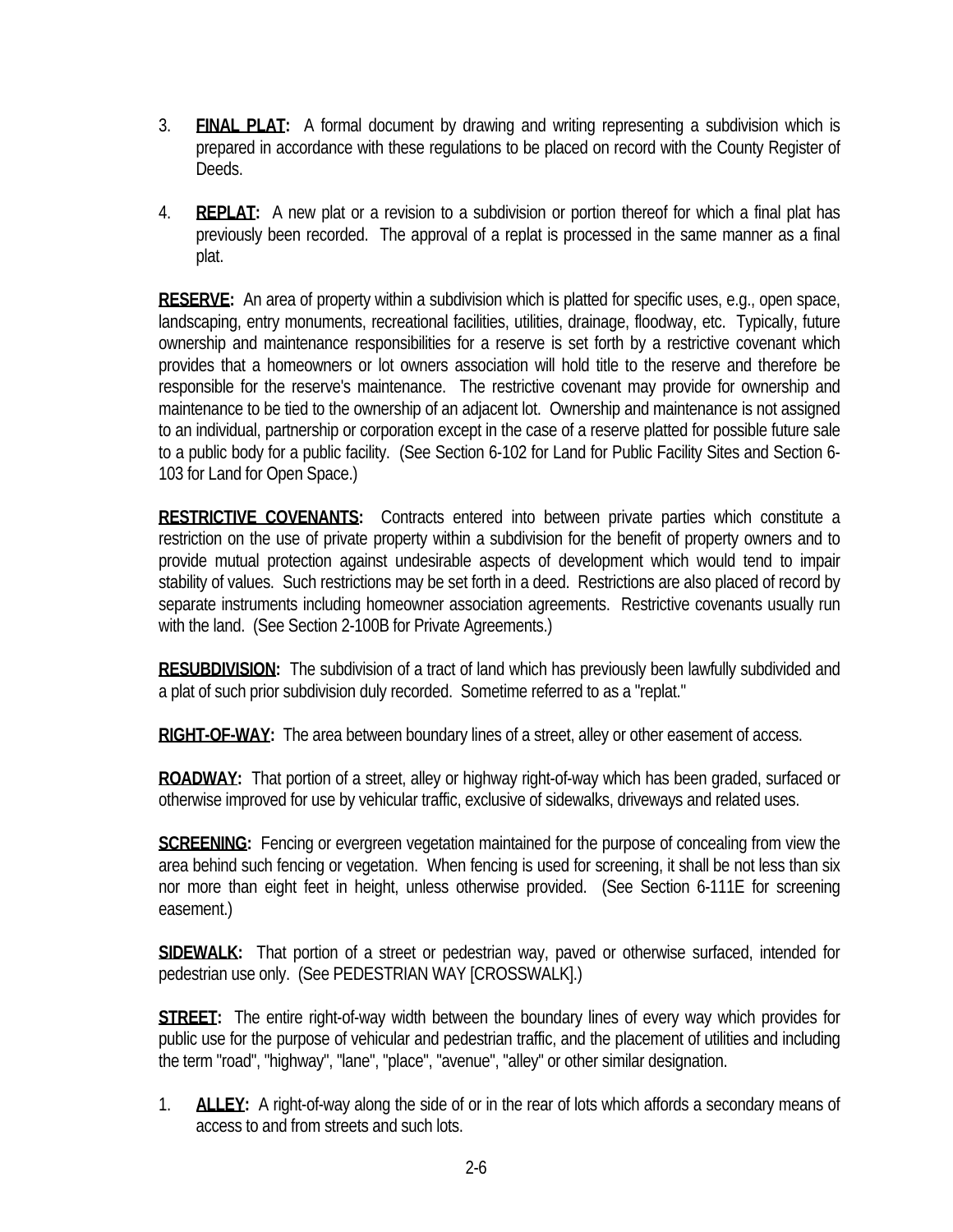3. **FINAL PLAT:** A formal document by drawing and writing representing a subdivision which is prepared in accordance with these regulations to be placed on record with the County Register of Deeds.

4. **REPLAT:** A new plat or a revision to a subdivision or portion thereof for which a final plat has previously been recorded. The approval of a replat is processed in the same manner as a final plat.

**RESERVE:** An area of property within a subdivision which is platted for specific uses, e.g., open space, landscaping, entry monuments, recreational facilities, utilities, drainage, floodway, etc. Typically, future ownership and maintenance responsibilities for a reserve is set forth by a restrictive covenant which provides that a homeowners or lot owners association will hold title to the reserve and therefore be responsible for the reserve's maintenance. The restrictive covenant may provide for ownership and maintenance to be tied to the ownership of an adjacent lot. Ownership and maintenance is not assigned to an individual, partnership or corporation except in the case of a reserve platted for possible future sale to a public body for a public facility. (See Section 6-102 for Land for Public Facility Sites and Section 6-103 for Land for Open Space.)

**RESTRICTIVE COVENANTS:** Contracts entered into between private parties which constitute a restriction on the use of private property within a subdivision for the benefit of property owners and to provide mutual protection against undesirable aspects of development which would tend to impair stability of values. Such restrictions may be set forth in a deed. Restrictions are also placed of record by separate instruments including homeowner association agreements. Restrictive covenants usually run with the land. (See Section 2-100B for Private Agreements.)

**RESUBDIVISION:** The subdivision of a tract of land which has previously been lawfully subdivided and a plat of such prior subdivision duly recorded. Sometime referred to as a "replat."

**RIGHT-OF-WAY:** The area between boundary lines of a street, alley or other easement of access.

**ROADWAY:** That portion of a street, alley or highway right-of-way which has been graded, surfaced or otherwise improved for use by vehicular traffic, exclusive of sidewalks, driveways and related uses.

**SCREENING:** Fencing or evergreen vegetation maintained for the purpose of concealing from view the area behind such fencing or vegetation. When fencing is used for screening, it shall be not less than six nor more than eight feet in height, unless otherwise provided. (See Section 6-111E for screening easement.)

**SIDEWALK:** That portion of a street or pedestrian way, paved or otherwise surfaced, intended for pedestrian use only. (See PEDESTRIAN WAY [CROSSWALK].)

**STREET:** The entire right-of-way width between the boundary lines of every way which provides for public use for the purpose of vehicular and pedestrian traffic, and the placement of utilities and including the term "road", "highway", "lane", "place", "avenue", "alley" or other similar designation.

1. **ALLEY:** A right-of-way along the side of or in the rear of lots which affords a secondary means of access to and from streets and such lots.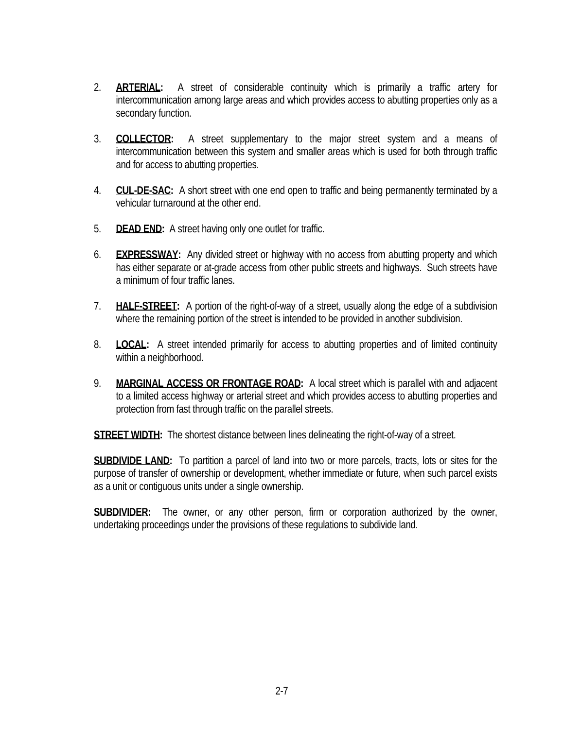2. **ARTERIAL:** A street of considerable continuity which is primarily a traffic artery for intercommunication among large areas and which provides access to abutting properties only as a secondary function.

3. **COLLECTOR:** A street supplementary to the major street system and a means of intercommunication between this system and smaller areas which is used for both through traffic and for access to abutting properties.

4. **CUL-DE-SAC:** A short street with one end open to traffic and being permanently terminated by a vehicular turnaround at the other end.

5. **DEAD END:** A street having only one outlet for traffic.

6. **EXPRESSWAY:** Any divided street or highway with no access from abutting property and which has either separate or at-grade access from other public streets and highways. Such streets have a minimum of four traffic lanes.

7. **HALF-STREET:** A portion of the right-of-way of a street, usually along the edge of a subdivision where the remaining portion of the street is intended to be provided in another subdivision.

8. **LOCAL:** A street intended primarily for access to abutting properties and of limited continuity within a neighborhood.

9. **MARGINAL ACCESS OR FRONTAGE ROAD:** A local street which is parallel with and adjacent to a limited access highway or arterial street and which provides access to abutting properties and protection from fast through traffic on the parallel streets.

**STREET WIDTH:** The shortest distance between lines delineating the right-of-way of a street.

**SUBDIVIDE LAND:** To partition a parcel of land into two or more parcels, tracts, lots or sites for the purpose of transfer of ownership or development, whether immediate or future, when such parcel exists as a unit or contiguous units under a single ownership.

**SUBDIVIDER:** The owner, or any other person, firm or corporation authorized by the owner, undertaking proceedings under the provisions of these regulations to subdivide land.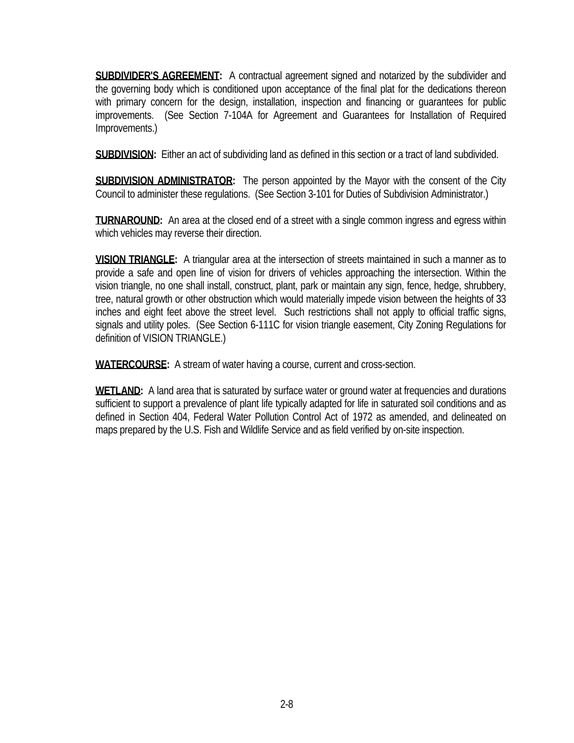**SUBDIVIDER'S AGREEMENT:** A contractual agreement signed and notarized by the subdivider and the governing body which is conditioned upon acceptance of the final plat for the dedications thereon with primary concern for the design, installation, inspection and financing or guarantees for public improvements. (See Section 7-104A for Agreement and Guarantees for Installation of Required Improvements.)

**SUBDIVISION:** Either an act of subdividing land as defined in this section or a tract of land subdivided.

**SUBDIVISION ADMINISTRATOR:** The person appointed by the Mayor with the consent of the City Council to administer these regulations. (See Section 3-101 for Duties of Subdivision Administrator.)

**TURNAROUND:** An area at the closed end of a street with a single common ingress and egress within which vehicles may reverse their direction.

**VISION TRIANGLE:** A triangular area at the intersection of streets maintained in such a manner as to provide a safe and open line of vision for drivers of vehicles approaching the intersection. Within the vision triangle, no one shall install, construct, plant, park or maintain any sign, fence, hedge, shrubbery, tree, natural growth or other obstruction which would materially impede vision between the heights of 33 inches and eight feet above the street level. Such restrictions shall not apply to official traffic signs, signals and utility poles. (See Section 6-111C for vision triangle easement, City Zoning Regulations for definition of VISION TRIANGLE.)

**WATERCOURSE:** A stream of water having a course, current and cross-section.

**WETLAND:** A land area that is saturated by surface water or ground water at frequencies and durations sufficient to support a prevalence of plant life typically adapted for life in saturated soil conditions and as defined in Section 404, Federal Water Pollution Control Act of 1972 as amended, and delineated on maps prepared by the U.S. Fish and Wildlife Service and as field verified by on-site inspection.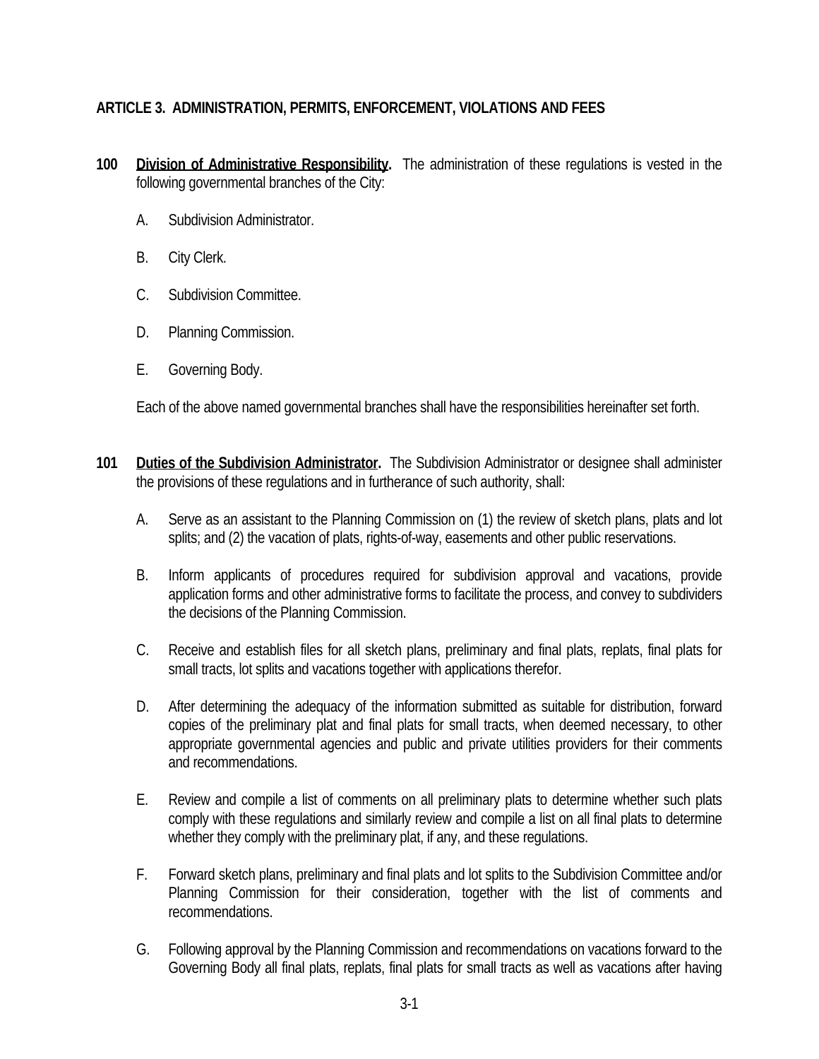## ARTICLE 3. ADMINISTRATION, PERMITS, ENFORCEMENT, VIOLATIONS AND FEES

**100 Division of Administrative Responsibility.** The administration of these regulations is vested in the following governmental branches of the City:

A. Subdivision Administrator.

B. City Clerk.

C. Subdivision Committee.

D. Planning Commission.

E. Governing Body.

Each of the above named governmental branches shall have the responsibilities hereinafter set forth.

**101 Duties of the Subdivision Administrator.** The Subdivision Administrator or designee shall administer the provisions of these regulations and in furtherance of such authority, shall:

A. Serve as an assistant to the Planning Commission on (1) the review of sketch plans, plats and lot splits; and (2) the vacation of plats, rights-of-way, easements and other public reservations.

B. Inform applicants of procedures required for subdivision approval and vacations, provide application forms and other administrative forms to facilitate the process, and convey to subdividers the decisions of the Planning Commission.

C. Receive and establish files for all sketch plans, preliminary and final plats, replats, final plats for small tracts, lot splits and vacations together with applications therefor.

D. After determining the adequacy of the information submitted as suitable for distribution, forward copies of the preliminary plat and final plats for small tracts, when deemed necessary, to other appropriate governmental agencies and public and private utilities providers for their comments and recommendations.

E. Review and compile a list of comments on all preliminary plats to determine whether such plats comply with these regulations and similarly review and compile a list on all final plats to determine whether they comply with the preliminary plat, if any, and these regulations.

F. Forward sketch plans, preliminary and final plats and lot splits to the Subdivision Committee and/or Planning Commission for their consideration, together with the list of comments and recommendations.

G. Following approval by the Planning Commission and recommendations on vacations forward to the Governing Body all final plats, replats, final plats for small tracts as well as vacations after having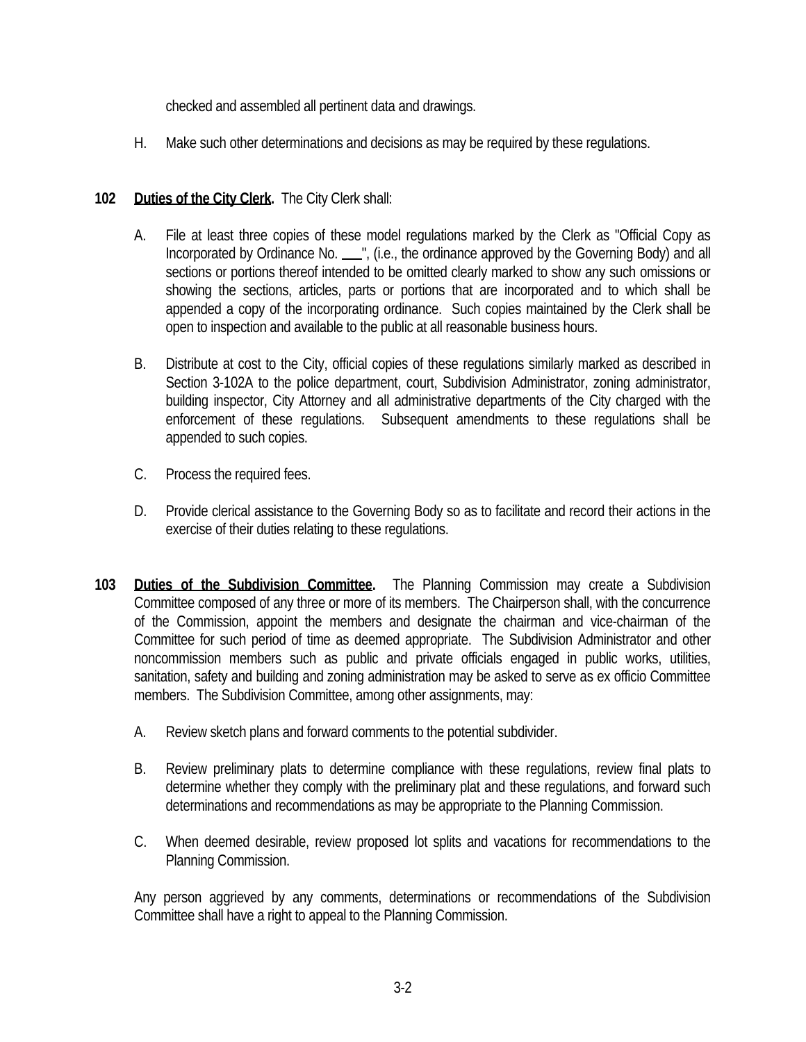checked and assembled all pertinent data and drawings.

H. Make such other determinations and decisions as may be required by these regulations.

**102 Duties of the City Clerk.** The City Clerk shall:

A. File at least three copies of these model regulations marked by the Clerk as "Official Copy as Incorporated by Ordinance No. ___", (i.e., the ordinance approved by the Governing Body) and all sections or portions thereof intended to be omitted clearly marked to show any such omissions or showing the sections, articles, parts or portions that are incorporated and to which shall be appended a copy of the incorporating ordinance. Such copies maintained by the Clerk shall be open to inspection and available to the public at all reasonable business hours.

B. Distribute at cost to the City, official copies of these regulations similarly marked as described in Section 3-102A to the police department, court, Subdivision Administrator, zoning administrator, building inspector, City Attorney and all administrative departments of the City charged with the enforcement of these regulations. Subsequent amendments to these regulations shall be appended to such copies.

C. Process the required fees.

D. Provide clerical assistance to the Governing Body so as to facilitate and record their actions in the exercise of their duties relating to these regulations.

**103 Duties of the Subdivision Committee.** The Planning Commission may create a Subdivision Committee composed of any three or more of its members. The Chairperson shall, with the concurrence of the Commission, appoint the members and designate the chairman and vice-chairman of the Committee for such period of time as deemed appropriate. The Subdivision Administrator and other noncommission members such as public and private officials engaged in public works, utilities, sanitation, safety and building and zoning administration may be asked to serve as ex officio Committee members. The Subdivision Committee, among other assignments, may:

A. Review sketch plans and forward comments to the potential subdivider.

B. Review preliminary plats to determine compliance with these regulations, review final plats to determine whether they comply with the preliminary plat and these regulations, and forward such determinations and recommendations as may be appropriate to the Planning Commission.

C. When deemed desirable, review proposed lot splits and vacations for recommendations to the Planning Commission.

Any person aggrieved by any comments, determinations or recommendations of the Subdivision Committee shall have a right to appeal to the Planning Commission.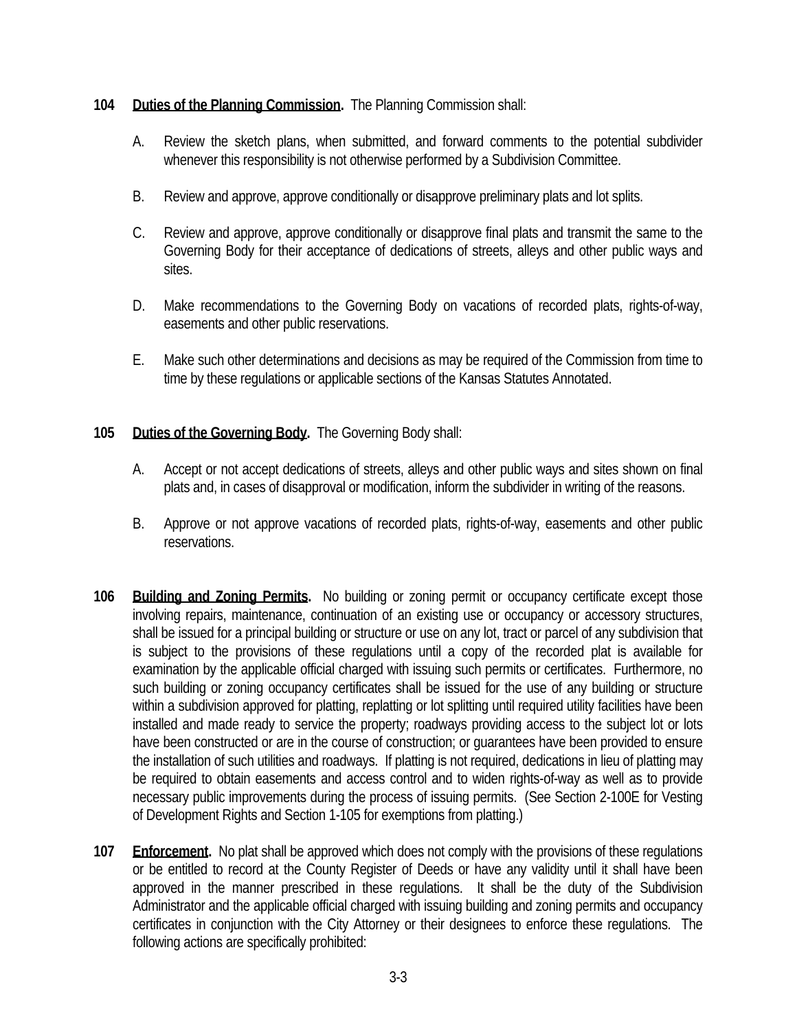**104 Duties of the Planning Commission.** The Planning Commission shall:

A. Review the sketch plans, when submitted, and forward comments to the potential subdivider whenever this responsibility is not otherwise performed by a Subdivision Committee.

B. Review and approve, approve conditionally or disapprove preliminary plats and lot splits.

C. Review and approve, approve conditionally or disapprove final plats and transmit the same to the Governing Body for their acceptance of dedications of streets, alleys and other public ways and sites.

D. Make recommendations to the Governing Body on vacations of recorded plats, rights-of-way, easements and other public reservations.

E. Make such other determinations and decisions as may be required of the Commission from time to time by these regulations or applicable sections of the Kansas Statutes Annotated.

**105 Duties of the Governing Body.** The Governing Body shall:

A. Accept or not accept dedications of streets, alleys and other public ways and sites shown on final plats and, in cases of disapproval or modification, inform the subdivider in writing of the reasons.

B. Approve or not approve vacations of recorded plats, rights-of-way, easements and other public reservations.

**106 Building and Zoning Permits.** No building or zoning permit or occupancy certificate except those involving repairs, maintenance, continuation of an existing use or occupancy or accessory structures, shall be issued for a principal building or structure or use on any lot, tract or parcel of any subdivision that is subject to the provisions of these regulations until a copy of the recorded plat is available for examination by the applicable official charged with issuing such permits or certificates. Furthermore, no such building or zoning occupancy certificates shall be issued for the use of any building or structure within a subdivision approved for platting, replatting or lot splitting until required utility facilities have been installed and made ready to service the property; roadways providing access to the subject lot or lots have been constructed or are in the course of construction; or guarantees have been provided to ensure the installation of such utilities and roadways. If platting is not required, dedications in lieu of platting may be required to obtain easements and access control and to widen rights-of-way as well as to provide necessary public improvements during the process of issuing permits. (See Section 2-100E for Vesting of Development Rights and Section 1-105 for exemptions from platting.)

**107 Enforcement.** No plat shall be approved which does not comply with the provisions of these regulations or be entitled to record at the County Register of Deeds or have any validity until it shall have been approved in the manner prescribed in these regulations. It shall be the duty of the Subdivision Administrator and the applicable official charged with issuing building and zoning permits and occupancy certificates in conjunction with the City Attorney or their designees to enforce these regulations. The following actions are specifically prohibited: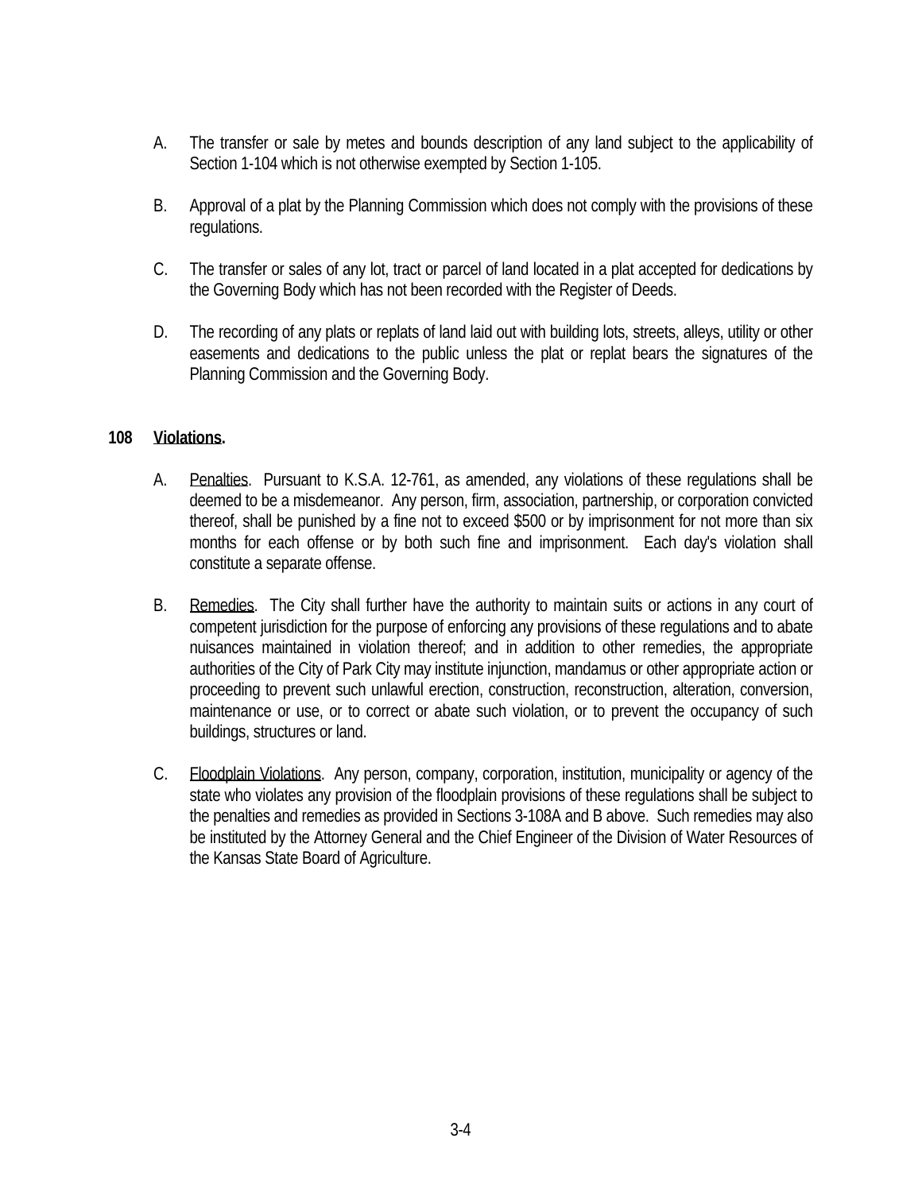A. The transfer or sale by metes and bounds description of any land subject to the applicability of Section 1-104 which is not otherwise exempted by Section 1-105.

B. Approval of a plat by the Planning Commission which does not comply with the provisions of these regulations.

C. The transfer or sales of any lot, tract or parcel of land located in a plat accepted for dedications by the Governing Body which has not been recorded with the Register of Deeds.

D. The recording of any plats or replats of land laid out with building lots, streets, alleys, utility or other easements and dedications to the public unless the plat or replat bears the signatures of the Planning Commission and the Governing Body.

**108 Violations.**

A. Penalties. Pursuant to K.S.A. 12-761, as amended, any violations of these regulations shall be deemed to be a misdemeanor. Any person, firm, association, partnership, or corporation convicted thereof, shall be punished by a fine not to exceed $500 or by imprisonment for not more than six months for each offense or by both such fine and imprisonment. Each day's violation shall constitute a separate offense.

B. Remedies. The City shall further have the authority to maintain suits or actions in any court of competent jurisdiction for the purpose of enforcing any provisions of these regulations and to abate nuisances maintained in violation thereof; and in addition to other remedies, the appropriate authorities of the City of Park City may institute injunction, mandamus or other appropriate action or proceeding to prevent such unlawful erection, construction, reconstruction, alteration, conversion, maintenance or use, or to correct or abate such violation, or to prevent the occupancy of such buildings, structures or land.

C. Floodplain Violations. Any person, company, corporation, institution, municipality or agency of the state who violates any provision of the floodplain provisions of these regulations shall be subject to the penalties and remedies as provided in Sections 3-108A and B above. Such remedies may also be instituted by the Attorney General and the Chief Engineer of the Division of Water Resources of the Kansas State Board of Agriculture.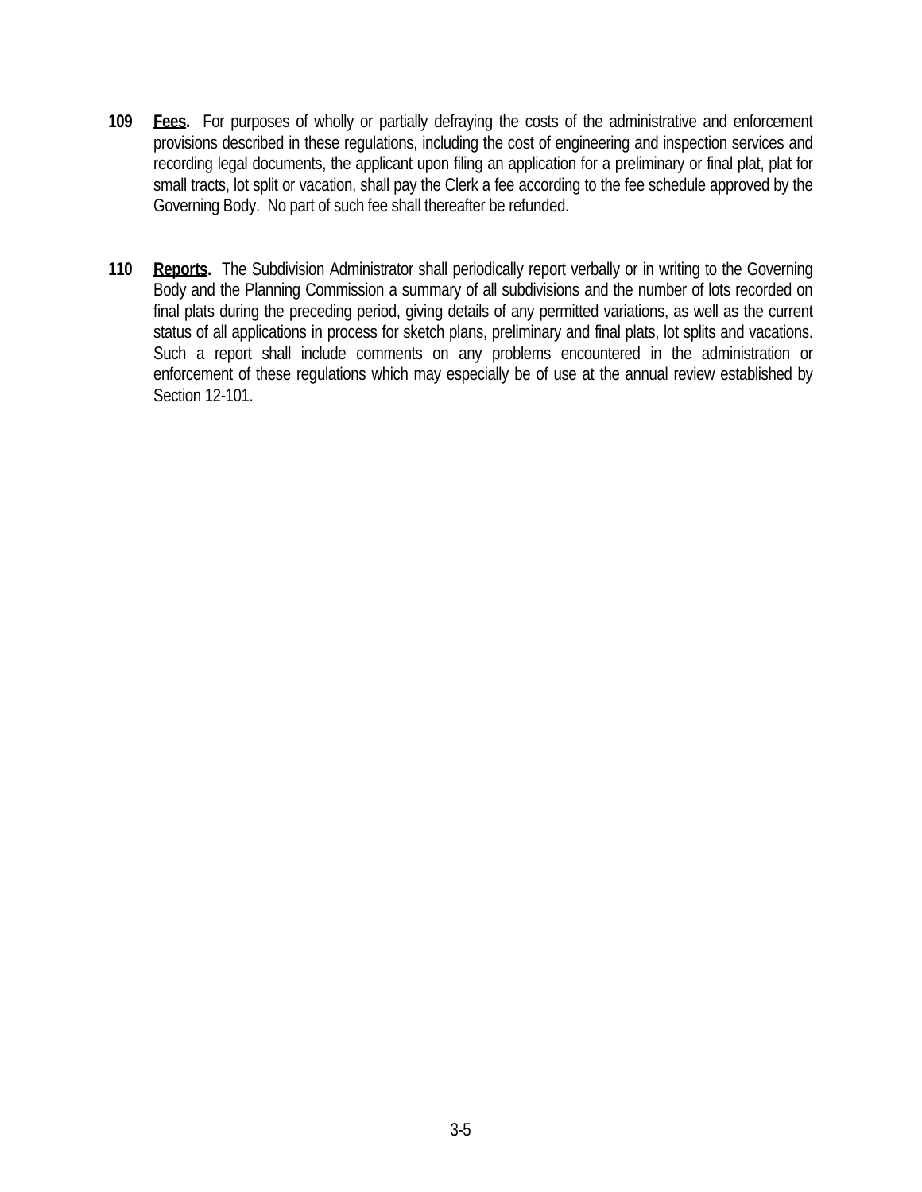**109** **<u>Fees</u>.** For purposes of wholly or partially defraying the costs of the administrative and enforcement provisions described in these regulations, including the cost of engineering and inspection services and recording legal documents, the applicant upon filing an application for a preliminary or final plat, plat for small tracts, lot split or vacation, shall pay the Clerk a fee according to the fee schedule approved by the Governing Body. No part of such fee shall thereafter be refunded.

**110** **<u>Reports</u>.** The Subdivision Administrator shall periodically report verbally or in writing to the Governing Body and the Planning Commission a summary of all subdivisions and the number of lots recorded on final plats during the preceding period, giving details of any permitted variations, as well as the current status of all applications in process for sketch plans, preliminary and final plats, lot splits and vacations. Such a report shall include comments on any problems encountered in the administration or enforcement of these regulations which may especially be of use at the annual review established by Section 12-101.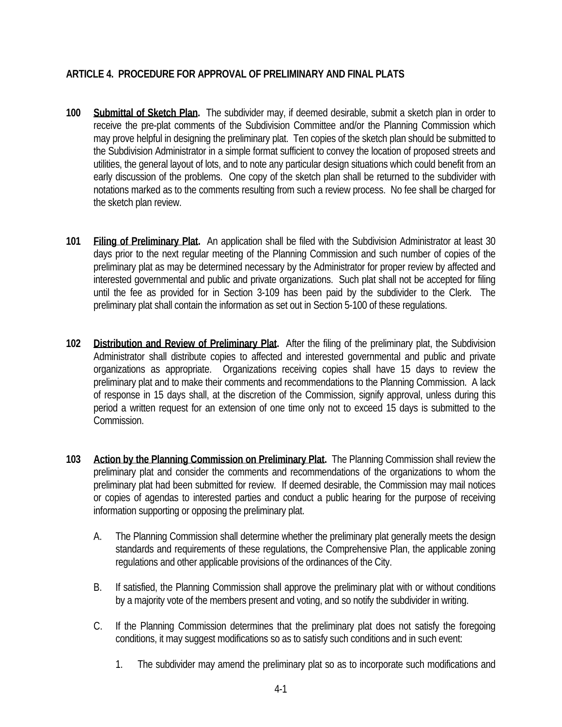## ARTICLE 4. PROCEDURE FOR APPROVAL OF PRELIMINARY AND FINAL PLATS

**100** **Submittal of Sketch Plan.** The subdivider may, if deemed desirable, submit a sketch plan in order to receive the pre-plat comments of the Subdivision Committee and/or the Planning Commission which may prove helpful in designing the preliminary plat. Ten copies of the sketch plan should be submitted to the Subdivision Administrator in a simple format sufficient to convey the location of proposed streets and utilities, the general layout of lots, and to note any particular design situations which could benefit from an early discussion of the problems. One copy of the sketch plan shall be returned to the subdivider with notations marked as to the comments resulting from such a review process. No fee shall be charged for the sketch plan review.

**101** **Filing of Preliminary Plat.** An application shall be filed with the Subdivision Administrator at least 30 days prior to the next regular meeting of the Planning Commission and such number of copies of the preliminary plat as may be determined necessary by the Administrator for proper review by affected and interested governmental and public and private organizations. Such plat shall not be accepted for filing until the fee as provided for in Section 3-109 has been paid by the subdivider to the Clerk. The preliminary plat shall contain the information as set out in Section 5-100 of these regulations.

**102** **Distribution and Review of Preliminary Plat.** After the filing of the preliminary plat, the Subdivision Administrator shall distribute copies to affected and interested governmental and public and private organizations as appropriate. Organizations receiving copies shall have 15 days to review the preliminary plat and to make their comments and recommendations to the Planning Commission. A lack of response in 15 days shall, at the discretion of the Commission, signify approval, unless during this period a written request for an extension of one time only not to exceed 15 days is submitted to the Commission.

**103** **Action by the Planning Commission on Preliminary Plat.** The Planning Commission shall review the preliminary plat and consider the comments and recommendations of the organizations to whom the preliminary plat had been submitted for review. If deemed desirable, the Commission may mail notices or copies of agendas to interested parties and conduct a public hearing for the purpose of receiving information supporting or opposing the preliminary plat.

A. The Planning Commission shall determine whether the preliminary plat generally meets the design standards and requirements of these regulations, the Comprehensive Plan, the applicable zoning regulations and other applicable provisions of the ordinances of the City.

B. If satisfied, the Planning Commission shall approve the preliminary plat with or without conditions by a majority vote of the members present and voting, and so notify the subdivider in writing.

C. If the Planning Commission determines that the preliminary plat does not satisfy the foregoing conditions, it may suggest modifications so as to satisfy such conditions and in such event:

1. The subdivider may amend the preliminary plat so as to incorporate such modifications and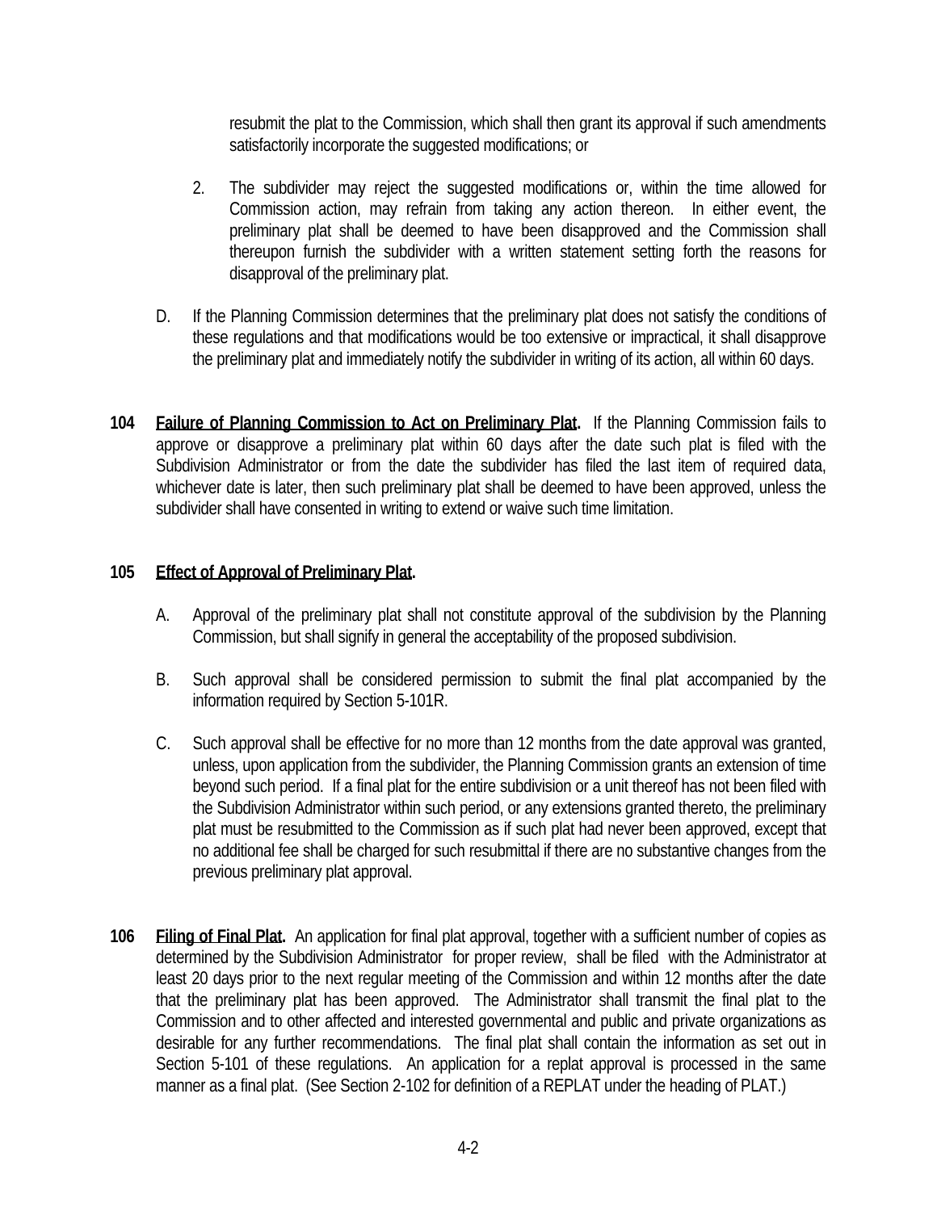resubmit the plat to the Commission, which shall then grant its approval if such amendments satisfactorily incorporate the suggested modifications; or

2. The subdivider may reject the suggested modifications or, within the time allowed for Commission action, may refrain from taking any action thereon. In either event, the preliminary plat shall be deemed to have been disapproved and the Commission shall thereupon furnish the subdivider with a written statement setting forth the reasons for disapproval of the preliminary plat.

D. If the Planning Commission determines that the preliminary plat does not satisfy the conditions of these regulations and that modifications would be too extensive or impractical, it shall disapprove the preliminary plat and immediately notify the subdivider in writing of its action, all within 60 days.

**104** **Failure of Planning Commission to Act on Preliminary Plat.** If the Planning Commission fails to approve or disapprove a preliminary plat within 60 days after the date such plat is filed with the Subdivision Administrator or from the date the subdivider has filed the last item of required data, whichever date is later, then such preliminary plat shall be deemed to have been approved, unless the subdivider shall have consented in writing to extend or waive such time limitation.

**105** **Effect of Approval of Preliminary Plat.**

A. Approval of the preliminary plat shall not constitute approval of the subdivision by the Planning Commission, but shall signify in general the acceptability of the proposed subdivision.

B. Such approval shall be considered permission to submit the final plat accompanied by the information required by Section 5-101R.

C. Such approval shall be effective for no more than 12 months from the date approval was granted, unless, upon application from the subdivider, the Planning Commission grants an extension of time beyond such period. If a final plat for the entire subdivision or a unit thereof has not been filed with the Subdivision Administrator within such period, or any extensions granted thereto, the preliminary plat must be resubmitted to the Commission as if such plat had never been approved, except that no additional fee shall be charged for such resubmittal if there are no substantive changes from the previous preliminary plat approval.

**106** **Filing of Final Plat.** An application for final plat approval, together with a sufficient number of copies as determined by the Subdivision Administrator for proper review, shall be filed with the Administrator at least 20 days prior to the next regular meeting of the Commission and within 12 months after the date that the preliminary plat has been approved. The Administrator shall transmit the final plat to the Commission and to other affected and interested governmental and public and private organizations as desirable for any further recommendations. The final plat shall contain the information as set out in Section 5-101 of these regulations. An application for a replat approval is processed in the same manner as a final plat. (See Section 2-102 for definition of a REPLAT under the heading of PLAT.)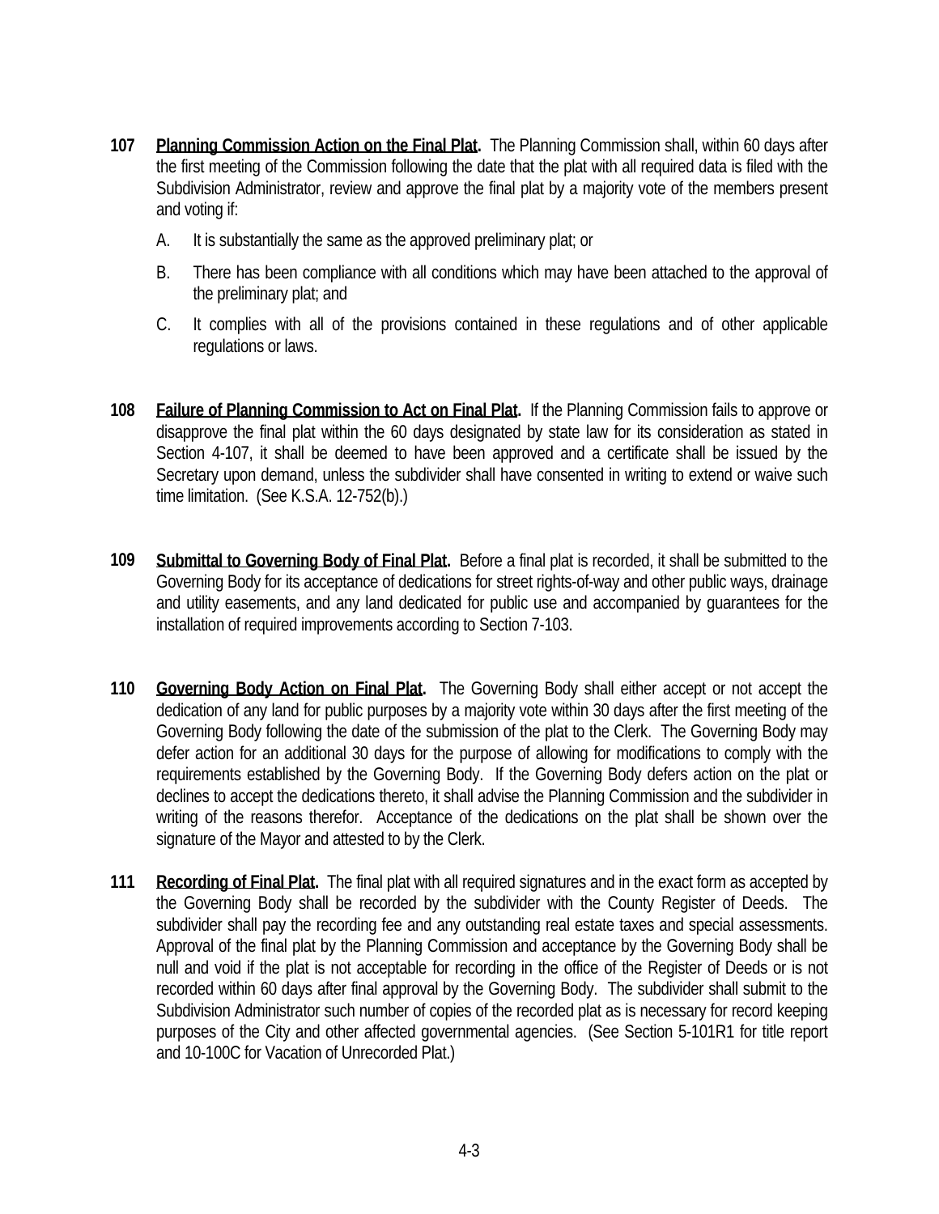**107** **<u>Planning Commission Action on the Final Plat</u>.** The Planning Commission shall, within 60 days after the first meeting of the Commission following the date that the plat with all required data is filed with the Subdivision Administrator, review and approve the final plat by a majority vote of the members present and voting if:

A. It is substantially the same as the approved preliminary plat; or

B. There has been compliance with all conditions which may have been attached to the approval of the preliminary plat; and

C. It complies with all of the provisions contained in these regulations and of other applicable regulations or laws.

**108** **<u>Failure of Planning Commission to Act on Final Plat</u>.** If the Planning Commission fails to approve or disapprove the final plat within the 60 days designated by state law for its consideration as stated in Section 4-107, it shall be deemed to have been approved and a certificate shall be issued by the Secretary upon demand, unless the subdivider shall have consented in writing to extend or waive such time limitation. (See K.S.A. 12-752(b).)

**109** **<u>Submittal to Governing Body of Final Plat</u>.** Before a final plat is recorded, it shall be submitted to the Governing Body for its acceptance of dedications for street rights-of-way and other public ways, drainage and utility easements, and any land dedicated for public use and accompanied by guarantees for the installation of required improvements according to Section 7-103.

**110** **<u>Governing Body Action on Final Plat</u>.** The Governing Body shall either accept or not accept the dedication of any land for public purposes by a majority vote within 30 days after the first meeting of the Governing Body following the date of the submission of the plat to the Clerk. The Governing Body may defer action for an additional 30 days for the purpose of allowing for modifications to comply with the requirements established by the Governing Body. If the Governing Body defers action on the plat or declines to accept the dedications thereto, it shall advise the Planning Commission and the subdivider in writing of the reasons therefor. Acceptance of the dedications on the plat shall be shown over the signature of the Mayor and attested to by the Clerk.

**111** **<u>Recording of Final Plat</u>.** The final plat with all required signatures and in the exact form as accepted by the Governing Body shall be recorded by the subdivider with the County Register of Deeds. The subdivider shall pay the recording fee and any outstanding real estate taxes and special assessments. Approval of the final plat by the Planning Commission and acceptance by the Governing Body shall be null and void if the plat is not acceptable for recording in the office of the Register of Deeds or is not recorded within 60 days after final approval by the Governing Body. The subdivider shall submit to the Subdivision Administrator such number of copies of the recorded plat as is necessary for record keeping purposes of the City and other affected governmental agencies. (See Section 5-101R1 for title report and 10-100C for Vacation of Unrecorded Plat.)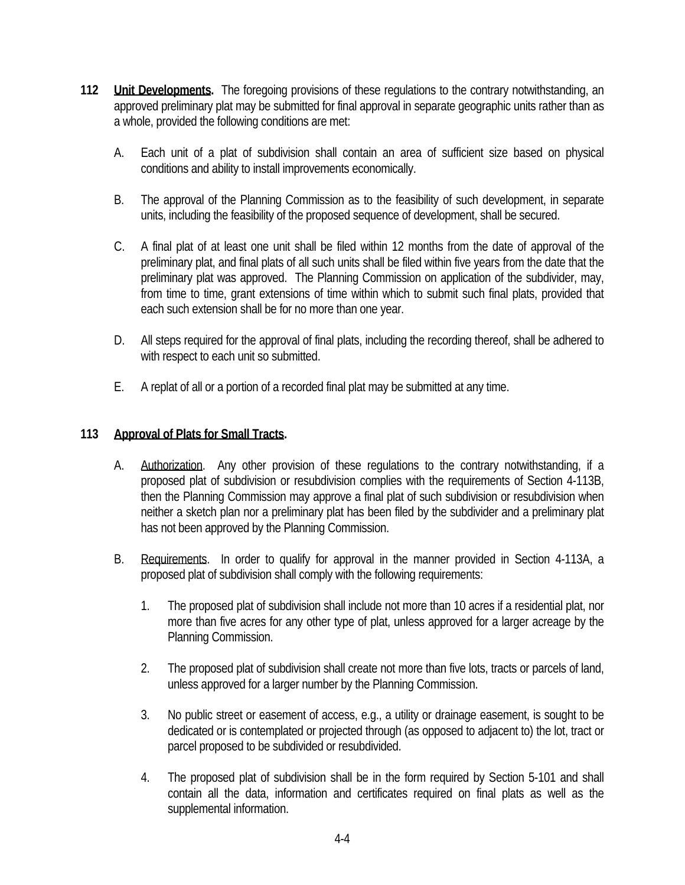**112 Unit Developments.** The foregoing provisions of these regulations to the contrary notwithstanding, an approved preliminary plat may be submitted for final approval in separate geographic units rather than as a whole, provided the following conditions are met:

A. Each unit of a plat of subdivision shall contain an area of sufficient size based on physical conditions and ability to install improvements economically.

B. The approval of the Planning Commission as to the feasibility of such development, in separate units, including the feasibility of the proposed sequence of development, shall be secured.

C. A final plat of at least one unit shall be filed within 12 months from the date of approval of the preliminary plat, and final plats of all such units shall be filed within five years from the date that the preliminary plat was approved. The Planning Commission on application of the subdivider, may, from time to time, grant extensions of time within which to submit such final plats, provided that each such extension shall be for no more than one year.

D. All steps required for the approval of final plats, including the recording thereof, shall be adhered to with respect to each unit so submitted.

E. A replat of all or a portion of a recorded final plat may be submitted at any time.

**113 Approval of Plats for Small Tracts.**

A. Authorization. Any other provision of these regulations to the contrary notwithstanding, if a proposed plat of subdivision or resubdivision complies with the requirements of Section 4-113B, then the Planning Commission may approve a final plat of such subdivision or resubdivision when neither a sketch plan nor a preliminary plat has been filed by the subdivider and a preliminary plat has not been approved by the Planning Commission.

B. Requirements. In order to qualify for approval in the manner provided in Section 4-113A, a proposed plat of subdivision shall comply with the following requirements:

1. The proposed plat of subdivision shall include not more than 10 acres if a residential plat, nor more than five acres for any other type of plat, unless approved for a larger acreage by the Planning Commission.

2. The proposed plat of subdivision shall create not more than five lots, tracts or parcels of land, unless approved for a larger number by the Planning Commission.

3. No public street or easement of access, e.g., a utility or drainage easement, is sought to be dedicated or is contemplated or projected through (as opposed to adjacent to) the lot, tract or parcel proposed to be subdivided or resubdivided.

4. The proposed plat of subdivision shall be in the form required by Section 5-101 and shall contain all the data, information and certificates required on final plats as well as the supplemental information.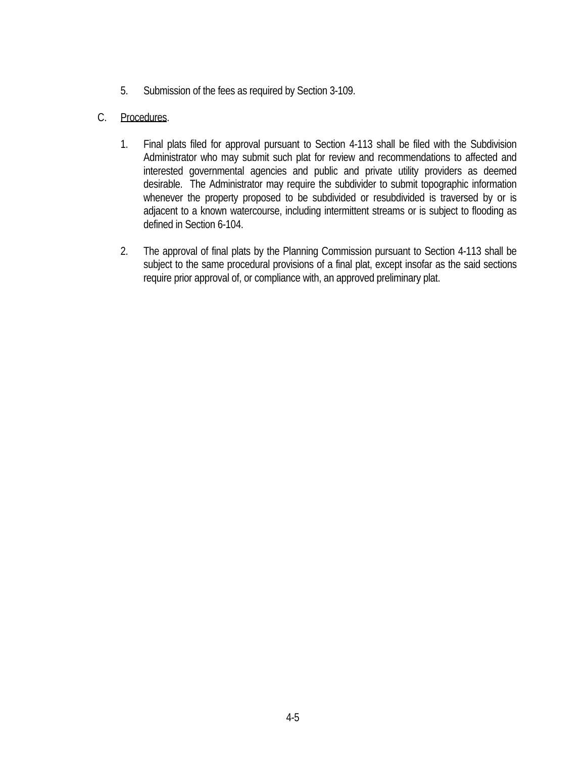5. Submission of the fees as required by Section 3-109.

C. Procedures.

1. Final plats filed for approval pursuant to Section 4-113 shall be filed with the Subdivision Administrator who may submit such plat for review and recommendations to affected and interested governmental agencies and public and private utility providers as deemed desirable. The Administrator may require the subdivider to submit topographic information whenever the property proposed to be subdivided or resubdivided is traversed by or is adjacent to a known watercourse, including intermittent streams or is subject to flooding as defined in Section 6-104.

2. The approval of final plats by the Planning Commission pursuant to Section 4-113 shall be subject to the same procedural provisions of a final plat, except insofar as the said sections require prior approval of, or compliance with, an approved preliminary plat.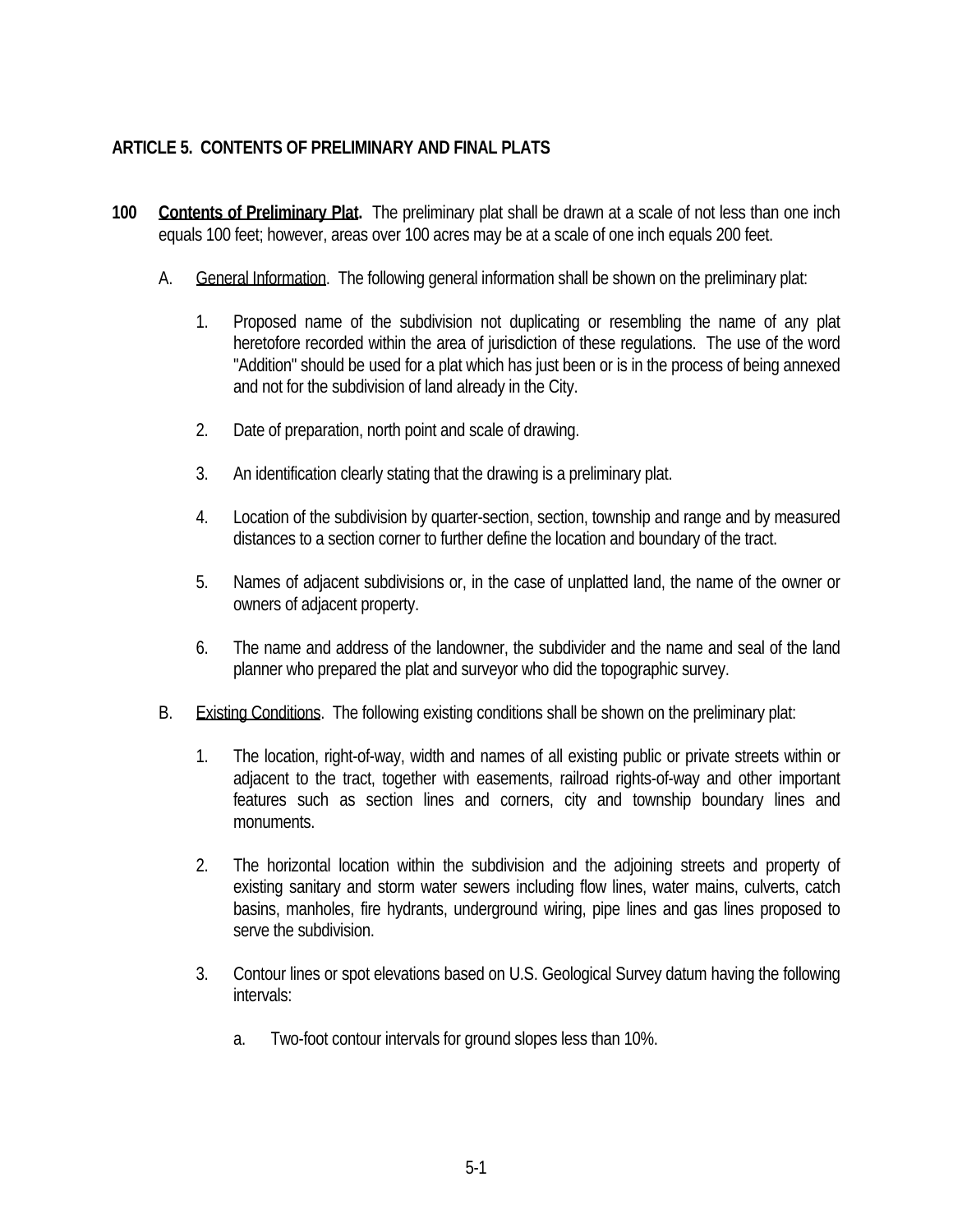## ARTICLE 5. CONTENTS OF PRELIMINARY AND FINAL PLATS

**100 Contents of Preliminary Plat.** The preliminary plat shall be drawn at a scale of not less than one inch equals 100 feet; however, areas over 100 acres may be at a scale of one inch equals 200 feet.

A. General Information. The following general information shall be shown on the preliminary plat:

1. Proposed name of the subdivision not duplicating or resembling the name of any plat heretofore recorded within the area of jurisdiction of these regulations. The use of the word "Addition" should be used for a plat which has just been or is in the process of being annexed and not for the subdivision of land already in the City.

2. Date of preparation, north point and scale of drawing.

3. An identification clearly stating that the drawing is a preliminary plat.

4. Location of the subdivision by quarter-section, section, township and range and by measured distances to a section corner to further define the location and boundary of the tract.

5. Names of adjacent subdivisions or, in the case of unplatted land, the name of the owner or owners of adjacent property.

6. The name and address of the landowner, the subdivider and the name and seal of the land planner who prepared the plat and surveyor who did the topographic survey.

B. Existing Conditions. The following existing conditions shall be shown on the preliminary plat:

1. The location, right-of-way, width and names of all existing public or private streets within or adjacent to the tract, together with easements, railroad rights-of-way and other important features such as section lines and corners, city and township boundary lines and monuments.

2. The horizontal location within the subdivision and the adjoining streets and property of existing sanitary and storm water sewers including flow lines, water mains, culverts, catch basins, manholes, fire hydrants, underground wiring, pipe lines and gas lines proposed to serve the subdivision.

3. Contour lines or spot elevations based on U.S. Geological Survey datum having the following intervals:

   a. Two-foot contour intervals for ground slopes less than 10%.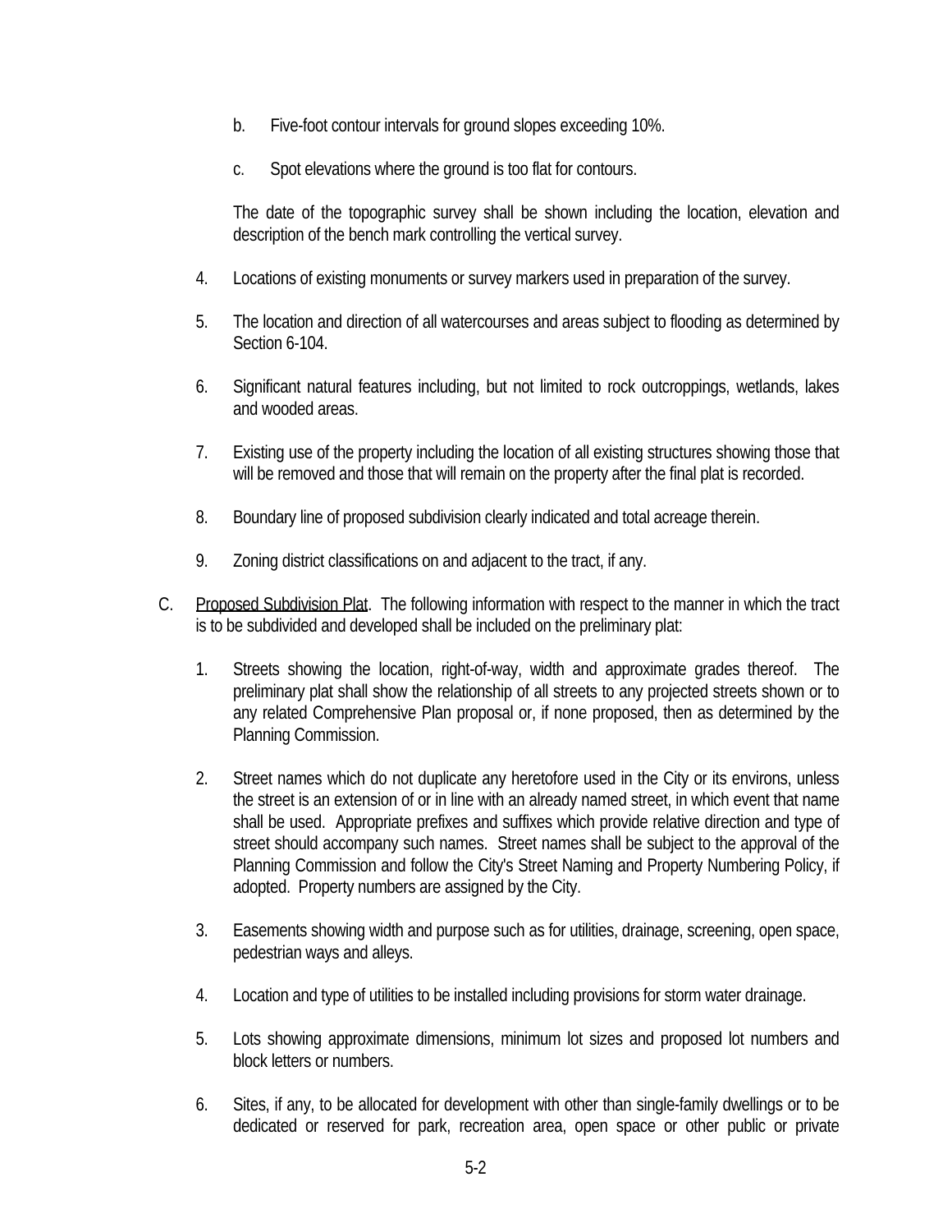b. Five-foot contour intervals for ground slopes exceeding 10%.

c. Spot elevations where the ground is too flat for contours.

The date of the topographic survey shall be shown including the location, elevation and description of the bench mark controlling the vertical survey.

4. Locations of existing monuments or survey markers used in preparation of the survey.

5. The location and direction of all watercourses and areas subject to flooding as determined by Section 6-104.

6. Significant natural features including, but not limited to rock outcroppings, wetlands, lakes and wooded areas.

7. Existing use of the property including the location of all existing structures showing those that will be removed and those that will remain on the property after the final plat is recorded.

8. Boundary line of proposed subdivision clearly indicated and total acreage therein.

9. Zoning district classifications on and adjacent to the tract, if any.

C. Proposed Subdivision Plat. The following information with respect to the manner in which the tract is to be subdivided and developed shall be included on the preliminary plat:

1. Streets showing the location, right-of-way, width and approximate grades thereof. The preliminary plat shall show the relationship of all streets to any projected streets shown or to any related Comprehensive Plan proposal or, if none proposed, then as determined by the Planning Commission.

2. Street names which do not duplicate any heretofore used in the City or its environs, unless the street is an extension of or in line with an already named street, in which event that name shall be used. Appropriate prefixes and suffixes which provide relative direction and type of street should accompany such names. Street names shall be subject to the approval of the Planning Commission and follow the City's Street Naming and Property Numbering Policy, if adopted. Property numbers are assigned by the City.

3. Easements showing width and purpose such as for utilities, drainage, screening, open space, pedestrian ways and alleys.

4. Location and type of utilities to be installed including provisions for storm water drainage.

5. Lots showing approximate dimensions, minimum lot sizes and proposed lot numbers and block letters or numbers.

6. Sites, if any, to be allocated for development with other than single-family dwellings or to be dedicated or reserved for park, recreation area, open space or other public or private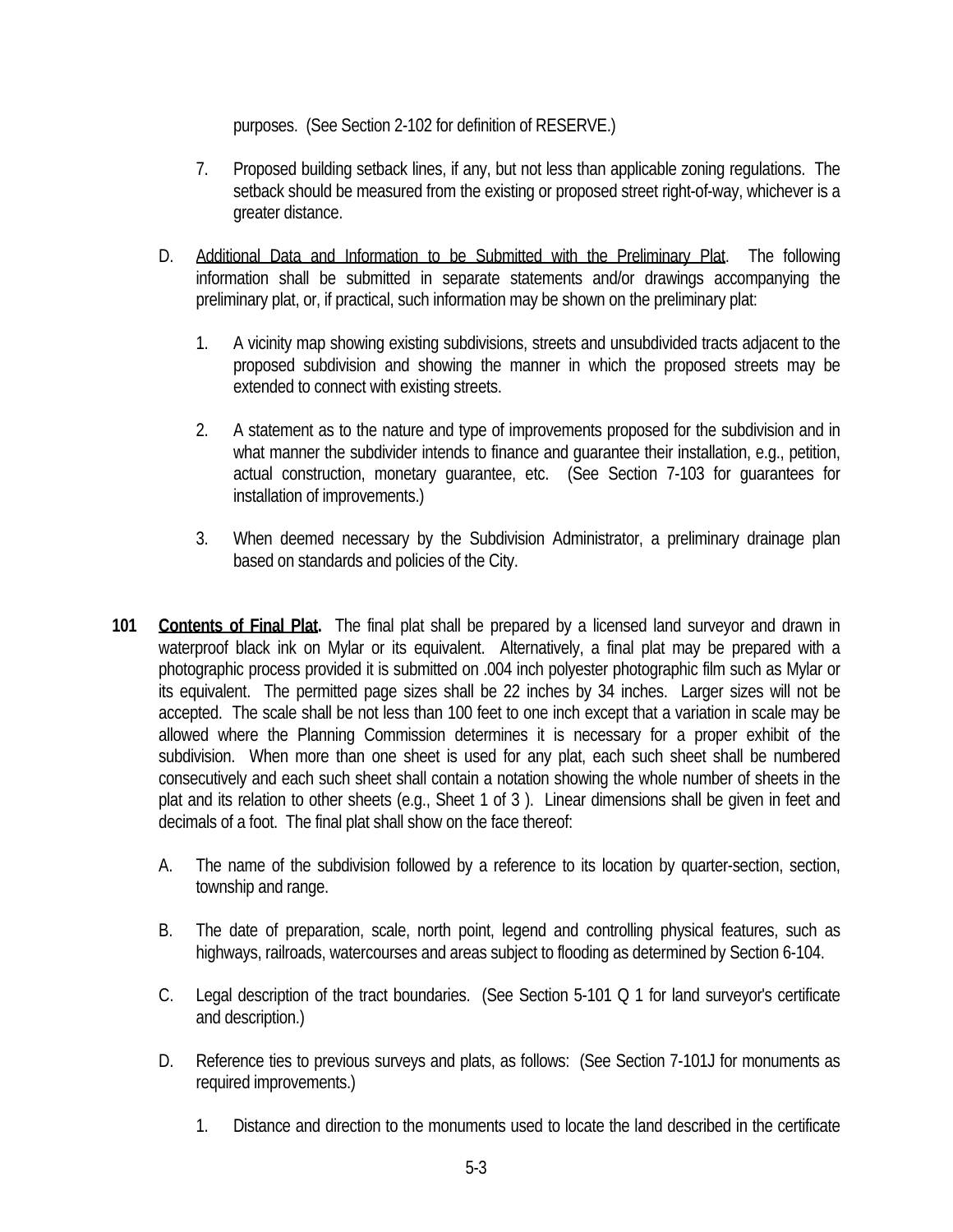purposes. (See Section 2-102 for definition of RESERVE.)

7. Proposed building setback lines, if any, but not less than applicable zoning regulations. The setback should be measured from the existing or proposed street right-of-way, whichever is a greater distance.

D. Additional Data and Information to be Submitted with the Preliminary Plat. The following information shall be submitted in separate statements and/or drawings accompanying the preliminary plat, or, if practical, such information may be shown on the preliminary plat:

1. A vicinity map showing existing subdivisions, streets and unsubdivided tracts adjacent to the proposed subdivision and showing the manner in which the proposed streets may be extended to connect with existing streets.

2. A statement as to the nature and type of improvements proposed for the subdivision and in what manner the subdivider intends to finance and guarantee their installation, e.g., petition, actual construction, monetary guarantee, etc. (See Section 7-103 for guarantees for installation of improvements.)

3. When deemed necessary by the Subdivision Administrator, a preliminary drainage plan based on standards and policies of the City.

**101 Contents of Final Plat.** The final plat shall be prepared by a licensed land surveyor and drawn in waterproof black ink on Mylar or its equivalent. Alternatively, a final plat may be prepared with a photographic process provided it is submitted on .004 inch polyester photographic film such as Mylar or its equivalent. The permitted page sizes shall be 22 inches by 34 inches. Larger sizes will not be accepted. The scale shall be not less than 100 feet to one inch except that a variation in scale may be allowed where the Planning Commission determines it is necessary for a proper exhibit of the subdivision. When more than one sheet is used for any plat, each such sheet shall be numbered consecutively and each such sheet shall contain a notation showing the whole number of sheets in the plat and its relation to other sheets (e.g., Sheet 1 of 3 ). Linear dimensions shall be given in feet and decimals of a foot. The final plat shall show on the face thereof:

A. The name of the subdivision followed by a reference to its location by quarter-section, section, township and range.

B. The date of preparation, scale, north point, legend and controlling physical features, such as highways, railroads, watercourses and areas subject to flooding as determined by Section 6-104.

C. Legal description of the tract boundaries. (See Section 5-101 Q 1 for land surveyor's certificate and description.)

D. Reference ties to previous surveys and plats, as follows: (See Section 7-101J for monuments as required improvements.)

1. Distance and direction to the monuments used to locate the land described in the certificate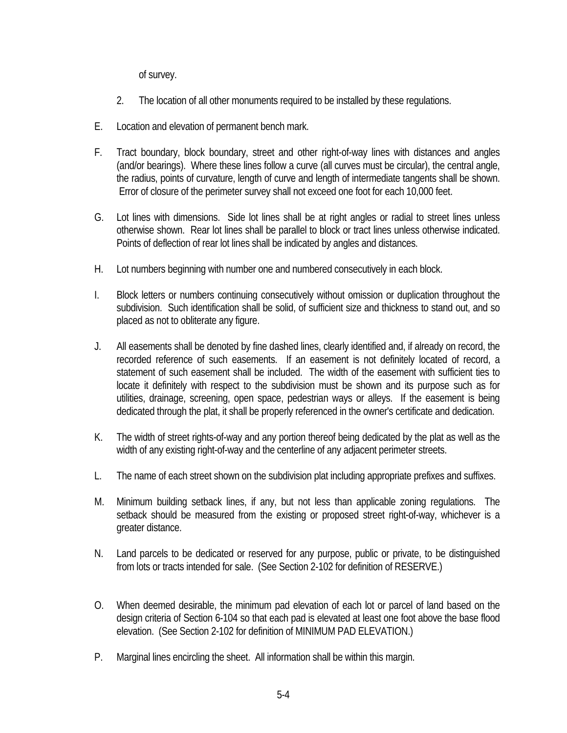of survey.

2. The location of all other monuments required to be installed by these regulations.

E. Location and elevation of permanent bench mark.

F. Tract boundary, block boundary, street and other right-of-way lines with distances and angles (and/or bearings). Where these lines follow a curve (all curves must be circular), the central angle, the radius, points of curvature, length of curve and length of intermediate tangents shall be shown. Error of closure of the perimeter survey shall not exceed one foot for each 10,000 feet.

G. Lot lines with dimensions. Side lot lines shall be at right angles or radial to street lines unless otherwise shown. Rear lot lines shall be parallel to block or tract lines unless otherwise indicated. Points of deflection of rear lot lines shall be indicated by angles and distances.

H. Lot numbers beginning with number one and numbered consecutively in each block.

I. Block letters or numbers continuing consecutively without omission or duplication throughout the subdivision. Such identification shall be solid, of sufficient size and thickness to stand out, and so placed as not to obliterate any figure.

J. All easements shall be denoted by fine dashed lines, clearly identified and, if already on record, the recorded reference of such easements. If an easement is not definitely located of record, a statement of such easement shall be included. The width of the easement with sufficient ties to locate it definitely with respect to the subdivision must be shown and its purpose such as for utilities, drainage, screening, open space, pedestrian ways or alleys. If the easement is being dedicated through the plat, it shall be properly referenced in the owner's certificate and dedication.

K. The width of street rights-of-way and any portion thereof being dedicated by the plat as well as the width of any existing right-of-way and the centerline of any adjacent perimeter streets.

L. The name of each street shown on the subdivision plat including appropriate prefixes and suffixes.

M. Minimum building setback lines, if any, but not less than applicable zoning regulations. The setback should be measured from the existing or proposed street right-of-way, whichever is a greater distance.

N. Land parcels to be dedicated or reserved for any purpose, public or private, to be distinguished from lots or tracts intended for sale. (See Section 2-102 for definition of RESERVE.)

O. When deemed desirable, the minimum pad elevation of each lot or parcel of land based on the design criteria of Section 6-104 so that each pad is elevated at least one foot above the base flood elevation. (See Section 2-102 for definition of MINIMUM PAD ELEVATION.)

P. Marginal lines encircling the sheet. All information shall be within this margin.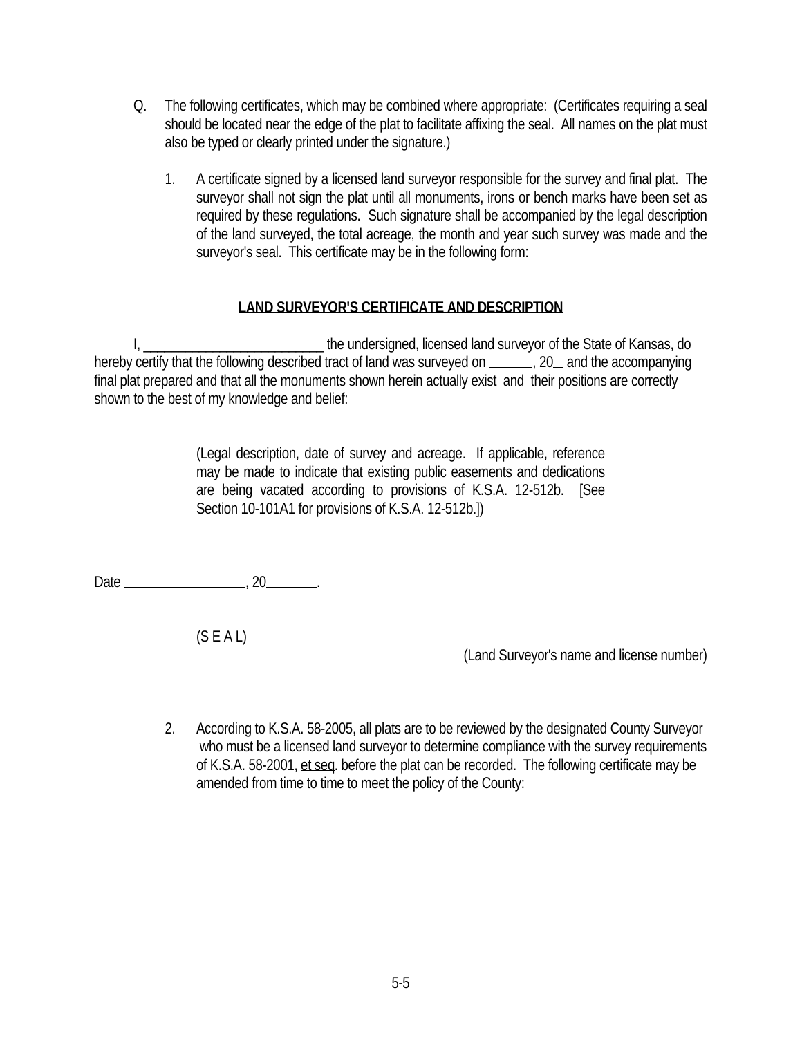Q. The following certificates, which may be combined where appropriate: (Certificates requiring a seal should be located near the edge of the plat to facilitate affixing the seal. All names on the plat must also be typed or clearly printed under the signature.)

1. A certificate signed by a licensed land surveyor responsible for the survey and final plat. The surveyor shall not sign the plat until all monuments, irons or bench marks have been set as required by these regulations. Such signature shall be accompanied by the legal description of the land surveyed, the total acreage, the month and year such survey was made and the surveyor's seal. This certificate may be in the following form:

**LAND SURVEYOR'S CERTIFICATE AND DESCRIPTION**

I, ___________________________ the undersigned, licensed land surveyor of the State of Kansas, do hereby certify that the following described tract of land was surveyed on ______, 20__ and the accompanying final plat prepared and that all the monuments shown herein actually exist and their positions are correctly shown to the best of my knowledge and belief:

> (Legal description, date of survey and acreage. If applicable, reference may be made to indicate that existing public easements and dedications are being vacated according to provisions of K.S.A. 12-512b. [See Section 10-101A1 for provisions of K.S.A. 12-512b.])

Date ___________________, 20________.

(S E A L)

(Land Surveyor's name and license number)

2. According to K.S.A. 58-2005, all plats are to be reviewed by the designated County Surveyor who must be a licensed land surveyor to determine compliance with the survey requirements of K.S.A. 58-2001, et seq. before the plat can be recorded. The following certificate may be amended from time to time to meet the policy of the County: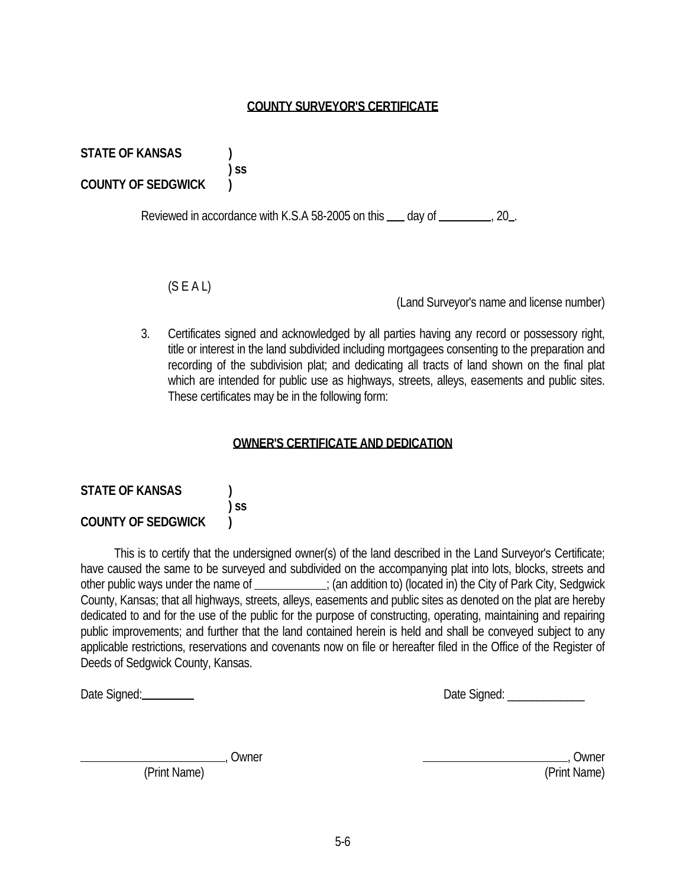**COUNTY SURVEYOR'S CERTIFICATE**

**STATE OF KANSAS )**
**) ss**
**COUNTY OF SEDGWICK )**

Reviewed in accordance with K.S.A 58-2005 on this ___ day of _________, 20_.

(S E A L)

(Land Surveyor's name and license number)

3. Certificates signed and acknowledged by all parties having any record or possessory right, title or interest in the land subdivided including mortgagees consenting to the preparation and recording of the subdivision plat; and dedicating all tracts of land shown on the final plat which are intended for public use as highways, streets, alleys, easements and public sites. These certificates may be in the following form:

**OWNER'S CERTIFICATE AND DEDICATION**

**STATE OF KANSAS )**
**) ss**
**COUNTY OF SEDGWICK )**

This is to certify that the undersigned owner(s) of the land described in the Land Surveyor's Certificate; have caused the same to be surveyed and subdivided on the accompanying plat into lots, blocks, streets and other public ways under the name of ____________; (an addition to) (located in) the City of Park City, Sedgwick County, Kansas; that all highways, streets, alleys, easements and public sites as denoted on the plat are hereby dedicated to and for the use of the public for the purpose of constructing, operating, maintaining and repairing public improvements; and further that the land contained herein is held and shall be conveyed subject to any applicable restrictions, reservations and covenants now on file or hereafter filed in the Office of the Register of Deeds of Sedgwick County, Kansas.

Date Signed:_________ Date Signed: _____________

________________________, Owner
(Print Name)

________________________, Owner
(Print Name)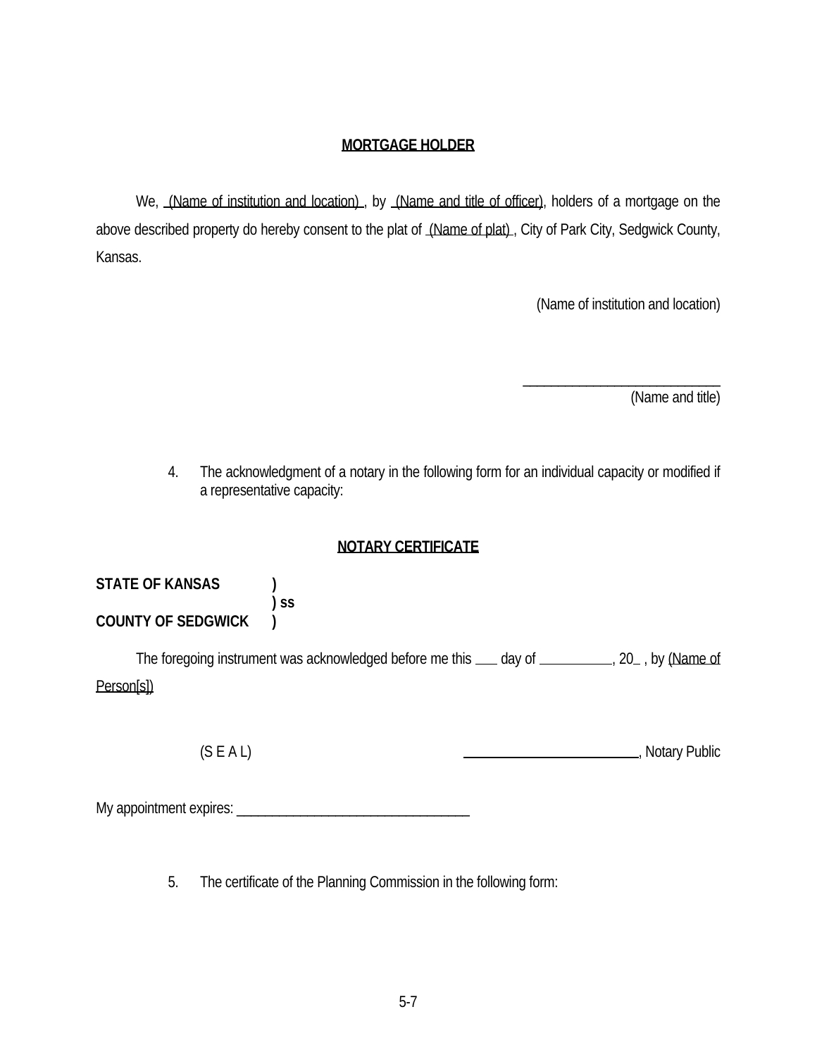**MORTGAGE HOLDER**

We, (Name of institution and location) , by (Name and title of officer), holders of a mortgage on the above described property do hereby consent to the plat of (Name of plat) , City of Park City, Sedgwick County, Kansas.

(Name of institution and location)

\_\_\_\_\_\_\_\_\_\_\_\_\_\_\_\_\_\_\_\_\_\_\_\_\_\_\_\_\_\_
(Name and title)

4. The acknowledgment of a notary in the following form for an individual capacity or modified if a representative capacity:

**NOTARY CERTIFICATE**

**STATE OF KANSAS )**
**) ss**
**COUNTY OF SEDGWICK )**

The foregoing instrument was acknowledged before me this \_\_\_ day of \_\_\_\_\_\_\_\_\_\_, 20\_ , by (Name of Person[s])

(S E A L) \_\_\_\_\_\_\_\_\_\_\_\_\_\_\_\_\_\_\_\_\_\_\_\_\_\_, Notary Public

My appointment expires: \_\_\_\_\_\_\_\_\_\_\_\_\_\_\_\_\_\_\_\_\_\_\_\_\_\_\_\_\_\_\_\_\_\_\_

5. The certificate of the Planning Commission in the following form: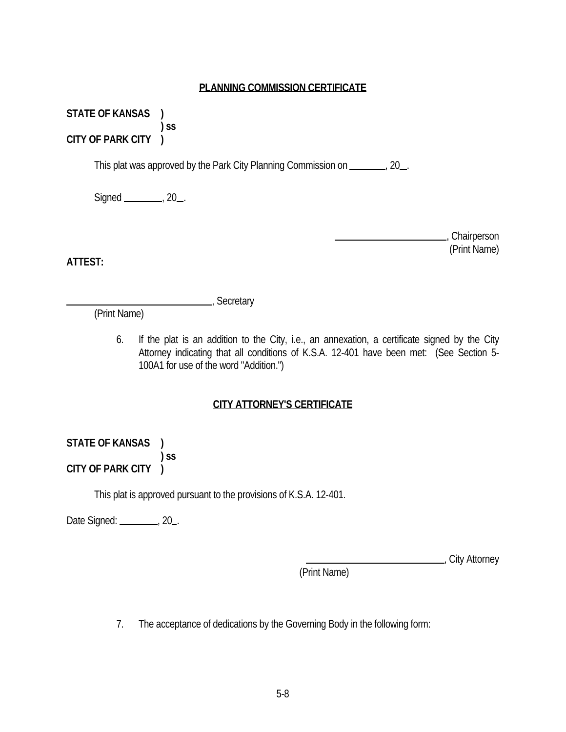**PLANNING COMMISSION CERTIFICATE**

**STATE OF KANSAS )**
**) ss**
**CITY OF PARK CITY )**

This plat was approved by the Park City Planning Commission on ________, 20__.

Signed ________, 20__.

________________________, Chairperson
(Print Name)

**ATTEST:**

______________________________, Secretary
(Print Name)

6. If the plat is an addition to the City, i.e., an annexation, a certificate signed by the City Attorney indicating that all conditions of K.S.A. 12-401 have been met: (See Section 5-100A1 for use of the word "Addition.")

**CITY ATTORNEY'S CERTIFICATE**

**STATE OF KANSAS )**
**) ss**
**CITY OF PARK CITY )**

This plat is approved pursuant to the provisions of K.S.A. 12-401.

Date Signed: ________, 20_.

____________________________, City Attorney
(Print Name)

7. The acceptance of dedications by the Governing Body in the following form: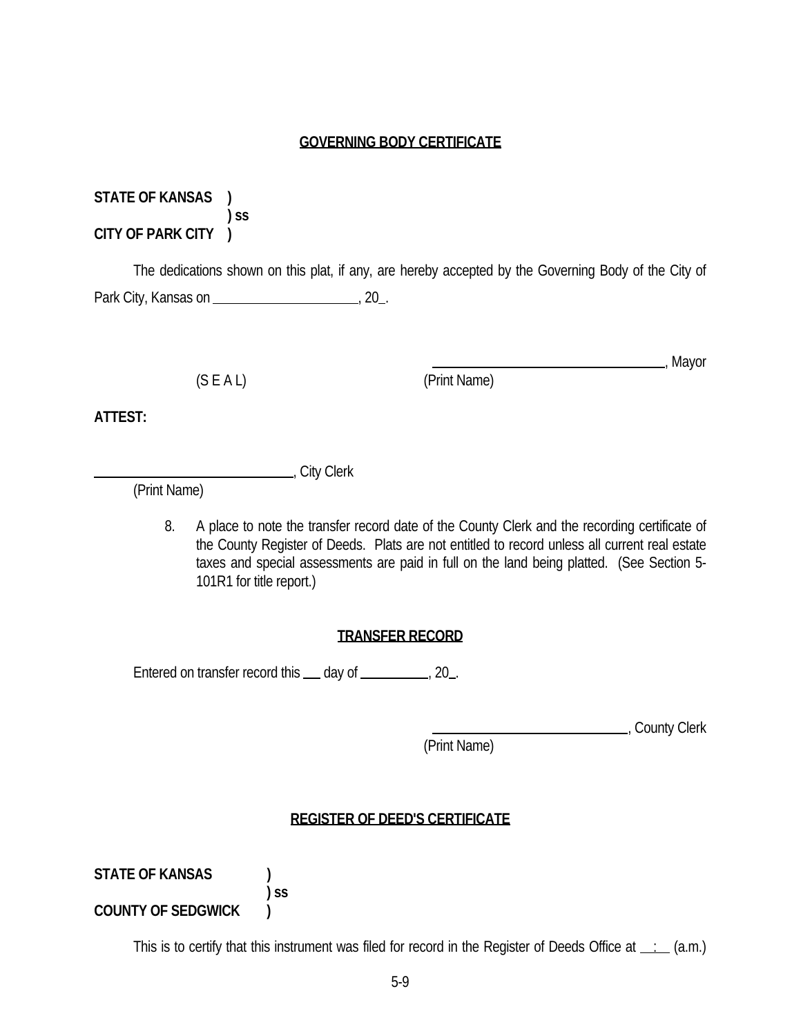**GOVERNING BODY CERTIFICATE**

**STATE OF KANSAS )**
**) ss**
**CITY OF PARK CITY )**

The dedications shown on this plat, if any, are hereby accepted by the Governing Body of the City of Park City, Kansas on ____________________, 20_.

(S E A L) ______________________________, Mayor
(Print Name)

**ATTEST:**

______________________________, City Clerk
(Print Name)

8. A place to note the transfer record date of the County Clerk and the recording certificate of the County Register of Deeds. Plats are not entitled to record unless all current real estate taxes and special assessments are paid in full on the land being platted. (See Section 5-101R1 for title report.)

**TRANSFER RECORD**

Entered on transfer record this ___ day of __________, 20_.

______________________________, County Clerk
(Print Name)

**REGISTER OF DEED'S CERTIFICATE**

**STATE OF KANSAS )**
**) ss**
**COUNTY OF SEDGWICK )**

This is to certify that this instrument was filed for record in the Register of Deeds Office at __:__ (a.m.)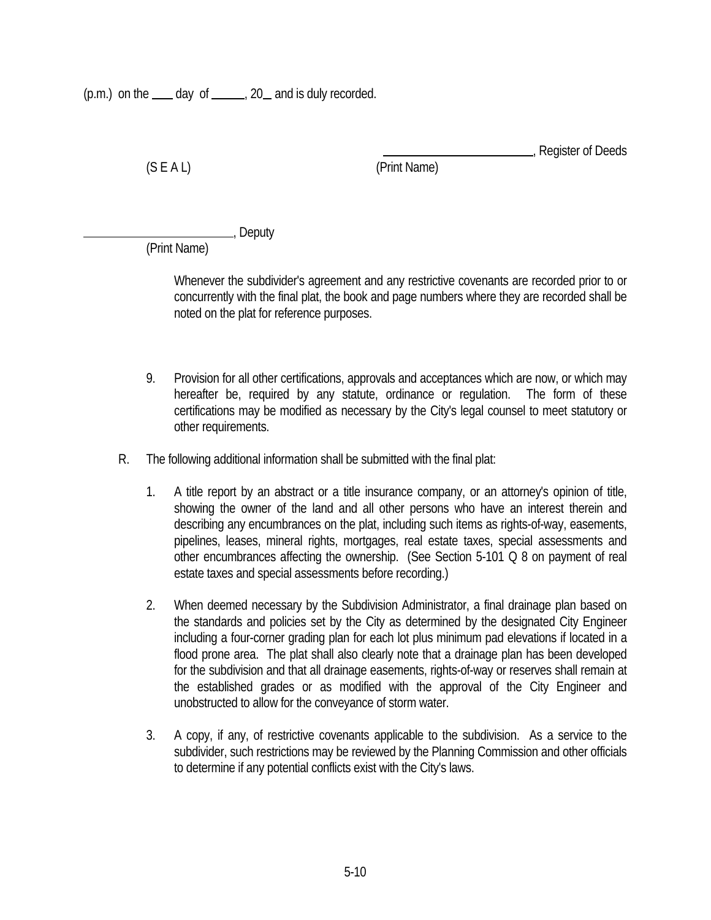(p.m.) on the ____ day of ______, 20__ and is duly recorded.

_________________________, Register of Deeds

(S E A L) (Print Name)

_________________________, Deputy

(Print Name)

Whenever the subdivider's agreement and any restrictive covenants are recorded prior to or concurrently with the final plat, the book and page numbers where they are recorded shall be noted on the plat for reference purposes.

9. Provision for all other certifications, approvals and acceptances which are now, or which may hereafter be, required by any statute, ordinance or regulation. The form of these certifications may be modified as necessary by the City's legal counsel to meet statutory or other requirements.

R. The following additional information shall be submitted with the final plat:

1. A title report by an abstract or a title insurance company, or an attorney's opinion of title, showing the owner of the land and all other persons who have an interest therein and describing any encumbrances on the plat, including such items as rights-of-way, easements, pipelines, leases, mineral rights, mortgages, real estate taxes, special assessments and other encumbrances affecting the ownership. (See Section 5-101 Q 8 on payment of real estate taxes and special assessments before recording.)

2. When deemed necessary by the Subdivision Administrator, a final drainage plan based on the standards and policies set by the City as determined by the designated City Engineer including a four-corner grading plan for each lot plus minimum pad elevations if located in a flood prone area. The plat shall also clearly note that a drainage plan has been developed for the subdivision and that all drainage easements, rights-of-way or reserves shall remain at the established grades or as modified with the approval of the City Engineer and unobstructed to allow for the conveyance of storm water.

3. A copy, if any, of restrictive covenants applicable to the subdivision. As a service to the subdivider, such restrictions may be reviewed by the Planning Commission and other officials to determine if any potential conflicts exist with the City's laws.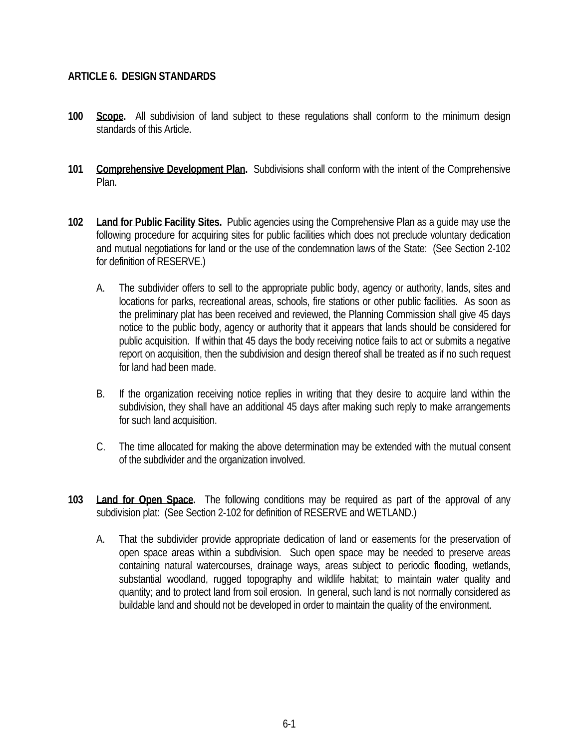# ARTICLE 6. DESIGN STANDARDS

**100 Scope.** All subdivision of land subject to these regulations shall conform to the minimum design standards of this Article.

**101 Comprehensive Development Plan.** Subdivisions shall conform with the intent of the Comprehensive Plan.

**102 Land for Public Facility Sites.** Public agencies using the Comprehensive Plan as a guide may use the following procedure for acquiring sites for public facilities which does not preclude voluntary dedication and mutual negotiations for land or the use of the condemnation laws of the State: (See Section 2-102 for definition of RESERVE.)

A. The subdivider offers to sell to the appropriate public body, agency or authority, lands, sites and locations for parks, recreational areas, schools, fire stations or other public facilities. As soon as the preliminary plat has been received and reviewed, the Planning Commission shall give 45 days notice to the public body, agency or authority that it appears that lands should be considered for public acquisition. If within that 45 days the body receiving notice fails to act or submits a negative report on acquisition, then the subdivision and design thereof shall be treated as if no such request for land had been made.

B. If the organization receiving notice replies in writing that they desire to acquire land within the subdivision, they shall have an additional 45 days after making such reply to make arrangements for such land acquisition.

C. The time allocated for making the above determination may be extended with the mutual consent of the subdivider and the organization involved.

**103 Land for Open Space.** The following conditions may be required as part of the approval of any subdivision plat: (See Section 2-102 for definition of RESERVE and WETLAND.)

A. That the subdivider provide appropriate dedication of land or easements for the preservation of open space areas within a subdivision. Such open space may be needed to preserve areas containing natural watercourses, drainage ways, areas subject to periodic flooding, wetlands, substantial woodland, rugged topography and wildlife habitat; to maintain water quality and quantity; and to protect land from soil erosion. In general, such land is not normally considered as buildable land and should not be developed in order to maintain the quality of the environment.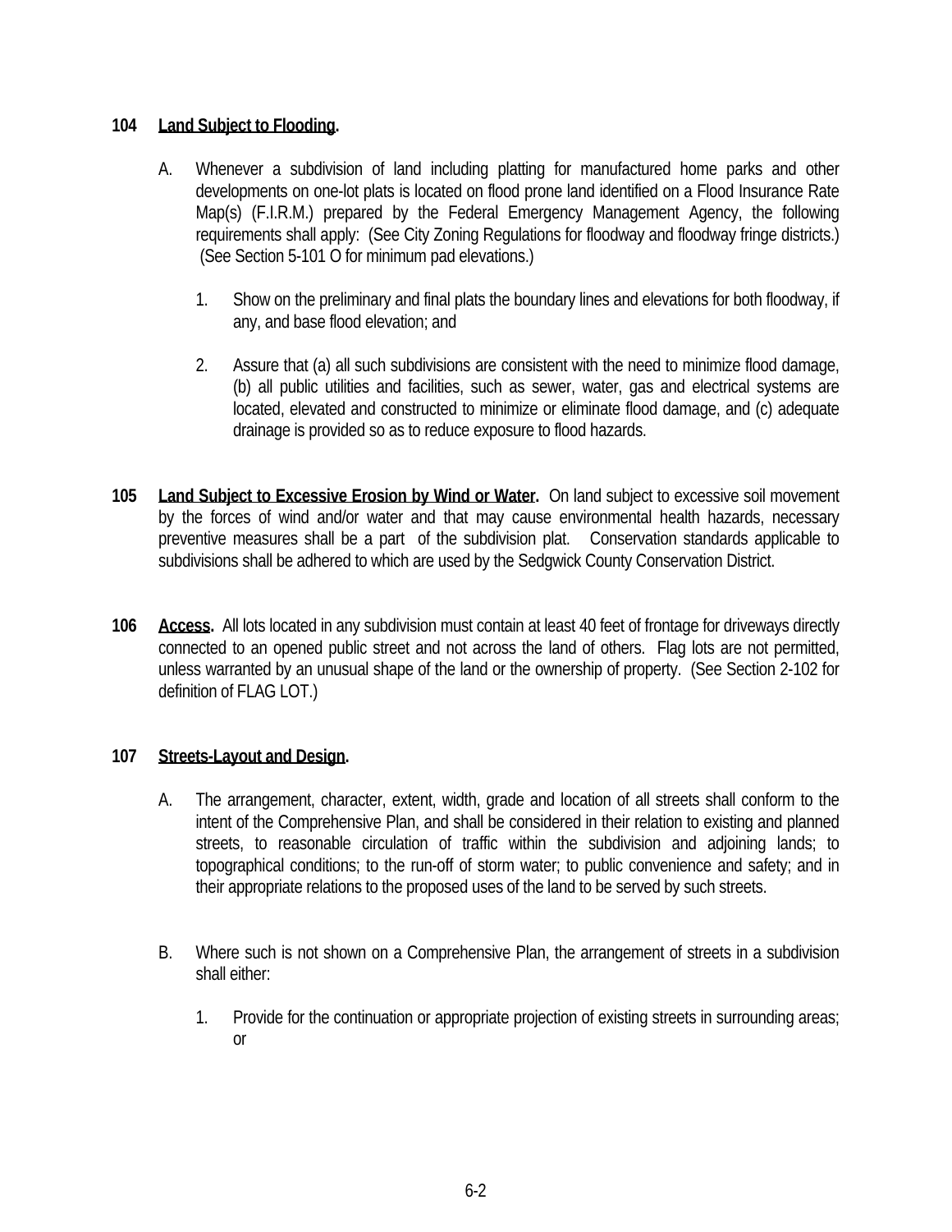**104 Land Subject to Flooding.**

A. Whenever a subdivision of land including platting for manufactured home parks and other developments on one-lot plats is located on flood prone land identified on a Flood Insurance Rate Map(s) (F.I.R.M.) prepared by the Federal Emergency Management Agency, the following requirements shall apply: (See City Zoning Regulations for floodway and floodway fringe districts.) (See Section 5-101 O for minimum pad elevations.)

1. Show on the preliminary and final plats the boundary lines and elevations for both floodway, if any, and base flood elevation; and

2. Assure that (a) all such subdivisions are consistent with the need to minimize flood damage, (b) all public utilities and facilities, such as sewer, water, gas and electrical systems are located, elevated and constructed to minimize or eliminate flood damage, and (c) adequate drainage is provided so as to reduce exposure to flood hazards.

**105 Land Subject to Excessive Erosion by Wind or Water.** On land subject to excessive soil movement by the forces of wind and/or water and that may cause environmental health hazards, necessary preventive measures shall be a part of the subdivision plat. Conservation standards applicable to subdivisions shall be adhered to which are used by the Sedgwick County Conservation District.

**106 Access.** All lots located in any subdivision must contain at least 40 feet of frontage for driveways directly connected to an opened public street and not across the land of others. Flag lots are not permitted, unless warranted by an unusual shape of the land or the ownership of property. (See Section 2-102 for definition of FLAG LOT.)

**107 Streets-Layout and Design.**

A. The arrangement, character, extent, width, grade and location of all streets shall conform to the intent of the Comprehensive Plan, and shall be considered in their relation to existing and planned streets, to reasonable circulation of traffic within the subdivision and adjoining lands; to topographical conditions; to the run-off of storm water; to public convenience and safety; and in their appropriate relations to the proposed uses of the land to be served by such streets.

B. Where such is not shown on a Comprehensive Plan, the arrangement of streets in a subdivision shall either:

1. Provide for the continuation or appropriate projection of existing streets in surrounding areas; or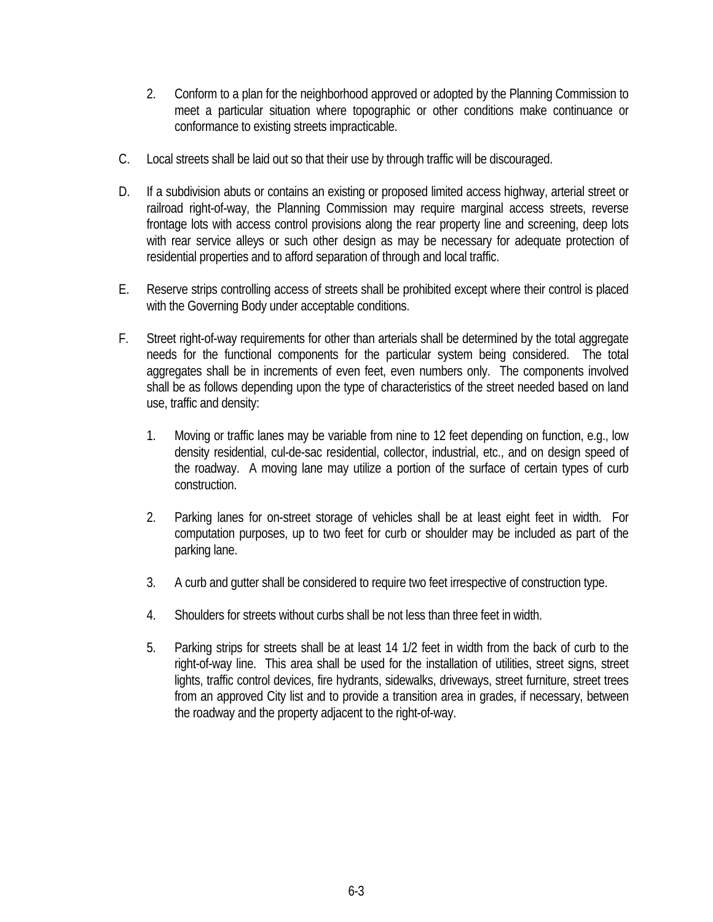2. Conform to a plan for the neighborhood approved or adopted by the Planning Commission to meet a particular situation where topographic or other conditions make continuance or conformance to existing streets impracticable.

C. Local streets shall be laid out so that their use by through traffic will be discouraged.

D. If a subdivision abuts or contains an existing or proposed limited access highway, arterial street or railroad right-of-way, the Planning Commission may require marginal access streets, reverse frontage lots with access control provisions along the rear property line and screening, deep lots with rear service alleys or such other design as may be necessary for adequate protection of residential properties and to afford separation of through and local traffic.

E. Reserve strips controlling access of streets shall be prohibited except where their control is placed with the Governing Body under acceptable conditions.

F. Street right-of-way requirements for other than arterials shall be determined by the total aggregate needs for the functional components for the particular system being considered. The total aggregates shall be in increments of even feet, even numbers only. The components involved shall be as follows depending upon the type of characteristics of the street needed based on land use, traffic and density:

   1. Moving or traffic lanes may be variable from nine to 12 feet depending on function, e.g., low density residential, cul-de-sac residential, collector, industrial, etc., and on design speed of the roadway. A moving lane may utilize a portion of the surface of certain types of curb construction.

   2. Parking lanes for on-street storage of vehicles shall be at least eight feet in width. For computation purposes, up to two feet for curb or shoulder may be included as part of the parking lane.

   3. A curb and gutter shall be considered to require two feet irrespective of construction type.

   4. Shoulders for streets without curbs shall be not less than three feet in width.

   5. Parking strips for streets shall be at least 14 1/2 feet in width from the back of curb to the right-of-way line. This area shall be used for the installation of utilities, street signs, street lights, traffic control devices, fire hydrants, sidewalks, driveways, street furniture, street trees from an approved City list and to provide a transition area in grades, if necessary, between the roadway and the property adjacent to the right-of-way.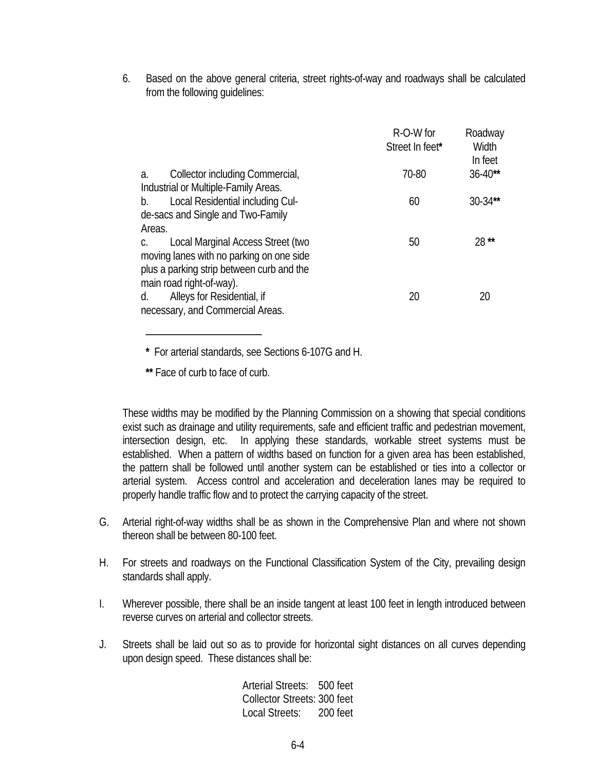6. Based on the above general criteria, street rights-of-way and roadways shall be calculated from the following guidelines:

| | R-O-W for Street In feet* | Roadway Width In feet |
|---|---|---|
| a. Collector including Commercial, Industrial or Multiple-Family Areas. | 70-80 | 36-40** |
| b. Local Residential including Cul-de-sacs and Single and Two-Family Areas. | 60 | 30-34** |
| c. Local Marginal Access Street (two moving lanes with no parking on one side plus a parking strip between curb and the main road right-of-way). | 50 | 28 ** |
| d. Alleys for Residential, if necessary, and Commercial Areas. | 20 | 20 |

---

**\*** For arterial standards, see Sections 6-107G and H.

**\*\*** Face of curb to face of curb.

These widths may be modified by the Planning Commission on a showing that special conditions exist such as drainage and utility requirements, safe and efficient traffic and pedestrian movement, intersection design, etc. In applying these standards, workable street systems must be established. When a pattern of widths based on function for a given area has been established, the pattern shall be followed until another system can be established or ties into a collector or arterial system. Access control and acceleration and deceleration lanes may be required to properly handle traffic flow and to protect the carrying capacity of the street.

G. Arterial right-of-way widths shall be as shown in the Comprehensive Plan and where not shown thereon shall be between 80-100 feet.

H. For streets and roadways on the Functional Classification System of the City, prevailing design standards shall apply.

I. Wherever possible, there shall be an inside tangent at least 100 feet in length introduced between reverse curves on arterial and collector streets.

J. Streets shall be laid out so as to provide for horizontal sight distances on all curves depending upon design speed. These distances shall be:

Arterial Streets: 500 feet
Collector Streets: 300 feet
Local Streets: 200 feet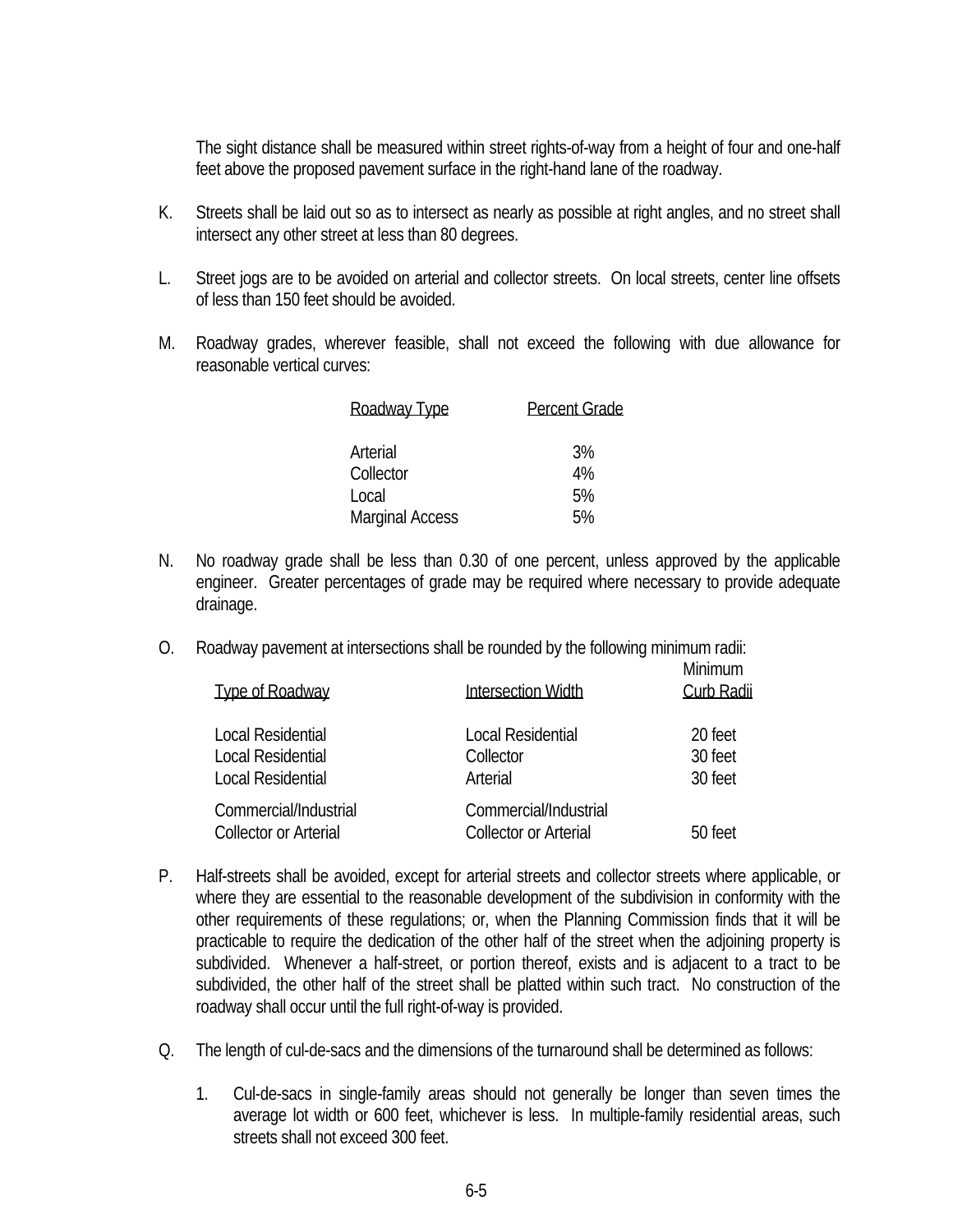The sight distance shall be measured within street rights-of-way from a height of four and one-half feet above the proposed pavement surface in the right-hand lane of the roadway.

K. Streets shall be laid out so as to intersect as nearly as possible at right angles, and no street shall intersect any other street at less than 80 degrees.

L. Street jogs are to be avoided on arterial and collector streets. On local streets, center line offsets of less than 150 feet should be avoided.

M. Roadway grades, wherever feasible, shall not exceed the following with due allowance for reasonable vertical curves:

| Roadway Type | Percent Grade |
|---|---|
| Arterial | 3% |
| Collector | 4% |
| Local | 5% |
| Marginal Access | 5% |

N. No roadway grade shall be less than 0.30 of one percent, unless approved by the applicable engineer. Greater percentages of grade may be required where necessary to provide adequate drainage.

O. Roadway pavement at intersections shall be rounded by the following minimum radii:

| Type of Roadway | Intersection Width | Minimum Curb Radii |
|---|---|---|
| Local Residential | Local Residential | 20 feet |
| Local Residential | Collector | 30 feet |
| Local Residential | Arterial | 30 feet |
| Commercial/Industrial Collector or Arterial | Commercial/Industrial Collector or Arterial | 50 feet |

P. Half-streets shall be avoided, except for arterial streets and collector streets where applicable, or where they are essential to the reasonable development of the subdivision in conformity with the other requirements of these regulations; or, when the Planning Commission finds that it will be practicable to require the dedication of the other half of the street when the adjoining property is subdivided. Whenever a half-street, or portion thereof, exists and is adjacent to a tract to be subdivided, the other half of the street shall be platted within such tract. No construction of the roadway shall occur until the full right-of-way is provided.

Q. The length of cul-de-sacs and the dimensions of the turnaround shall be determined as follows:

1. Cul-de-sacs in single-family areas should not generally be longer than seven times the average lot width or 600 feet, whichever is less. In multiple-family residential areas, such streets shall not exceed 300 feet.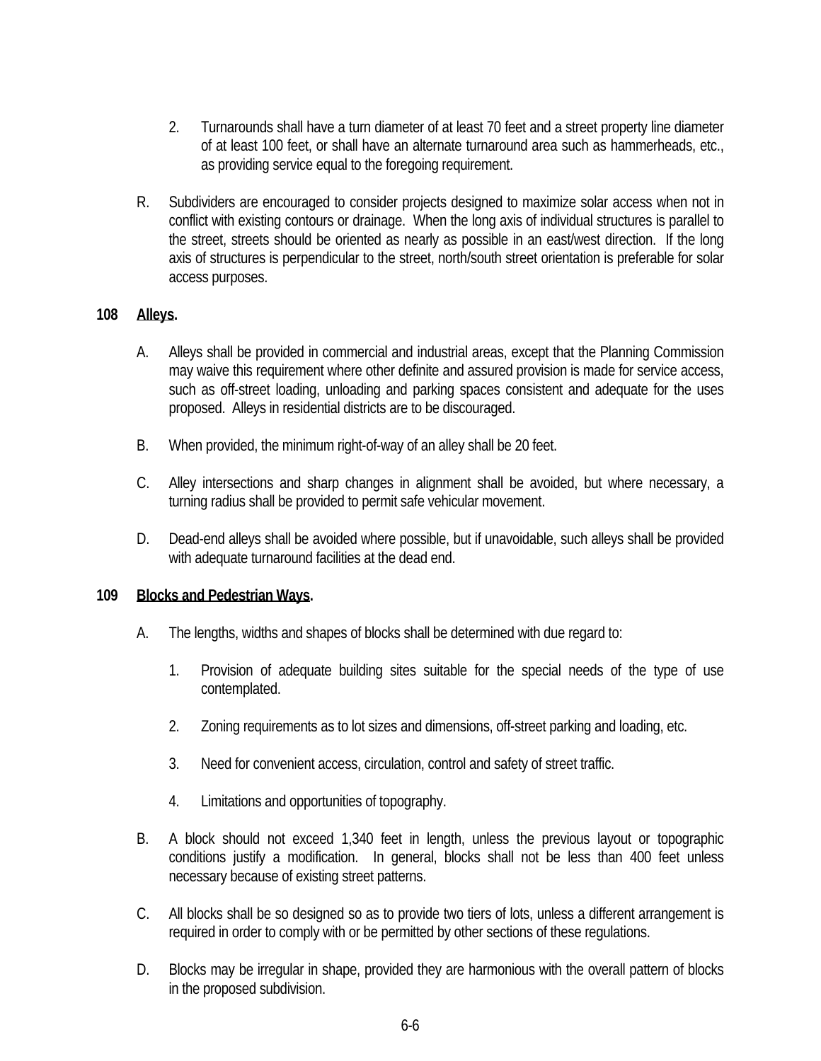2. Turnarounds shall have a turn diameter of at least 70 feet and a street property line diameter of at least 100 feet, or shall have an alternate turnaround area such as hammerheads, etc., as providing service equal to the foregoing requirement.

R. Subdividers are encouraged to consider projects designed to maximize solar access when not in conflict with existing contours or drainage. When the long axis of individual structures is parallel to the street, streets should be oriented as nearly as possible in an east/west direction. If the long axis of structures is perpendicular to the street, north/south street orientation is preferable for solar access purposes.

**108 Alleys.**

A. Alleys shall be provided in commercial and industrial areas, except that the Planning Commission may waive this requirement where other definite and assured provision is made for service access, such as off-street loading, unloading and parking spaces consistent and adequate for the uses proposed. Alleys in residential districts are to be discouraged.

B. When provided, the minimum right-of-way of an alley shall be 20 feet.

C. Alley intersections and sharp changes in alignment shall be avoided, but where necessary, a turning radius shall be provided to permit safe vehicular movement.

D. Dead-end alleys shall be avoided where possible, but if unavoidable, such alleys shall be provided with adequate turnaround facilities at the dead end.

**109 Blocks and Pedestrian Ways.**

A. The lengths, widths and shapes of blocks shall be determined with due regard to:

1. Provision of adequate building sites suitable for the special needs of the type of use contemplated.

2. Zoning requirements as to lot sizes and dimensions, off-street parking and loading, etc.

3. Need for convenient access, circulation, control and safety of street traffic.

4. Limitations and opportunities of topography.

B. A block should not exceed 1,340 feet in length, unless the previous layout or topographic conditions justify a modification. In general, blocks shall not be less than 400 feet unless necessary because of existing street patterns.

C. All blocks shall be so designed so as to provide two tiers of lots, unless a different arrangement is required in order to comply with or be permitted by other sections of these regulations.

D. Blocks may be irregular in shape, provided they are harmonious with the overall pattern of blocks in the proposed subdivision.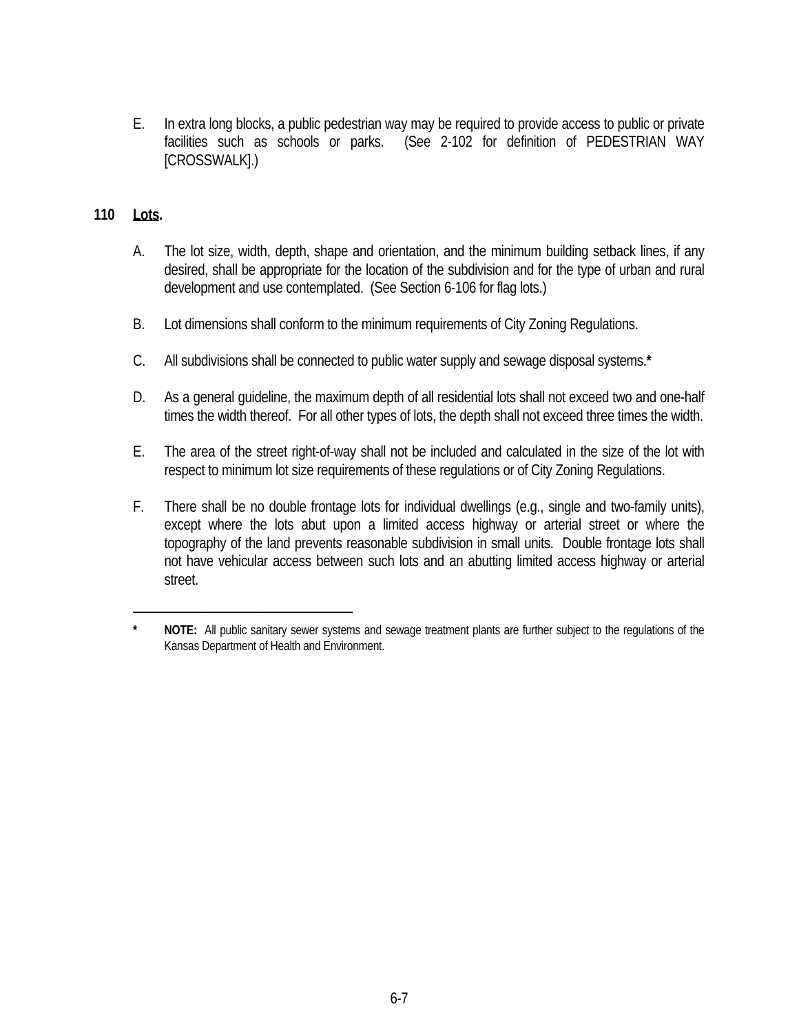E. In extra long blocks, a public pedestrian way may be required to provide access to public or private facilities such as schools or parks. (See 2-102 for definition of PEDESTRIAN WAY [CROSSWALK].)

## 110 Lots.

A. The lot size, width, depth, shape and orientation, and the minimum building setback lines, if any desired, shall be appropriate for the location of the subdivision and for the type of urban and rural development and use contemplated. (See Section 6-106 for flag lots.)

B. Lot dimensions shall conform to the minimum requirements of City Zoning Regulations.

C. All subdivisions shall be connected to public water supply and sewage disposal systems.*

D. As a general guideline, the maximum depth of all residential lots shall not exceed two and one-half times the width thereof. For all other types of lots, the depth shall not exceed three times the width.

E. The area of the street right-of-way shall not be included and calculated in the size of the lot with respect to minimum lot size requirements of these regulations or of City Zoning Regulations.

F. There shall be no double frontage lots for individual dwellings (e.g., single and two-family units), except where the lots abut upon a limited access highway or arterial street or where the topography of the land prevents reasonable subdivision in small units. Double frontage lots shall not have vehicular access between such lots and an abutting limited access highway or arterial street.

---

\* **NOTE:** All public sanitary sewer systems and sewage treatment plants are further subject to the regulations of the Kansas Department of Health and Environment.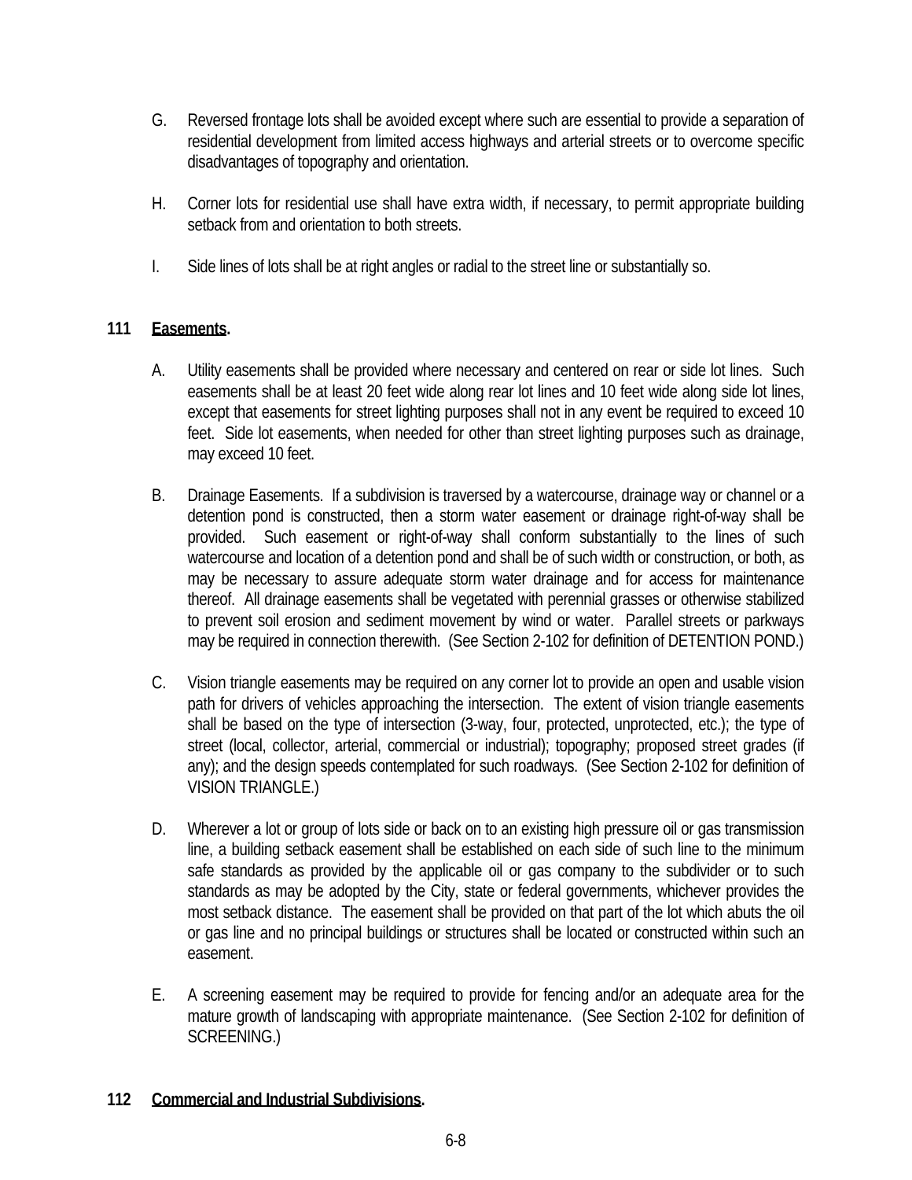G. Reversed frontage lots shall be avoided except where such are essential to provide a separation of residential development from limited access highways and arterial streets or to overcome specific disadvantages of topography and orientation.

H. Corner lots for residential use shall have extra width, if necessary, to permit appropriate building setback from and orientation to both streets.

I. Side lines of lots shall be at right angles or radial to the street line or substantially so.

**111 Easements.**

A. Utility easements shall be provided where necessary and centered on rear or side lot lines. Such easements shall be at least 20 feet wide along rear lot lines and 10 feet wide along side lot lines, except that easements for street lighting purposes shall not in any event be required to exceed 10 feet. Side lot easements, when needed for other than street lighting purposes such as drainage, may exceed 10 feet.

B. Drainage Easements. If a subdivision is traversed by a watercourse, drainage way or channel or a detention pond is constructed, then a storm water easement or drainage right-of-way shall be provided. Such easement or right-of-way shall conform substantially to the lines of such watercourse and location of a detention pond and shall be of such width or construction, or both, as may be necessary to assure adequate storm water drainage and for access for maintenance thereof. All drainage easements shall be vegetated with perennial grasses or otherwise stabilized to prevent soil erosion and sediment movement by wind or water. Parallel streets or parkways may be required in connection therewith. (See Section 2-102 for definition of DETENTION POND.)

C. Vision triangle easements may be required on any corner lot to provide an open and usable vision path for drivers of vehicles approaching the intersection. The extent of vision triangle easements shall be based on the type of intersection (3-way, four, protected, unprotected, etc.); the type of street (local, collector, arterial, commercial or industrial); topography; proposed street grades (if any); and the design speeds contemplated for such roadways. (See Section 2-102 for definition of VISION TRIANGLE.)

D. Wherever a lot or group of lots side or back on to an existing high pressure oil or gas transmission line, a building setback easement shall be established on each side of such line to the minimum safe standards as provided by the applicable oil or gas company to the subdivider or to such standards as may be adopted by the City, state or federal governments, whichever provides the most setback distance. The easement shall be provided on that part of the lot which abuts the oil or gas line and no principal buildings or structures shall be located or constructed within such an easement.

E. A screening easement may be required to provide for fencing and/or an adequate area for the mature growth of landscaping with appropriate maintenance. (See Section 2-102 for definition of SCREENING.)

**112 Commercial and Industrial Subdivisions.**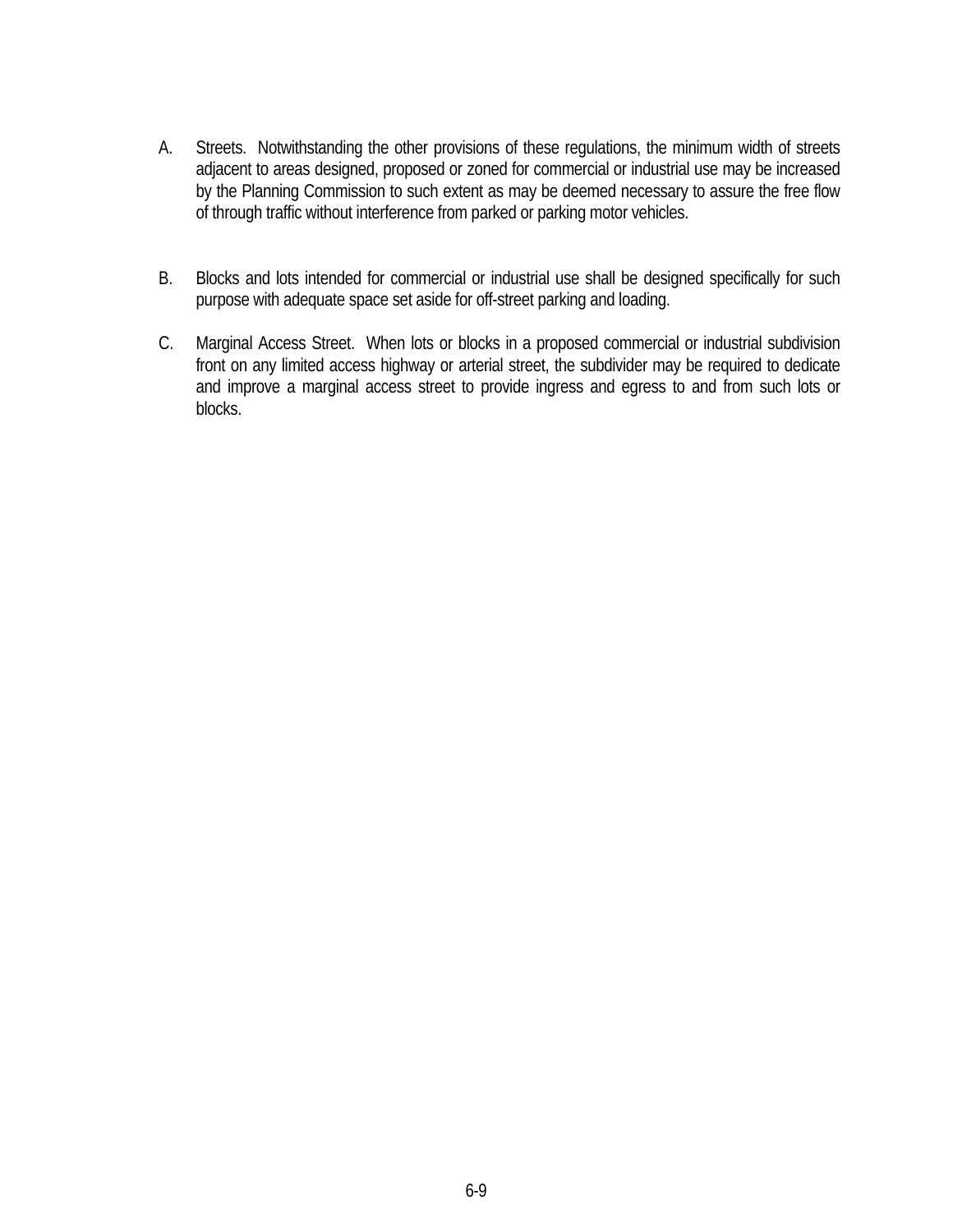A. Streets. Notwithstanding the other provisions of these regulations, the minimum width of streets adjacent to areas designed, proposed or zoned for commercial or industrial use may be increased by the Planning Commission to such extent as may be deemed necessary to assure the free flow of through traffic without interference from parked or parking motor vehicles.

B. Blocks and lots intended for commercial or industrial use shall be designed specifically for such purpose with adequate space set aside for off-street parking and loading.

C. Marginal Access Street. When lots or blocks in a proposed commercial or industrial subdivision front on any limited access highway or arterial street, the subdivider may be required to dedicate and improve a marginal access street to provide ingress and egress to and from such lots or blocks.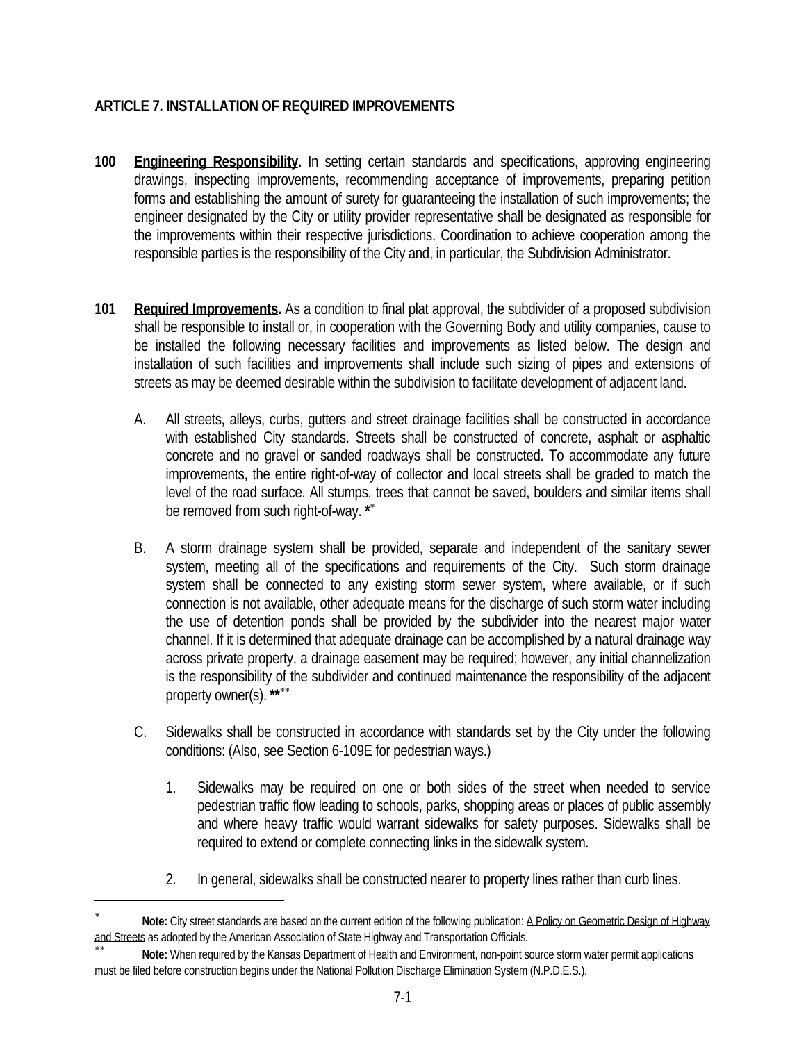## ARTICLE 7. INSTALLATION OF REQUIRED IMPROVEMENTS

**100 Engineering Responsibility.** In setting certain standards and specifications, approving engineering drawings, inspecting improvements, recommending acceptance of improvements, preparing petition forms and establishing the amount of surety for guaranteeing the installation of such improvements; the engineer designated by the City or utility provider representative shall be designated as responsible for the improvements within their respective jurisdictions. Coordination to achieve cooperation among the responsible parties is the responsibility of the City and, in particular, the Subdivision Administrator.

**101 Required Improvements.** As a condition to final plat approval, the subdivider of a proposed subdivision shall be responsible to install or, in cooperation with the Governing Body and utility companies, cause to be installed the following necessary facilities and improvements as listed below. The design and installation of such facilities and improvements shall include such sizing of pipes and extensions of streets as may be deemed desirable within the subdivision to facilitate development of adjacent land.

A. All streets, alleys, curbs, gutters and street drainage facilities shall be constructed in accordance with established City standards. Streets shall be constructed of concrete, asphalt or asphaltic concrete and no gravel or sanded roadways shall be constructed. To accommodate any future improvements, the entire right-of-way of collector and local streets shall be graded to match the level of the road surface. All stumps, trees that cannot be saved, boulders and similar items shall be removed from such right-of-way. **\***[*]

B. A storm drainage system shall be provided, separate and independent of the sanitary sewer system, meeting all of the specifications and requirements of the City. Such storm drainage system shall be connected to any existing storm sewer system, where available, or if such connection is not available, other adequate means for the discharge of such storm water including the use of detention ponds shall be provided by the subdivider into the nearest major water channel. If it is determined that adequate drainage can be accomplished by a natural drainage way across private property, a drainage easement may be required; however, any initial channelization is the responsibility of the subdivider and continued maintenance the responsibility of the adjacent property owner(s). **\*\***[**]

C. Sidewalks shall be constructed in accordance with standards set by the City under the following conditions: (Also, see Section 6-109E for pedestrian ways.)

   1. Sidewalks may be required on one or both sides of the street when needed to service pedestrian traffic flow leading to schools, parks, shopping areas or places of public assembly and where heavy traffic would warrant sidewalks for safety purposes. Sidewalks shall be required to extend or complete connecting links in the sidewalk system.

   2. In general, sidewalks shall be constructed nearer to property lines rather than curb lines.

---

[*] **Note:** City street standards are based on the current edition of the following publication: A Policy on Geometric Design of Highway and Streets as adopted by the American Association of State Highway and Transportation Officials.

[**] **Note:** When required by the Kansas Department of Health and Environment, non-point source storm water permit applications must be filed before construction begins under the National Pollution Discharge Elimination System (N.P.D.E.S.).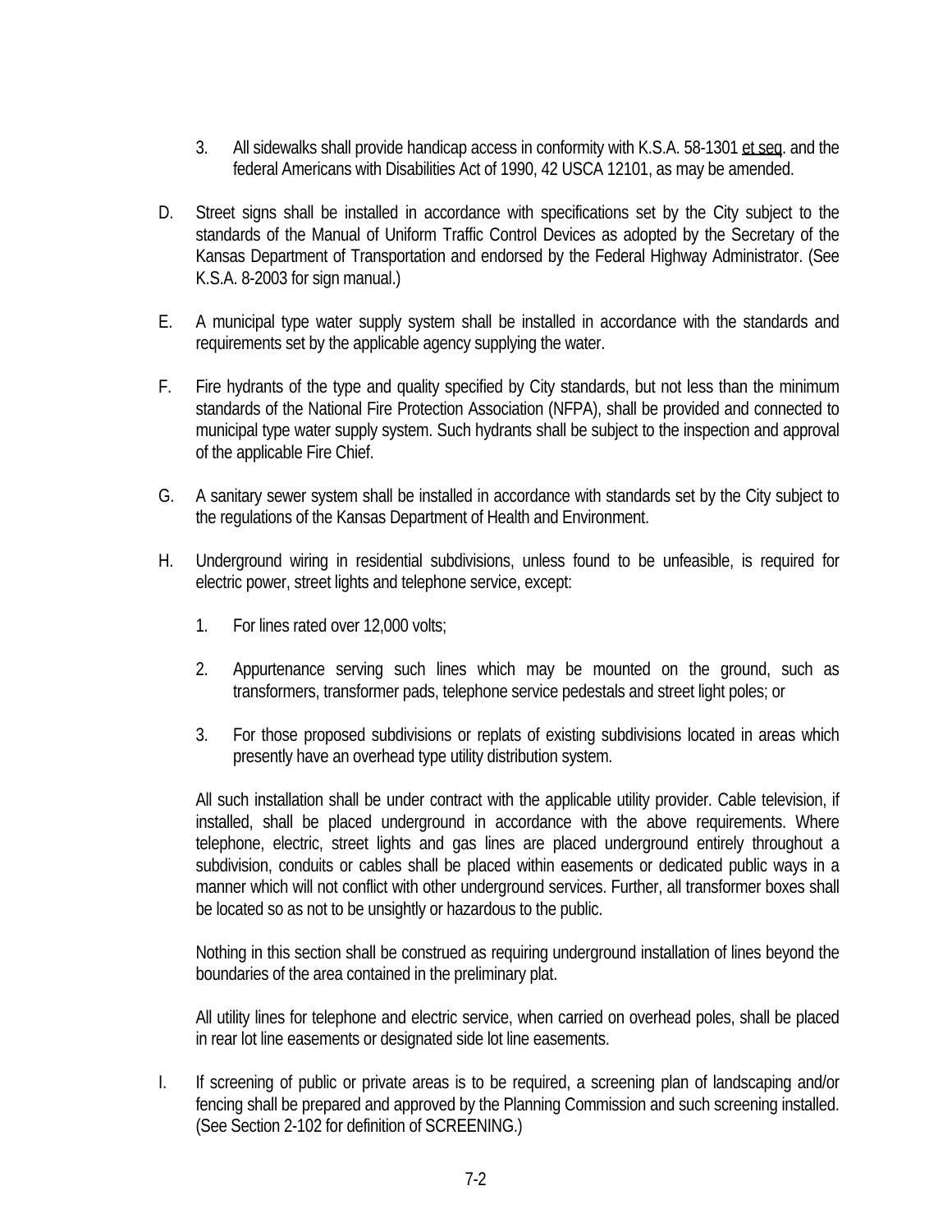3. All sidewalks shall provide handicap access in conformity with K.S.A. 58-1301 et seq. and the federal Americans with Disabilities Act of 1990, 42 USCA 12101, as may be amended.

D. Street signs shall be installed in accordance with specifications set by the City subject to the standards of the Manual of Uniform Traffic Control Devices as adopted by the Secretary of the Kansas Department of Transportation and endorsed by the Federal Highway Administrator. (See K.S.A. 8-2003 for sign manual.)

E. A municipal type water supply system shall be installed in accordance with the standards and requirements set by the applicable agency supplying the water.

F. Fire hydrants of the type and quality specified by City standards, but not less than the minimum standards of the National Fire Protection Association (NFPA), shall be provided and connected to municipal type water supply system. Such hydrants shall be subject to the inspection and approval of the applicable Fire Chief.

G. A sanitary sewer system shall be installed in accordance with standards set by the City subject to the regulations of the Kansas Department of Health and Environment.

H. Underground wiring in residential subdivisions, unless found to be unfeasible, is required for electric power, street lights and telephone service, except:

   1. For lines rated over 12,000 volts;

   2. Appurtenance serving such lines which may be mounted on the ground, such as transformers, transformer pads, telephone service pedestals and street light poles; or

   3. For those proposed subdivisions or replats of existing subdivisions located in areas which presently have an overhead type utility distribution system.

   All such installation shall be under contract with the applicable utility provider. Cable television, if installed, shall be placed underground in accordance with the above requirements. Where telephone, electric, street lights and gas lines are placed underground entirely throughout a subdivision, conduits or cables shall be placed within easements or dedicated public ways in a manner which will not conflict with other underground services. Further, all transformer boxes shall be located so as not to be unsightly or hazardous to the public.

   Nothing in this section shall be construed as requiring underground installation of lines beyond the boundaries of the area contained in the preliminary plat.

   All utility lines for telephone and electric service, when carried on overhead poles, shall be placed in rear lot line easements or designated side lot line easements.

I. If screening of public or private areas is to be required, a screening plan of landscaping and/or fencing shall be prepared and approved by the Planning Commission and such screening installed. (See Section 2-102 for definition of SCREENING.)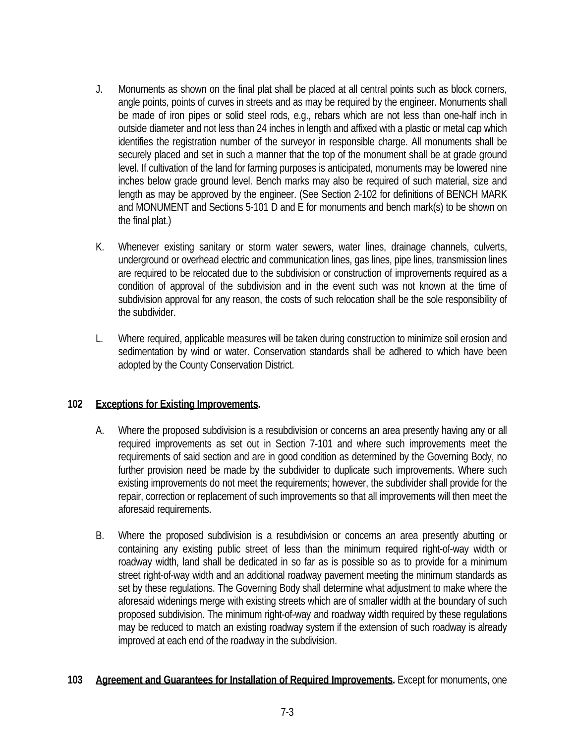J. Monuments as shown on the final plat shall be placed at all central points such as block corners, angle points, points of curves in streets and as may be required by the engineer. Monuments shall be made of iron pipes or solid steel rods, e.g., rebars which are not less than one-half inch in outside diameter and not less than 24 inches in length and affixed with a plastic or metal cap which identifies the registration number of the surveyor in responsible charge. All monuments shall be securely placed and set in such a manner that the top of the monument shall be at grade ground level. If cultivation of the land for farming purposes is anticipated, monuments may be lowered nine inches below grade ground level. Bench marks may also be required of such material, size and length as may be approved by the engineer. (See Section 2-102 for definitions of BENCH MARK and MONUMENT and Sections 5-101 D and E for monuments and bench mark(s) to be shown on the final plat.)

K. Whenever existing sanitary or storm water sewers, water lines, drainage channels, culverts, underground or overhead electric and communication lines, gas lines, pipe lines, transmission lines are required to be relocated due to the subdivision or construction of improvements required as a condition of approval of the subdivision and in the event such was not known at the time of subdivision approval for any reason, the costs of such relocation shall be the sole responsibility of the subdivider.

L. Where required, applicable measures will be taken during construction to minimize soil erosion and sedimentation by wind or water. Conservation standards shall be adhered to which have been adopted by the County Conservation District.

**102 Exceptions for Existing Improvements.**

A. Where the proposed subdivision is a resubdivision or concerns an area presently having any or all required improvements as set out in Section 7-101 and where such improvements meet the requirements of said section and are in good condition as determined by the Governing Body, no further provision need be made by the subdivider to duplicate such improvements. Where such existing improvements do not meet the requirements; however, the subdivider shall provide for the repair, correction or replacement of such improvements so that all improvements will then meet the aforesaid requirements.

B. Where the proposed subdivision is a resubdivision or concerns an area presently abutting or containing any existing public street of less than the minimum required right-of-way width or roadway width, land shall be dedicated in so far as is possible so as to provide for a minimum street right-of-way width and an additional roadway pavement meeting the minimum standards as set by these regulations. The Governing Body shall determine what adjustment to make where the aforesaid widenings merge with existing streets which are of smaller width at the boundary of such proposed subdivision. The minimum right-of-way and roadway width required by these regulations may be reduced to match an existing roadway system if the extension of such roadway is already improved at each end of the roadway in the subdivision.

**103 Agreement and Guarantees for Installation of Required Improvements.** Except for monuments, one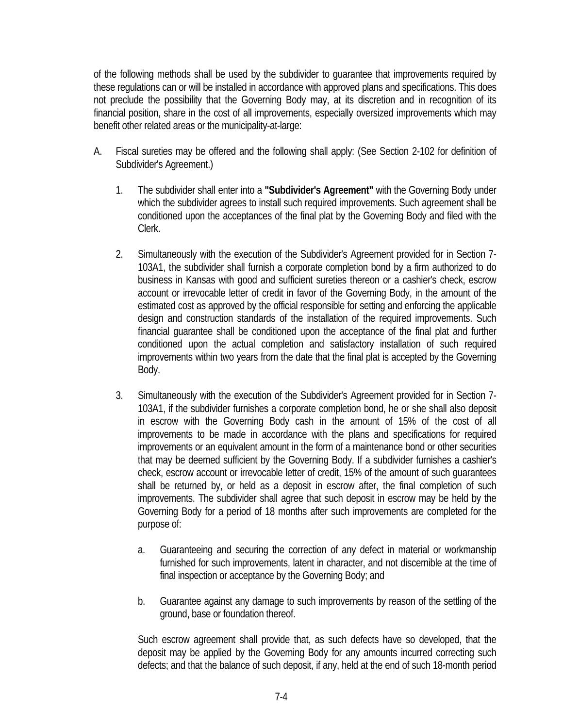of the following methods shall be used by the subdivider to guarantee that improvements required by these regulations can or will be installed in accordance with approved plans and specifications. This does not preclude the possibility that the Governing Body may, at its discretion and in recognition of its financial position, share in the cost of all improvements, especially oversized improvements which may benefit other related areas or the municipality-at-large:

A. Fiscal sureties may be offered and the following shall apply: (See Section 2-102 for definition of Subdivider's Agreement.)

   1. The subdivider shall enter into a **"Subdivider's Agreement"** with the Governing Body under which the subdivider agrees to install such required improvements. Such agreement shall be conditioned upon the acceptances of the final plat by the Governing Body and filed with the Clerk.

   2. Simultaneously with the execution of the Subdivider's Agreement provided for in Section 7-103A1, the subdivider shall furnish a corporate completion bond by a firm authorized to do business in Kansas with good and sufficient sureties thereon or a cashier's check, escrow account or irrevocable letter of credit in favor of the Governing Body, in the amount of the estimated cost as approved by the official responsible for setting and enforcing the applicable design and construction standards of the installation of the required improvements. Such financial guarantee shall be conditioned upon the acceptance of the final plat and further conditioned upon the actual completion and satisfactory installation of such required improvements within two years from the date that the final plat is accepted by the Governing Body.

   3. Simultaneously with the execution of the Subdivider's Agreement provided for in Section 7-103A1, if the subdivider furnishes a corporate completion bond, he or she shall also deposit in escrow with the Governing Body cash in the amount of 15% of the cost of all improvements to be made in accordance with the plans and specifications for required improvements or an equivalent amount in the form of a maintenance bond or other securities that may be deemed sufficient by the Governing Body. If a subdivider furnishes a cashier's check, escrow account or irrevocable letter of credit, 15% of the amount of such guarantees shall be returned by, or held as a deposit in escrow after, the final completion of such improvements. The subdivider shall agree that such deposit in escrow may be held by the Governing Body for a period of 18 months after such improvements are completed for the purpose of:

      a. Guaranteeing and securing the correction of any defect in material or workmanship furnished for such improvements, latent in character, and not discernible at the time of final inspection or acceptance by the Governing Body; and

      b. Guarantee against any damage to such improvements by reason of the settling of the ground, base or foundation thereof.

   Such escrow agreement shall provide that, as such defects have so developed, that the deposit may be applied by the Governing Body for any amounts incurred correcting such defects; and that the balance of such deposit, if any, held at the end of such 18-month period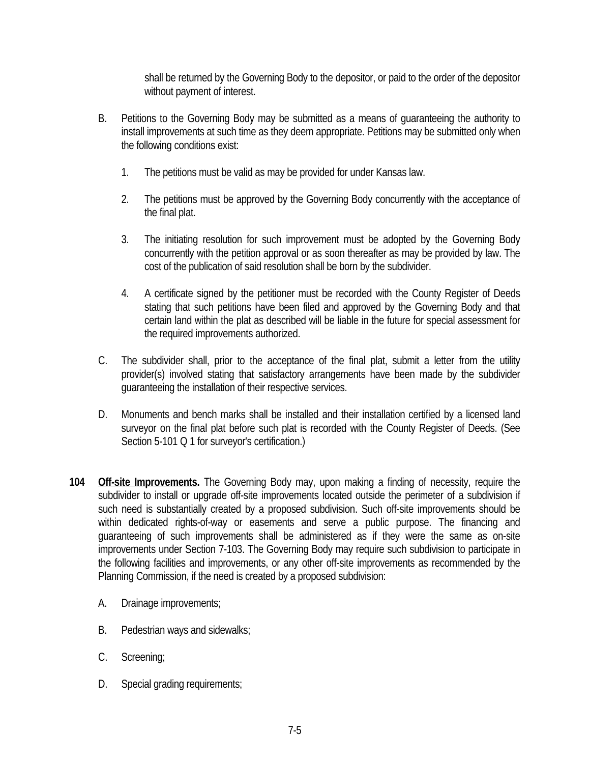shall be returned by the Governing Body to the depositor, or paid to the order of the depositor without payment of interest.

B. Petitions to the Governing Body may be submitted as a means of guaranteeing the authority to install improvements at such time as they deem appropriate. Petitions may be submitted only when the following conditions exist:

   1. The petitions must be valid as may be provided for under Kansas law.

   2. The petitions must be approved by the Governing Body concurrently with the acceptance of the final plat.

   3. The initiating resolution for such improvement must be adopted by the Governing Body concurrently with the petition approval or as soon thereafter as may be provided by law. The cost of the publication of said resolution shall be born by the subdivider.

   4. A certificate signed by the petitioner must be recorded with the County Register of Deeds stating that such petitions have been filed and approved by the Governing Body and that certain land within the plat as described will be liable in the future for special assessment for the required improvements authorized.

C. The subdivider shall, prior to the acceptance of the final plat, submit a letter from the utility provider(s) involved stating that satisfactory arrangements have been made by the subdivider guaranteeing the installation of their respective services.

D. Monuments and bench marks shall be installed and their installation certified by a licensed land surveyor on the final plat before such plat is recorded with the County Register of Deeds. (See Section 5-101 Q 1 for surveyor's certification.)

**104 Off-site Improvements.** The Governing Body may, upon making a finding of necessity, require the subdivider to install or upgrade off-site improvements located outside the perimeter of a subdivision if such need is substantially created by a proposed subdivision. Such off-site improvements should be within dedicated rights-of-way or easements and serve a public purpose. The financing and guaranteeing of such improvements shall be administered as if they were the same as on-site improvements under Section 7-103. The Governing Body may require such subdivision to participate in the following facilities and improvements, or any other off-site improvements as recommended by the Planning Commission, if the need is created by a proposed subdivision:

A. Drainage improvements;

B. Pedestrian ways and sidewalks;

C. Screening;

D. Special grading requirements;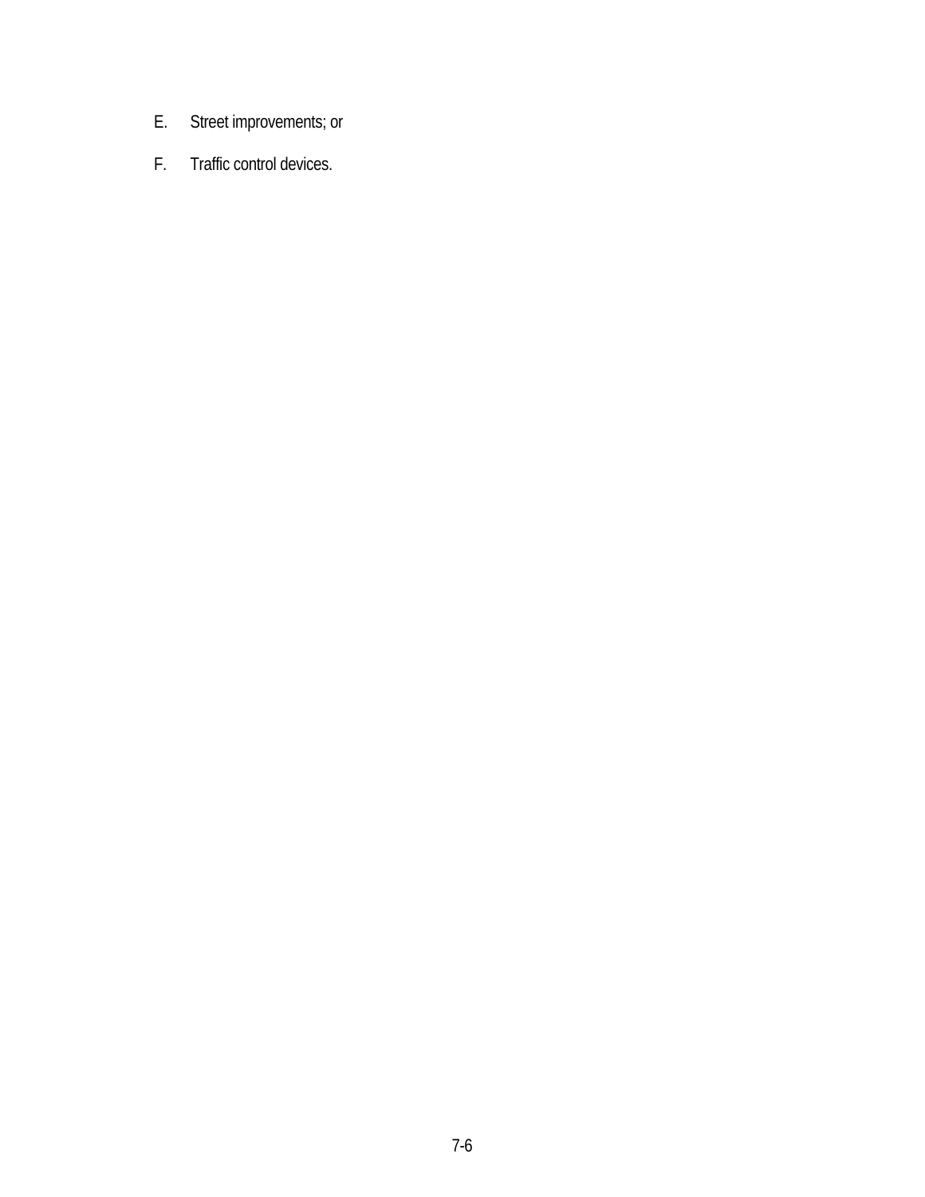E. Street improvements; or

F. Traffic control devices.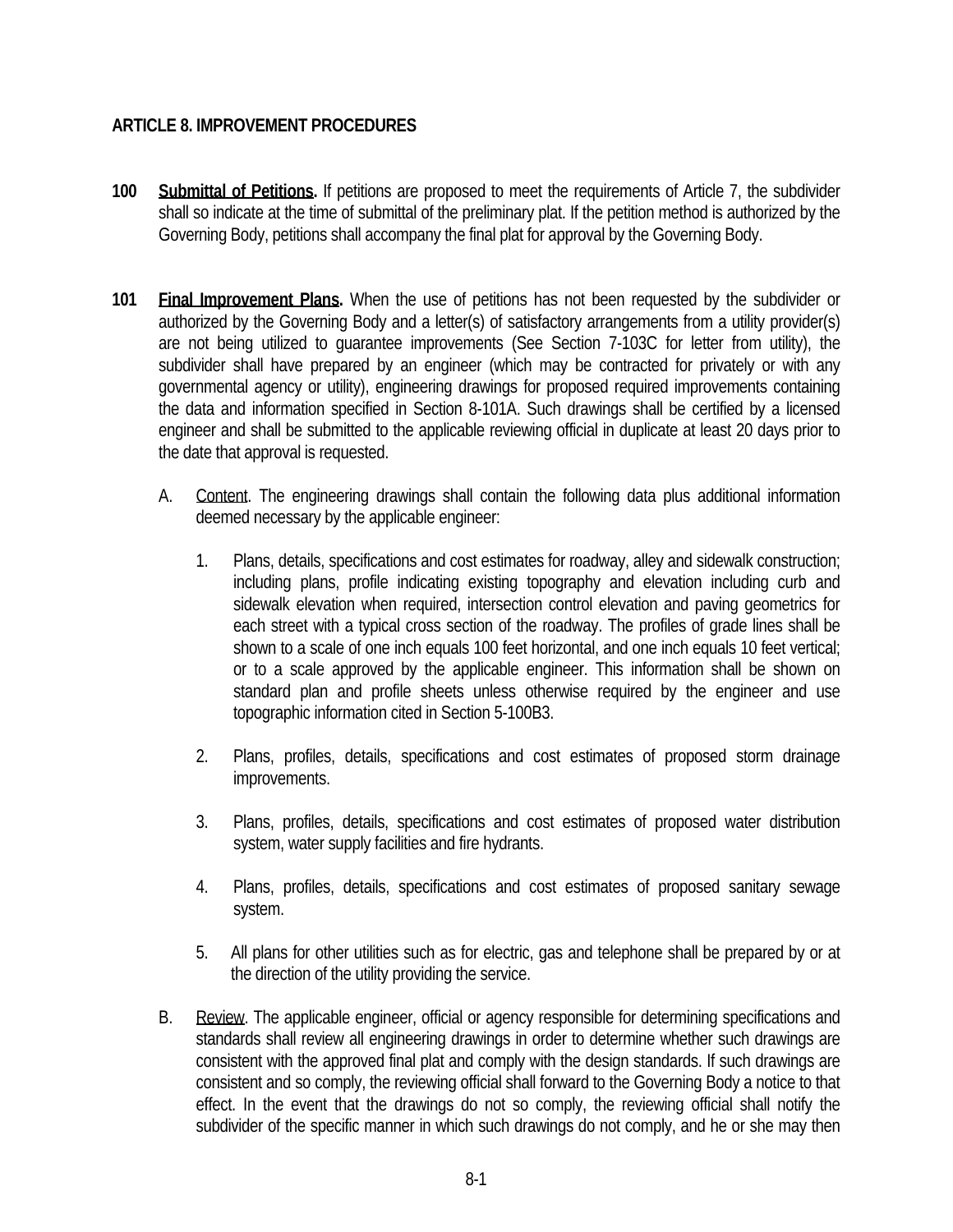**ARTICLE 8. IMPROVEMENT PROCEDURES**

**100 Submittal of Petitions.** If petitions are proposed to meet the requirements of Article 7, the subdivider shall so indicate at the time of submittal of the preliminary plat. If the petition method is authorized by the Governing Body, petitions shall accompany the final plat for approval by the Governing Body.

**101 Final Improvement Plans.** When the use of petitions has not been requested by the subdivider or authorized by the Governing Body and a letter(s) of satisfactory arrangements from a utility provider(s) are not being utilized to guarantee improvements (See Section 7-103C for letter from utility), the subdivider shall have prepared by an engineer (which may be contracted for privately or with any governmental agency or utility), engineering drawings for proposed required improvements containing the data and information specified in Section 8-101A. Such drawings shall be certified by a licensed engineer and shall be submitted to the applicable reviewing official in duplicate at least 20 days prior to the date that approval is requested.

A. Content. The engineering drawings shall contain the following data plus additional information deemed necessary by the applicable engineer:

1. Plans, details, specifications and cost estimates for roadway, alley and sidewalk construction; including plans, profile indicating existing topography and elevation including curb and sidewalk elevation when required, intersection control elevation and paving geometrics for each street with a typical cross section of the roadway. The profiles of grade lines shall be shown to a scale of one inch equals 100 feet horizontal, and one inch equals 10 feet vertical; or to a scale approved by the applicable engineer. This information shall be shown on standard plan and profile sheets unless otherwise required by the engineer and use topographic information cited in Section 5-100B3.

2. Plans, profiles, details, specifications and cost estimates of proposed storm drainage improvements.

3. Plans, profiles, details, specifications and cost estimates of proposed water distribution system, water supply facilities and fire hydrants.

4. Plans, profiles, details, specifications and cost estimates of proposed sanitary sewage system.

5. All plans for other utilities such as for electric, gas and telephone shall be prepared by or at the direction of the utility providing the service.

B. Review. The applicable engineer, official or agency responsible for determining specifications and standards shall review all engineering drawings in order to determine whether such drawings are consistent with the approved final plat and comply with the design standards. If such drawings are consistent and so comply, the reviewing official shall forward to the Governing Body a notice to that effect. In the event that the drawings do not so comply, the reviewing official shall notify the subdivider of the specific manner in which such drawings do not comply, and he or she may then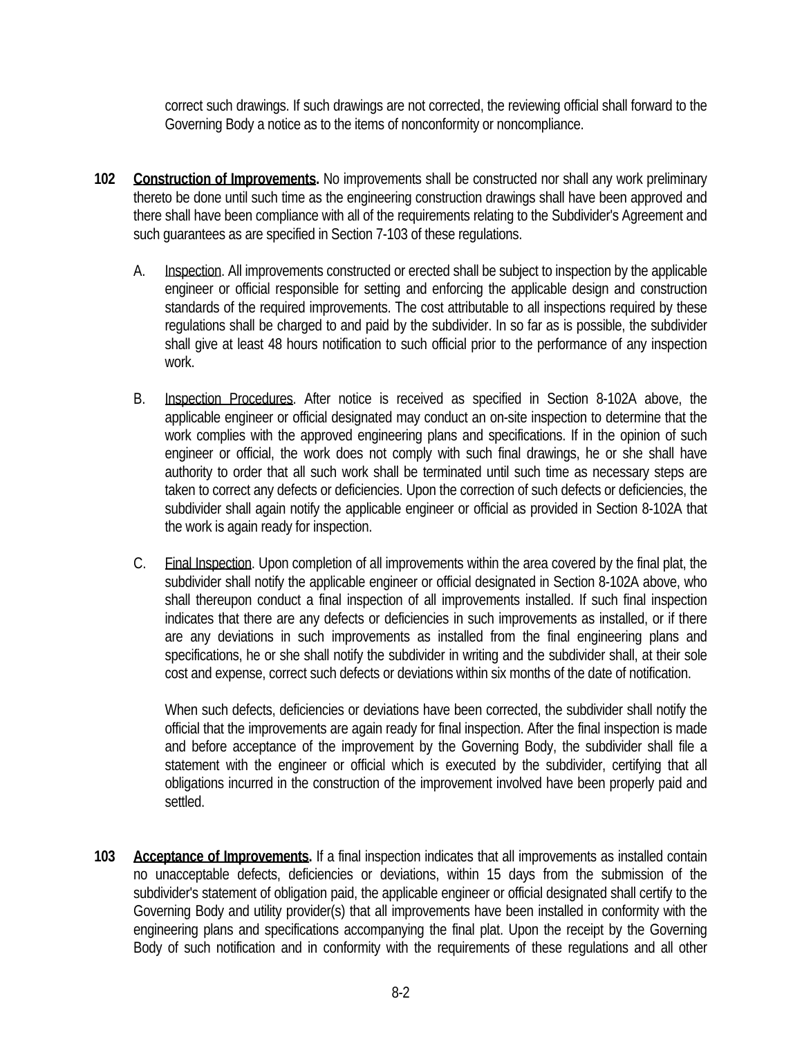correct such drawings. If such drawings are not corrected, the reviewing official shall forward to the Governing Body a notice as to the items of nonconformity or noncompliance.

**102 Construction of Improvements.** No improvements shall be constructed nor shall any work preliminary thereto be done until such time as the engineering construction drawings shall have been approved and there shall have been compliance with all of the requirements relating to the Subdivider's Agreement and such guarantees as are specified in Section 7-103 of these regulations.

A. Inspection. All improvements constructed or erected shall be subject to inspection by the applicable engineer or official responsible for setting and enforcing the applicable design and construction standards of the required improvements. The cost attributable to all inspections required by these regulations shall be charged to and paid by the subdivider. In so far as is possible, the subdivider shall give at least 48 hours notification to such official prior to the performance of any inspection work.

B. Inspection Procedures. After notice is received as specified in Section 8-102A above, the applicable engineer or official designated may conduct an on-site inspection to determine that the work complies with the approved engineering plans and specifications. If in the opinion of such engineer or official, the work does not comply with such final drawings, he or she shall have authority to order that all such work shall be terminated until such time as necessary steps are taken to correct any defects or deficiencies. Upon the correction of such defects or deficiencies, the subdivider shall again notify the applicable engineer or official as provided in Section 8-102A that the work is again ready for inspection.

C. Final Inspection. Upon completion of all improvements within the area covered by the final plat, the subdivider shall notify the applicable engineer or official designated in Section 8-102A above, who shall thereupon conduct a final inspection of all improvements installed. If such final inspection indicates that there are any defects or deficiencies in such improvements as installed, or if there are any deviations in such improvements as installed from the final engineering plans and specifications, he or she shall notify the subdivider in writing and the subdivider shall, at their sole cost and expense, correct such defects or deviations within six months of the date of notification.

When such defects, deficiencies or deviations have been corrected, the subdivider shall notify the official that the improvements are again ready for final inspection. After the final inspection is made and before acceptance of the improvement by the Governing Body, the subdivider shall file a statement with the engineer or official which is executed by the subdivider, certifying that all obligations incurred in the construction of the improvement involved have been properly paid and settled.

**103 Acceptance of Improvements.** If a final inspection indicates that all improvements as installed contain no unacceptable defects, deficiencies or deviations, within 15 days from the submission of the subdivider's statement of obligation paid, the applicable engineer or official designated shall certify to the Governing Body and utility provider(s) that all improvements have been installed in conformity with the engineering plans and specifications accompanying the final plat. Upon the receipt by the Governing Body of such notification and in conformity with the requirements of these regulations and all other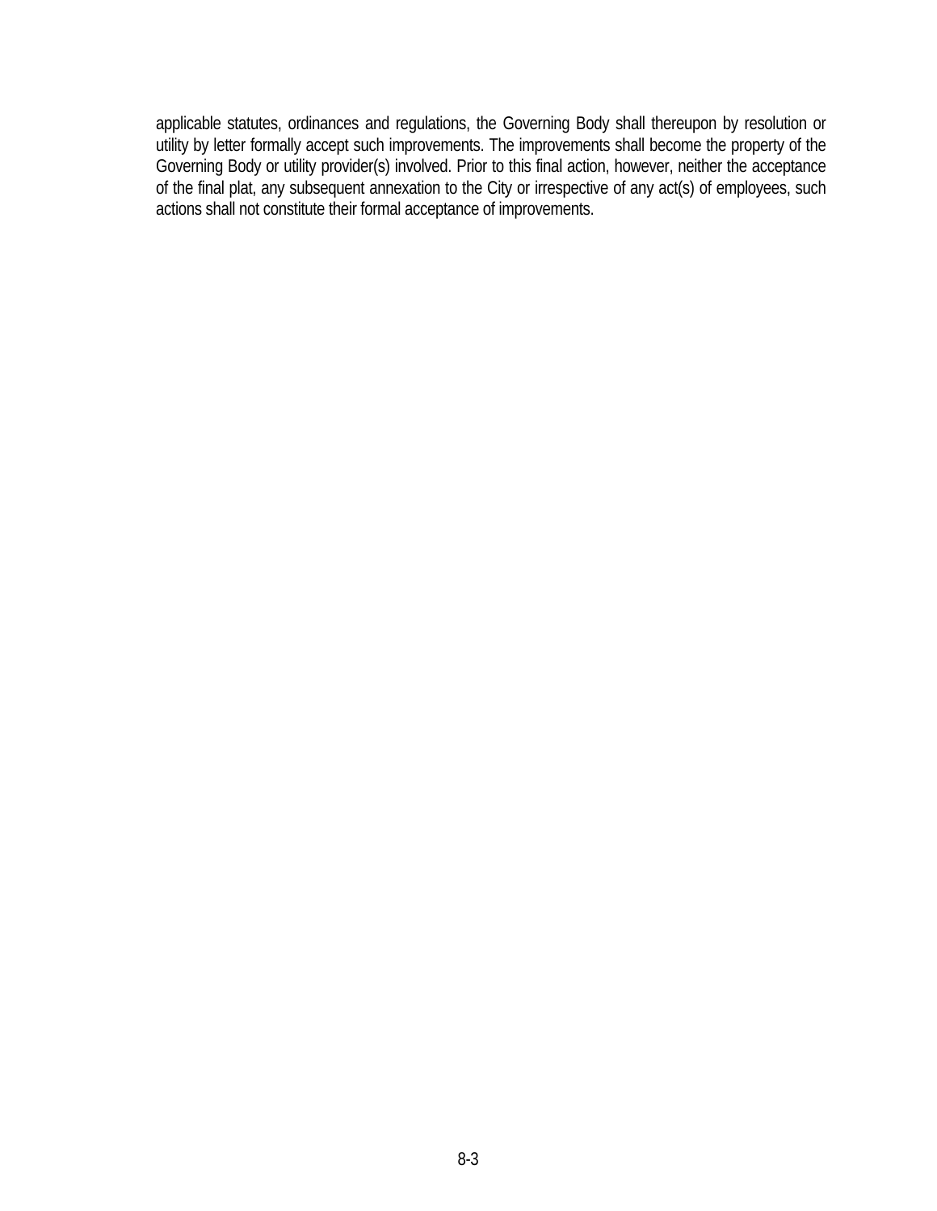applicable statutes, ordinances and regulations, the Governing Body shall thereupon by resolution or utility by letter formally accept such improvements. The improvements shall become the property of the Governing Body or utility provider(s) involved. Prior to this final action, however, neither the acceptance of the final plat, any subsequent annexation to the City or irrespective of any act(s) of employees, such actions shall not constitute their formal acceptance of improvements.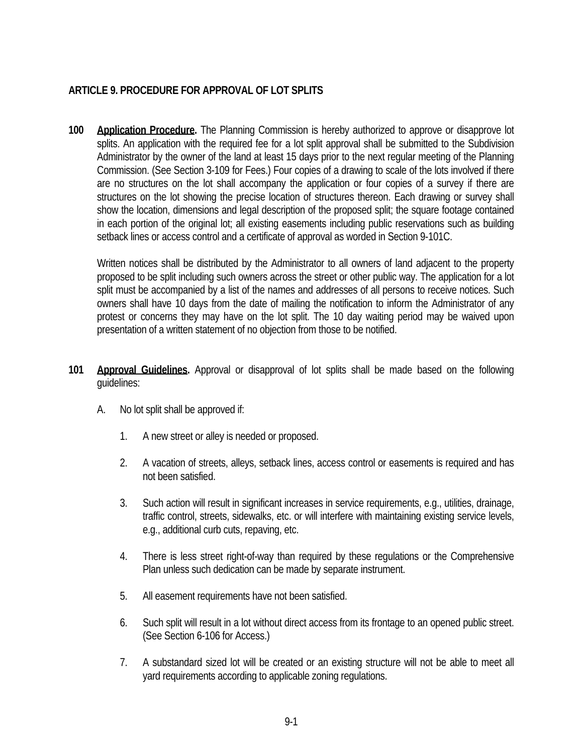## ARTICLE 9. PROCEDURE FOR APPROVAL OF LOT SPLITS

**100** **Application Procedure.** The Planning Commission is hereby authorized to approve or disapprove lot splits. An application with the required fee for a lot split approval shall be submitted to the Subdivision Administrator by the owner of the land at least 15 days prior to the next regular meeting of the Planning Commission. (See Section 3-109 for Fees.) Four copies of a drawing to scale of the lots involved if there are no structures on the lot shall accompany the application or four copies of a survey if there are structures on the lot showing the precise location of structures thereon. Each drawing or survey shall show the location, dimensions and legal description of the proposed split; the square footage contained in each portion of the original lot; all existing easements including public reservations such as building setback lines or access control and a certificate of approval as worded in Section 9-101C.

Written notices shall be distributed by the Administrator to all owners of land adjacent to the property proposed to be split including such owners across the street or other public way. The application for a lot split must be accompanied by a list of the names and addresses of all persons to receive notices. Such owners shall have 10 days from the date of mailing the notification to inform the Administrator of any protest or concerns they may have on the lot split. The 10 day waiting period may be waived upon presentation of a written statement of no objection from those to be notified.

**101** **Approval Guidelines.** Approval or disapproval of lot splits shall be made based on the following guidelines:

A. No lot split shall be approved if:

1. A new street or alley is needed or proposed.
2. A vacation of streets, alleys, setback lines, access control or easements is required and has not been satisfied.
3. Such action will result in significant increases in service requirements, e.g., utilities, drainage, traffic control, streets, sidewalks, etc. or will interfere with maintaining existing service levels, e.g., additional curb cuts, repaving, etc.
4. There is less street right-of-way than required by these regulations or the Comprehensive Plan unless such dedication can be made by separate instrument.
5. All easement requirements have not been satisfied.
6. Such split will result in a lot without direct access from its frontage to an opened public street. (See Section 6-106 for Access.)
7. A substandard sized lot will be created or an existing structure will not be able to meet all yard requirements according to applicable zoning regulations.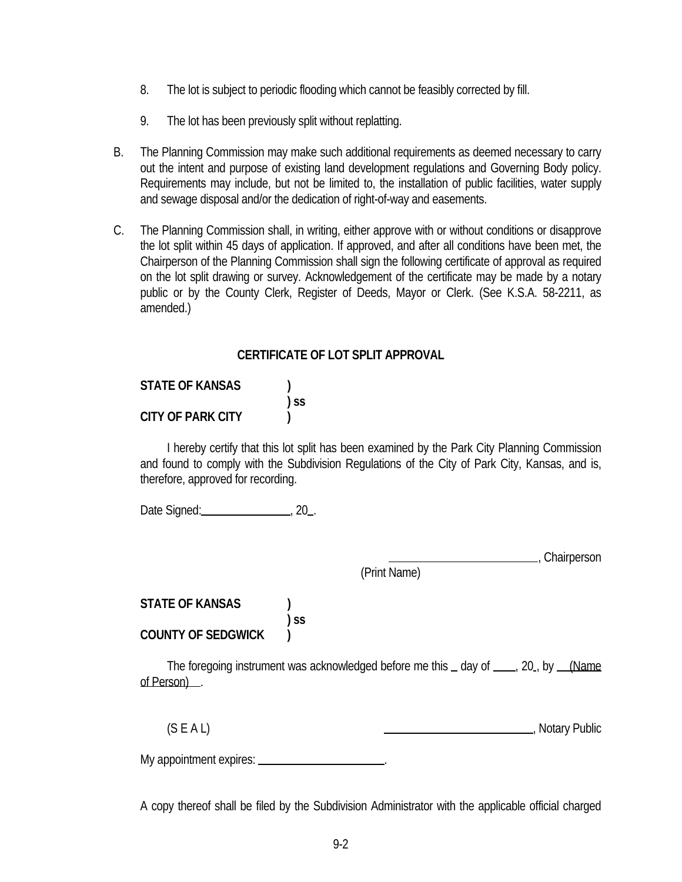8. The lot is subject to periodic flooding which cannot be feasibly corrected by fill.

9. The lot has been previously split without replatting.

B. The Planning Commission may make such additional requirements as deemed necessary to carry out the intent and purpose of existing land development regulations and Governing Body policy. Requirements may include, but not be limited to, the installation of public facilities, water supply and sewage disposal and/or the dedication of right-of-way and easements.

C. The Planning Commission shall, in writing, either approve with or without conditions or disapprove the lot split within 45 days of application. If approved, and after all conditions have been met, the Chairperson of the Planning Commission shall sign the following certificate of approval as required on the lot split drawing or survey. Acknowledgement of the certificate may be made by a notary public or by the County Clerk, Register of Deeds, Mayor or Clerk. (See K.S.A. 58-2211, as amended.)

**CERTIFICATE OF LOT SPLIT APPROVAL**

**STATE OF KANSAS )**
**) ss**
**CITY OF PARK CITY )**

I hereby certify that this lot split has been examined by the Park City Planning Commission and found to comply with the Subdivision Regulations of the City of Park City, Kansas, and is, therefore, approved for recording.

Date Signed:_______________, 20_.

_________________________, Chairperson
(Print Name)

**STATE OF KANSAS )**
**) ss**
**COUNTY OF SEDGWICK )**

The foregoing instrument was acknowledged before me this _ day of ____, 20_, by __(Name of Person)__.

(S E A L) _________________________, Notary Public

My appointment expires: _____________________.

A copy thereof shall be filed by the Subdivision Administrator with the applicable official charged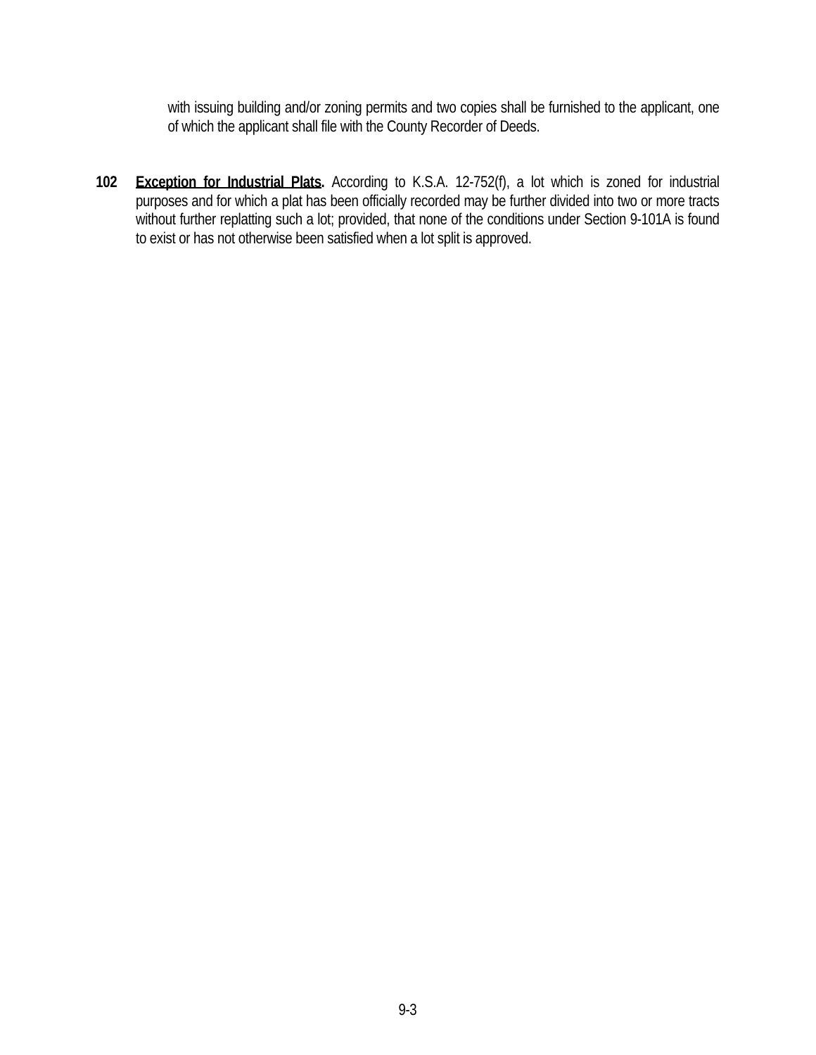with issuing building and/or zoning permits and two copies shall be furnished to the applicant, one of which the applicant shall file with the County Recorder of Deeds.

**102** **Exception for Industrial Plats.** According to K.S.A. 12-752(f), a lot which is zoned for industrial purposes and for which a plat has been officially recorded may be further divided into two or more tracts without further replatting such a lot; provided, that none of the conditions under Section 9-101A is found to exist or has not otherwise been satisfied when a lot split is approved.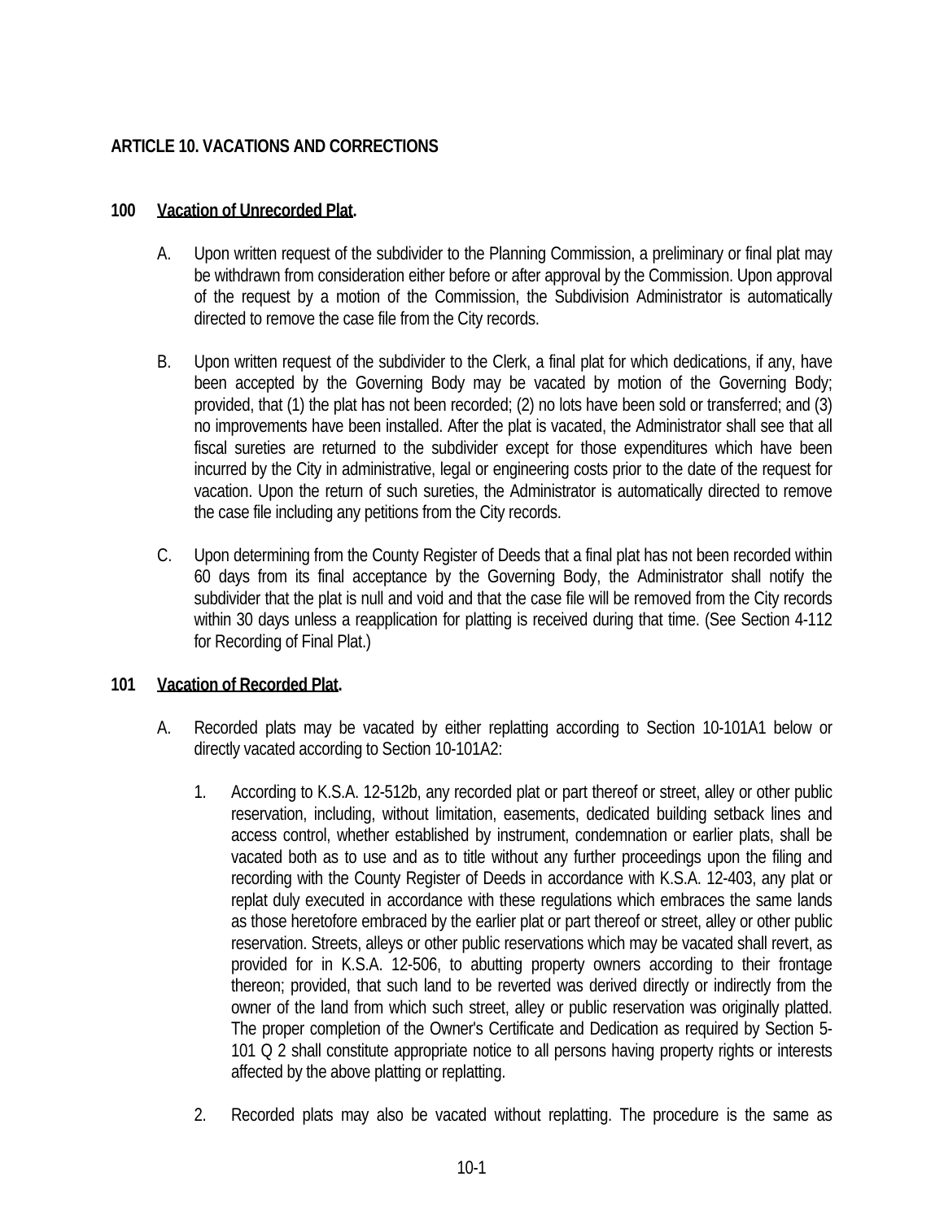# ARTICLE 10. VACATIONS AND CORRECTIONS

**100 Vacation of Unrecorded Plat.**

A. Upon written request of the subdivider to the Planning Commission, a preliminary or final plat may be withdrawn from consideration either before or after approval by the Commission. Upon approval of the request by a motion of the Commission, the Subdivision Administrator is automatically directed to remove the case file from the City records.

B. Upon written request of the subdivider to the Clerk, a final plat for which dedications, if any, have been accepted by the Governing Body may be vacated by motion of the Governing Body; provided, that (1) the plat has not been recorded; (2) no lots have been sold or transferred; and (3) no improvements have been installed. After the plat is vacated, the Administrator shall see that all fiscal sureties are returned to the subdivider except for those expenditures which have been incurred by the City in administrative, legal or engineering costs prior to the date of the request for vacation. Upon the return of such sureties, the Administrator is automatically directed to remove the case file including any petitions from the City records.

C. Upon determining from the County Register of Deeds that a final plat has not been recorded within 60 days from its final acceptance by the Governing Body, the Administrator shall notify the subdivider that the plat is null and void and that the case file will be removed from the City records within 30 days unless a reapplication for platting is received during that time. (See Section 4-112 for Recording of Final Plat.)

**101 Vacation of Recorded Plat.**

A. Recorded plats may be vacated by either replatting according to Section 10-101A1 below or directly vacated according to Section 10-101A2:

1. According to K.S.A. 12-512b, any recorded plat or part thereof or street, alley or other public reservation, including, without limitation, easements, dedicated building setback lines and access control, whether established by instrument, condemnation or earlier plats, shall be vacated both as to use and as to title without any further proceedings upon the filing and recording with the County Register of Deeds in accordance with K.S.A. 12-403, any plat or replat duly executed in accordance with these regulations which embraces the same lands as those heretofore embraced by the earlier plat or part thereof or street, alley or other public reservation. Streets, alleys or other public reservations which may be vacated shall revert, as provided for in K.S.A. 12-506, to abutting property owners according to their frontage thereon; provided, that such land to be reverted was derived directly or indirectly from the owner of the land from which such street, alley or public reservation was originally platted. The proper completion of the Owner's Certificate and Dedication as required by Section 5-101 Q 2 shall constitute appropriate notice to all persons having property rights or interests affected by the above platting or replatting.

2. Recorded plats may also be vacated without replatting. The procedure is the same as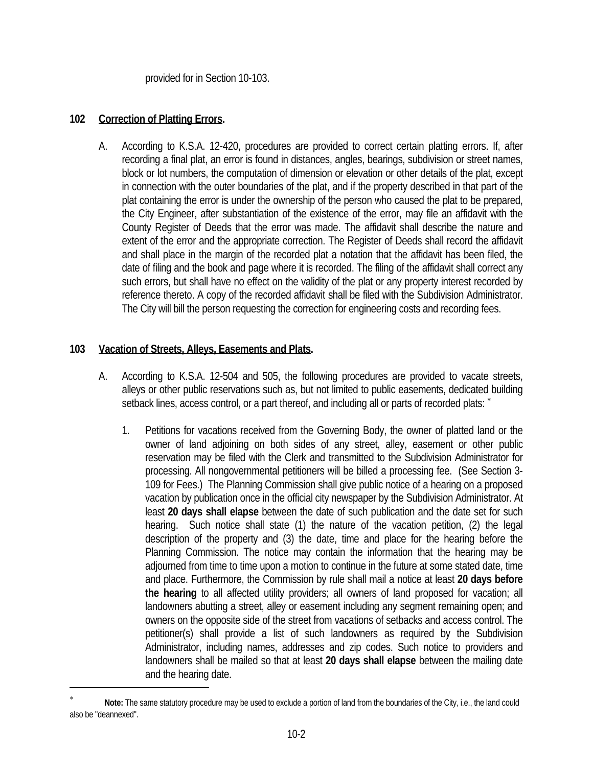provided for in Section 10-103.

**102 Correction of Platting Errors.**

A. According to K.S.A. 12-420, procedures are provided to correct certain platting errors. If, after recording a final plat, an error is found in distances, angles, bearings, subdivision or street names, block or lot numbers, the computation of dimension or elevation or other details of the plat, except in connection with the outer boundaries of the plat, and if the property described in that part of the plat containing the error is under the ownership of the person who caused the plat to be prepared, the City Engineer, after substantiation of the existence of the error, may file an affidavit with the County Register of Deeds that the error was made. The affidavit shall describe the nature and extent of the error and the appropriate correction. The Register of Deeds shall record the affidavit and shall place in the margin of the recorded plat a notation that the affidavit has been filed, the date of filing and the book and page where it is recorded. The filing of the affidavit shall correct any such errors, but shall have no effect on the validity of the plat or any property interest recorded by reference thereto. A copy of the recorded affidavit shall be filed with the Subdivision Administrator. The City will bill the person requesting the correction for engineering costs and recording fees.

**103 Vacation of Streets, Alleys, Easements and Plats.**

A. According to K.S.A. 12-504 and 505, the following procedures are provided to vacate streets, alleys or other public reservations such as, but not limited to public easements, dedicated building setback lines, access control, or a part thereof, and including all or parts of recorded plats: *

1. Petitions for vacations received from the Governing Body, the owner of platted land or the owner of land adjoining on both sides of any street, alley, easement or other public reservation may be filed with the Clerk and transmitted to the Subdivision Administrator for processing. All nongovernmental petitioners will be billed a processing fee. (See Section 3-109 for Fees.) The Planning Commission shall give public notice of a hearing on a proposed vacation by publication once in the official city newspaper by the Subdivision Administrator. At least **20 days shall elapse** between the date of such publication and the date set for such hearing. Such notice shall state (1) the nature of the vacation petition, (2) the legal description of the property and (3) the date, time and place for the hearing before the Planning Commission. The notice may contain the information that the hearing may be adjourned from time to time upon a motion to continue in the future at some stated date, time and place. Furthermore, the Commission by rule shall mail a notice at least **20 days before the hearing** to all affected utility providers; all owners of land proposed for vacation; all landowners abutting a street, alley or easement including any segment remaining open; and owners on the opposite side of the street from vacations of setbacks and access control. The petitioner(s) shall provide a list of such landowners as required by the Subdivision Administrator, including names, addresses and zip codes. Such notice to providers and landowners shall be mailed so that at least **20 days shall elapse** between the mailing date and the hearing date.

---

* **Note:** The same statutory procedure may be used to exclude a portion of land from the boundaries of the City, i.e., the land could also be "deannexed".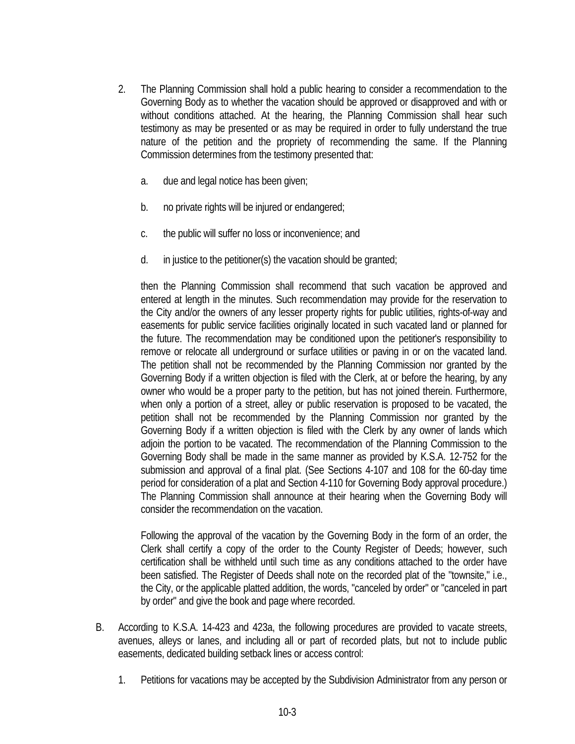2. The Planning Commission shall hold a public hearing to consider a recommendation to the Governing Body as to whether the vacation should be approved or disapproved and with or without conditions attached. At the hearing, the Planning Commission shall hear such testimony as may be presented or as may be required in order to fully understand the true nature of the petition and the propriety of recommending the same. If the Planning Commission determines from the testimony presented that:

   a. due and legal notice has been given;

   b. no private rights will be injured or endangered;

   c. the public will suffer no loss or inconvenience; and

   d. in justice to the petitioner(s) the vacation should be granted;

   then the Planning Commission shall recommend that such vacation be approved and entered at length in the minutes. Such recommendation may provide for the reservation to the City and/or the owners of any lesser property rights for public utilities, rights-of-way and easements for public service facilities originally located in such vacated land or planned for the future. The recommendation may be conditioned upon the petitioner's responsibility to remove or relocate all underground or surface utilities or paving in or on the vacated land. The petition shall not be recommended by the Planning Commission nor granted by the Governing Body if a written objection is filed with the Clerk, at or before the hearing, by any owner who would be a proper party to the petition, but has not joined therein. Furthermore, when only a portion of a street, alley or public reservation is proposed to be vacated, the petition shall not be recommended by the Planning Commission nor granted by the Governing Body if a written objection is filed with the Clerk by any owner of lands which adjoin the portion to be vacated. The recommendation of the Planning Commission to the Governing Body shall be made in the same manner as provided by K.S.A. 12-752 for the submission and approval of a final plat. (See Sections 4-107 and 108 for the 60-day time period for consideration of a plat and Section 4-110 for Governing Body approval procedure.) The Planning Commission shall announce at their hearing when the Governing Body will consider the recommendation on the vacation.

   Following the approval of the vacation by the Governing Body in the form of an order, the Clerk shall certify a copy of the order to the County Register of Deeds; however, such certification shall be withheld until such time as any conditions attached to the order have been satisfied. The Register of Deeds shall note on the recorded plat of the "townsite," i.e., the City, or the applicable platted addition, the words, "canceled by order" or "canceled in part by order" and give the book and page where recorded.

B. According to K.S.A. 14-423 and 423a, the following procedures are provided to vacate streets, avenues, alleys or lanes, and including all or part of recorded plats, but not to include public easements, dedicated building setback lines or access control:

   1. Petitions for vacations may be accepted by the Subdivision Administrator from any person or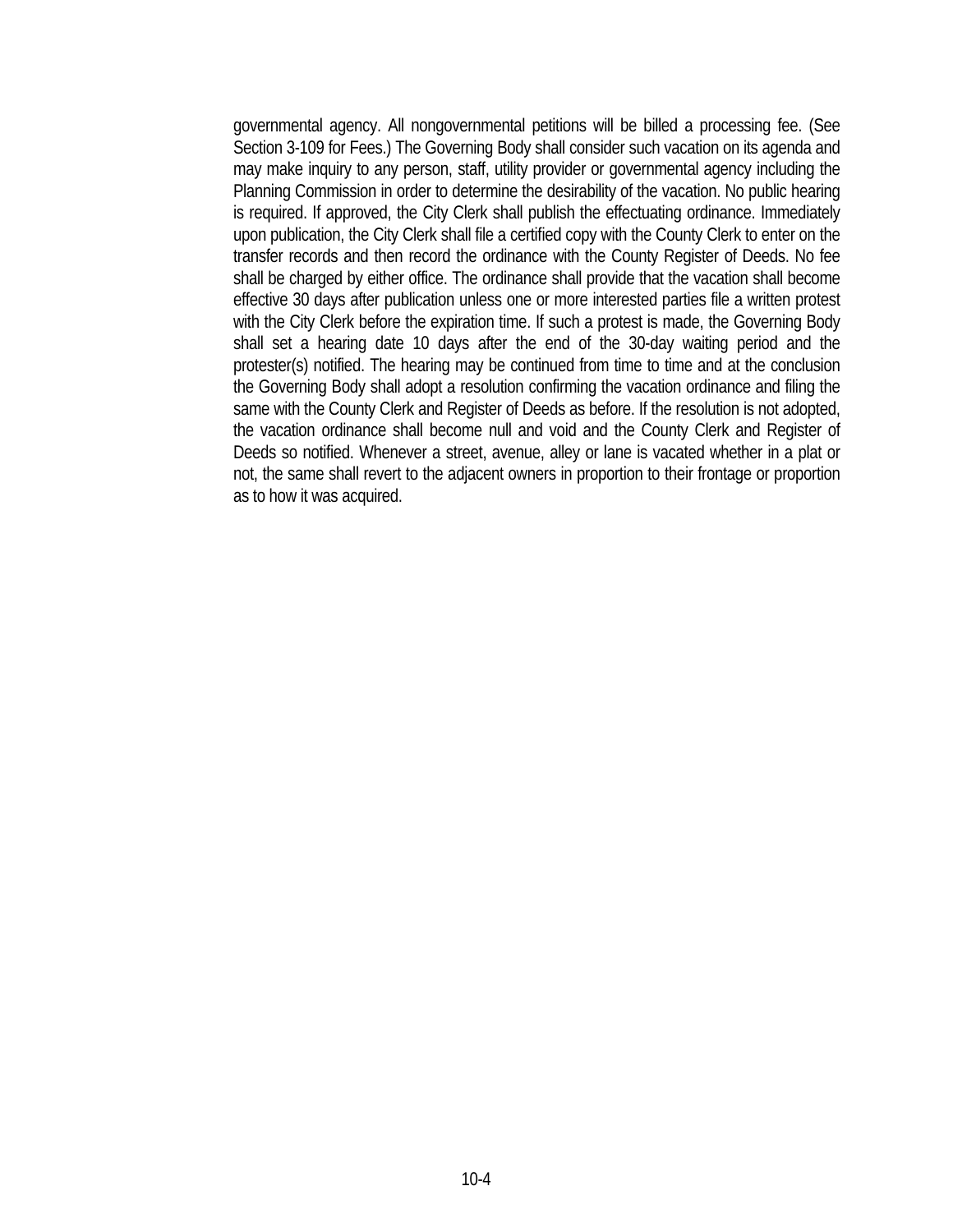governmental agency. All nongovernmental petitions will be billed a processing fee. (See Section 3-109 for Fees.) The Governing Body shall consider such vacation on its agenda and may make inquiry to any person, staff, utility provider or governmental agency including the Planning Commission in order to determine the desirability of the vacation. No public hearing is required. If approved, the City Clerk shall publish the effectuating ordinance. Immediately upon publication, the City Clerk shall file a certified copy with the County Clerk to enter on the transfer records and then record the ordinance with the County Register of Deeds. No fee shall be charged by either office. The ordinance shall provide that the vacation shall become effective 30 days after publication unless one or more interested parties file a written protest with the City Clerk before the expiration time. If such a protest is made, the Governing Body shall set a hearing date 10 days after the end of the 30-day waiting period and the protester(s) notified. The hearing may be continued from time to time and at the conclusion the Governing Body shall adopt a resolution confirming the vacation ordinance and filing the same with the County Clerk and Register of Deeds as before. If the resolution is not adopted, the vacation ordinance shall become null and void and the County Clerk and Register of Deeds so notified. Whenever a street, avenue, alley or lane is vacated whether in a plat or not, the same shall revert to the adjacent owners in proportion to their frontage or proportion as to how it was acquired.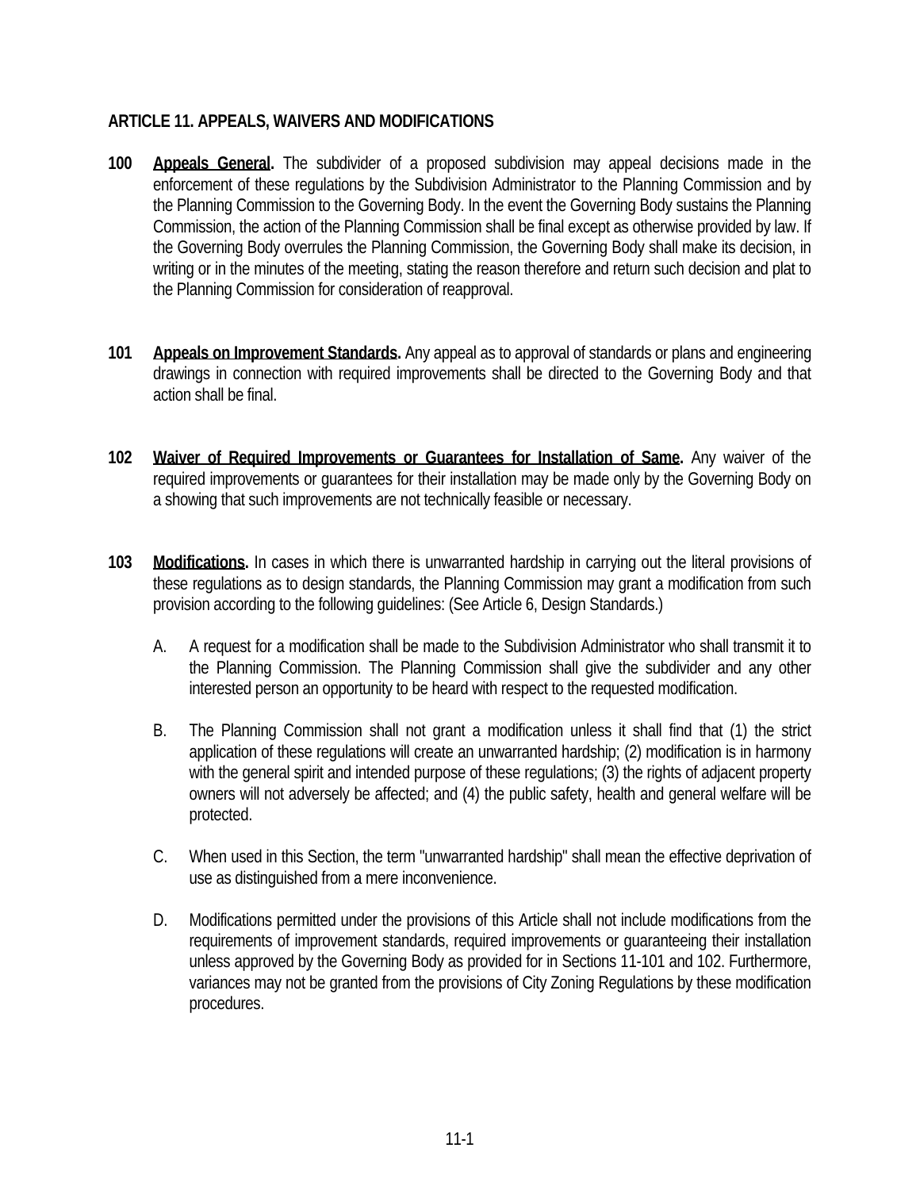## ARTICLE 11. APPEALS, WAIVERS AND MODIFICATIONS

**100** **<u>Appeals General</u>.** The subdivider of a proposed subdivision may appeal decisions made in the enforcement of these regulations by the Subdivision Administrator to the Planning Commission and by the Planning Commission to the Governing Body. In the event the Governing Body sustains the Planning Commission, the action of the Planning Commission shall be final except as otherwise provided by law. If the Governing Body overrules the Planning Commission, the Governing Body shall make its decision, in writing or in the minutes of the meeting, stating the reason therefore and return such decision and plat to the Planning Commission for consideration of reapproval.

**101** **<u>Appeals on Improvement Standards</u>.** Any appeal as to approval of standards or plans and engineering drawings in connection with required improvements shall be directed to the Governing Body and that action shall be final.

**102** **<u>Waiver of Required Improvements or Guarantees for Installation of Same</u>.** Any waiver of the required improvements or guarantees for their installation may be made only by the Governing Body on a showing that such improvements are not technically feasible or necessary.

**103** **<u>Modifications</u>.** In cases in which there is unwarranted hardship in carrying out the literal provisions of these regulations as to design standards, the Planning Commission may grant a modification from such provision according to the following guidelines: (See Article 6, Design Standards.)

A. A request for a modification shall be made to the Subdivision Administrator who shall transmit it to the Planning Commission. The Planning Commission shall give the subdivider and any other interested person an opportunity to be heard with respect to the requested modification.

B. The Planning Commission shall not grant a modification unless it shall find that (1) the strict application of these regulations will create an unwarranted hardship; (2) modification is in harmony with the general spirit and intended purpose of these regulations; (3) the rights of adjacent property owners will not adversely be affected; and (4) the public safety, health and general welfare will be protected.

C. When used in this Section, the term "unwarranted hardship" shall mean the effective deprivation of use as distinguished from a mere inconvenience.

D. Modifications permitted under the provisions of this Article shall not include modifications from the requirements of improvement standards, required improvements or guaranteeing their installation unless approved by the Governing Body as provided for in Sections 11-101 and 102. Furthermore, variances may not be granted from the provisions of City Zoning Regulations by these modification procedures.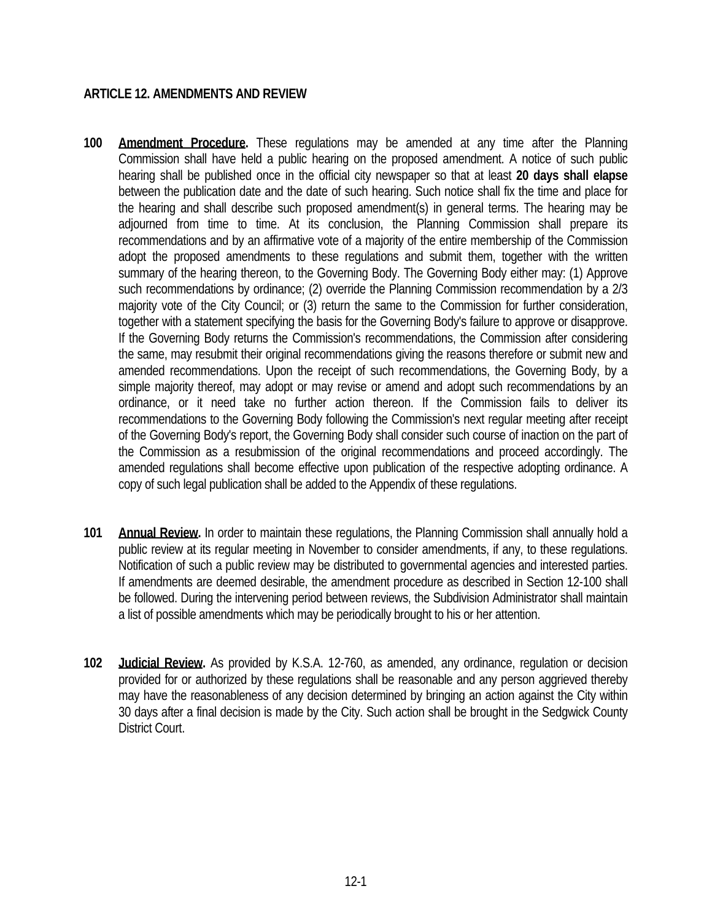## ARTICLE 12. AMENDMENTS AND REVIEW

**100** **<u>Amendment Procedure</u>.** These regulations may be amended at any time after the Planning Commission shall have held a public hearing on the proposed amendment. A notice of such public hearing shall be published once in the official city newspaper so that at least **20 days shall elapse** between the publication date and the date of such hearing. Such notice shall fix the time and place for the hearing and shall describe such proposed amendment(s) in general terms. The hearing may be adjourned from time to time. At its conclusion, the Planning Commission shall prepare its recommendations and by an affirmative vote of a majority of the entire membership of the Commission adopt the proposed amendments to these regulations and submit them, together with the written summary of the hearing thereon, to the Governing Body. The Governing Body either may: (1) Approve such recommendations by ordinance; (2) override the Planning Commission recommendation by a 2/3 majority vote of the City Council; or (3) return the same to the Commission for further consideration, together with a statement specifying the basis for the Governing Body's failure to approve or disapprove. If the Governing Body returns the Commission's recommendations, the Commission after considering the same, may resubmit their original recommendations giving the reasons therefore or submit new and amended recommendations. Upon the receipt of such recommendations, the Governing Body, by a simple majority thereof, may adopt or may revise or amend and adopt such recommendations by an ordinance, or it need take no further action thereon. If the Commission fails to deliver its recommendations to the Governing Body following the Commission's next regular meeting after receipt of the Governing Body's report, the Governing Body shall consider such course of inaction on the part of the Commission as a resubmission of the original recommendations and proceed accordingly. The amended regulations shall become effective upon publication of the respective adopting ordinance. A copy of such legal publication shall be added to the Appendix of these regulations.

**101** **<u>Annual Review</u>.** In order to maintain these regulations, the Planning Commission shall annually hold a public review at its regular meeting in November to consider amendments, if any, to these regulations. Notification of such a public review may be distributed to governmental agencies and interested parties. If amendments are deemed desirable, the amendment procedure as described in Section 12-100 shall be followed. During the intervening period between reviews, the Subdivision Administrator shall maintain a list of possible amendments which may be periodically brought to his or her attention.

**102** **<u>Judicial Review</u>.** As provided by K.S.A. 12-760, as amended, any ordinance, regulation or decision provided for or authorized by these regulations shall be reasonable and any person aggrieved thereby may have the reasonableness of any decision determined by bringing an action against the City within 30 days after a final decision is made by the City. Such action shall be brought in the Sedgwick County District Court.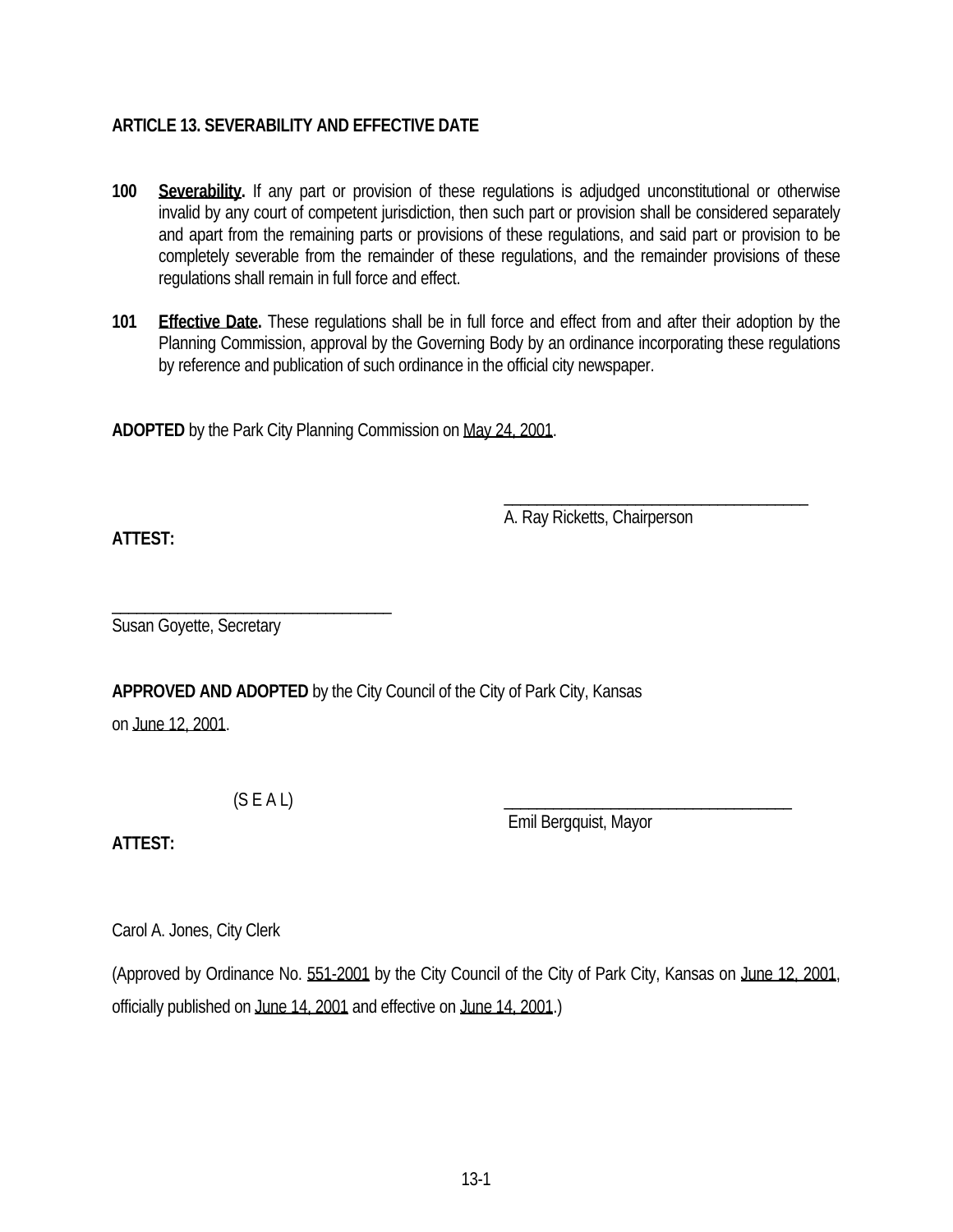## ARTICLE 13. SEVERABILITY AND EFFECTIVE DATE

**100** **Severability.** If any part or provision of these regulations is adjudged unconstitutional or otherwise invalid by any court of competent jurisdiction, then such part or provision shall be considered separately and apart from the remaining parts or provisions of these regulations, and said part or provision to be completely severable from the remainder of these regulations, and the remainder provisions of these regulations shall remain in full force and effect.

**101** **Effective Date.** These regulations shall be in full force and effect from and after their adoption by the Planning Commission, approval by the Governing Body by an ordinance incorporating these regulations by reference and publication of such ordinance in the official city newspaper.

**ADOPTED** by the Park City Planning Commission on May 24, 2001.

\_\_\_\_\_\_\_\_\_\_\_\_\_\_\_\_\_\_\_\_\_\_\_\_\_\_\_\_\_\_\_\_\_\_\_\_\_\_
A. Ray Ricketts, Chairperson

**ATTEST:**

\_\_\_\_\_\_\_\_\_\_\_\_\_\_\_\_\_\_\_\_\_\_\_\_\_\_\_\_\_\_\_\_\_\_\_\_
Susan Goyette, Secretary

**APPROVED AND ADOPTED** by the City Council of the City of Park City, Kansas on June 12, 2001.

(S E A L)

\_\_\_\_\_\_\_\_\_\_\_\_\_\_\_\_\_\_\_\_\_\_\_\_\_\_\_\_\_\_\_\_\_\_\_\_\_\_
Emil Bergquist, Mayor

**ATTEST:**

Carol A. Jones, City Clerk

(Approved by Ordinance No. 551-2001 by the City Council of the City of Park City, Kansas on June 12, 2001, officially published on June 14, 2001 and effective on June 14, 2001.)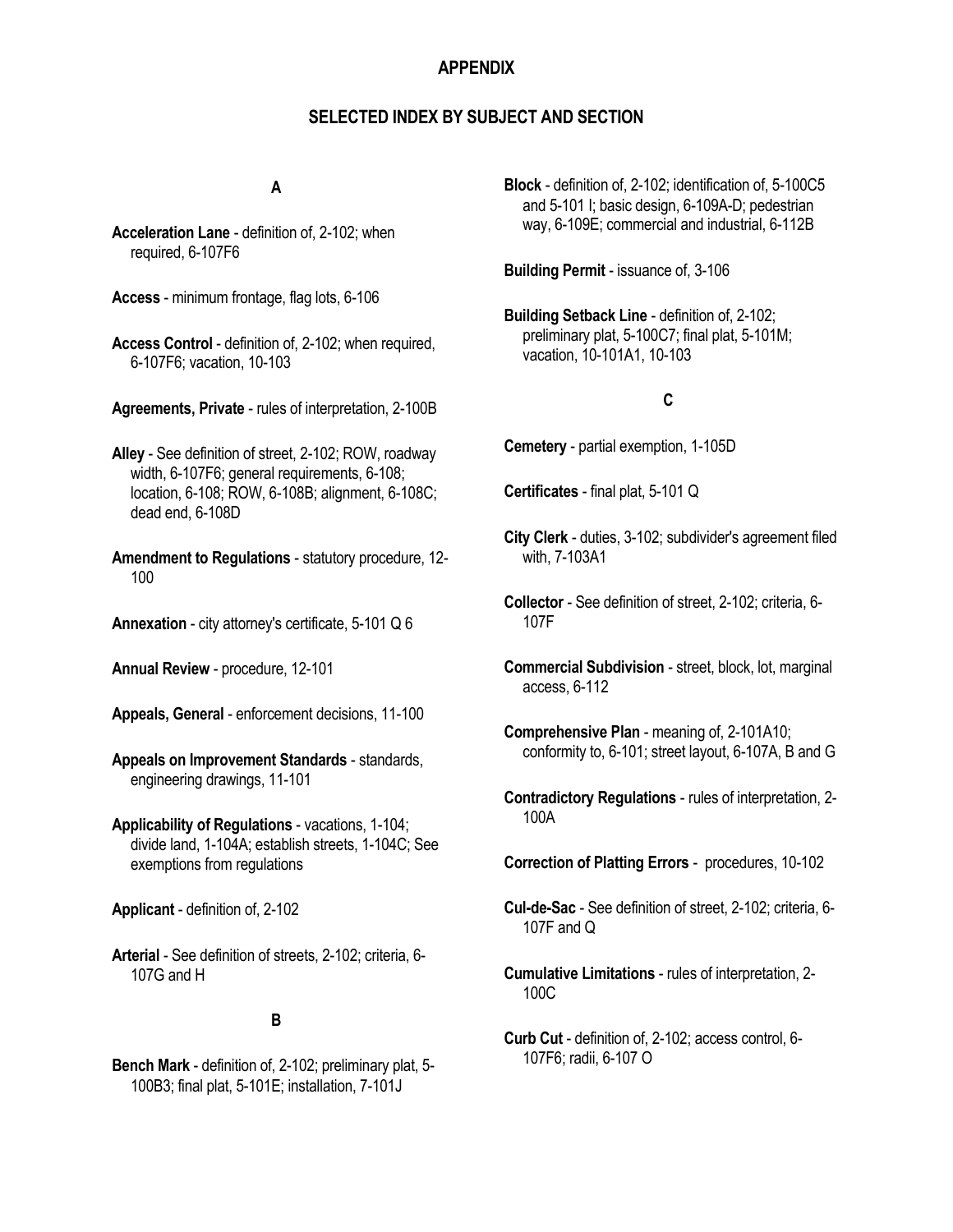# APPENDIX

## SELECTED INDEX BY SUBJECT AND SECTION

### A

**Acceleration Lane** - definition of, 2-102; when required, 6-107F6

**Access** - minimum frontage, flag lots, 6-106

**Access Control** - definition of, 2-102; when required, 6-107F6; vacation, 10-103

**Agreements, Private** - rules of interpretation, 2-100B

**Alley** - See definition of street, 2-102; ROW, roadway width, 6-107F6; general requirements, 6-108; location, 6-108; ROW, 6-108B; alignment, 6-108C; dead end, 6-108D

**Amendment to Regulations** - statutory procedure, 12-100

**Annexation** - city attorney's certificate, 5-101 Q 6

**Annual Review** - procedure, 12-101

**Appeals, General** - enforcement decisions, 11-100

**Appeals on Improvement Standards** - standards, engineering drawings, 11-101

**Applicability of Regulations** - vacations, 1-104; divide land, 1-104A; establish streets, 1-104C; See exemptions from regulations

**Applicant** - definition of, 2-102

**Arterial** - See definition of streets, 2-102; criteria, 6-107G and H

### B

**Bench Mark** - definition of, 2-102; preliminary plat, 5-100B3; final plat, 5-101E; installation, 7-101J

**Block** - definition of, 2-102; identification of, 5-100C5 and 5-101 I; basic design, 6-109A-D; pedestrian way, 6-109E; commercial and industrial, 6-112B

**Building Permit** - issuance of, 3-106

**Building Setback Line** - definition of, 2-102; preliminary plat, 5-100C7; final plat, 5-101M; vacation, 10-101A1, 10-103

### C

**Cemetery** - partial exemption, 1-105D

**Certificates** - final plat, 5-101 Q

**City Clerk** - duties, 3-102; subdivider's agreement filed with, 7-103A1

**Collector** - See definition of street, 2-102; criteria, 6-107F

**Commercial Subdivision** - street, block, lot, marginal access, 6-112

**Comprehensive Plan** - meaning of, 2-101A10; conformity to, 6-101; street layout, 6-107A, B and G

**Contradictory Regulations** - rules of interpretation, 2-100A

**Correction of Platting Errors** - procedures, 10-102

**Cul-de-Sac** - See definition of street, 2-102; criteria, 6-107F and Q

**Cumulative Limitations** - rules of interpretation, 2-100C

**Curb Cut** - definition of, 2-102; access control, 6-107F6; radii, 6-107 O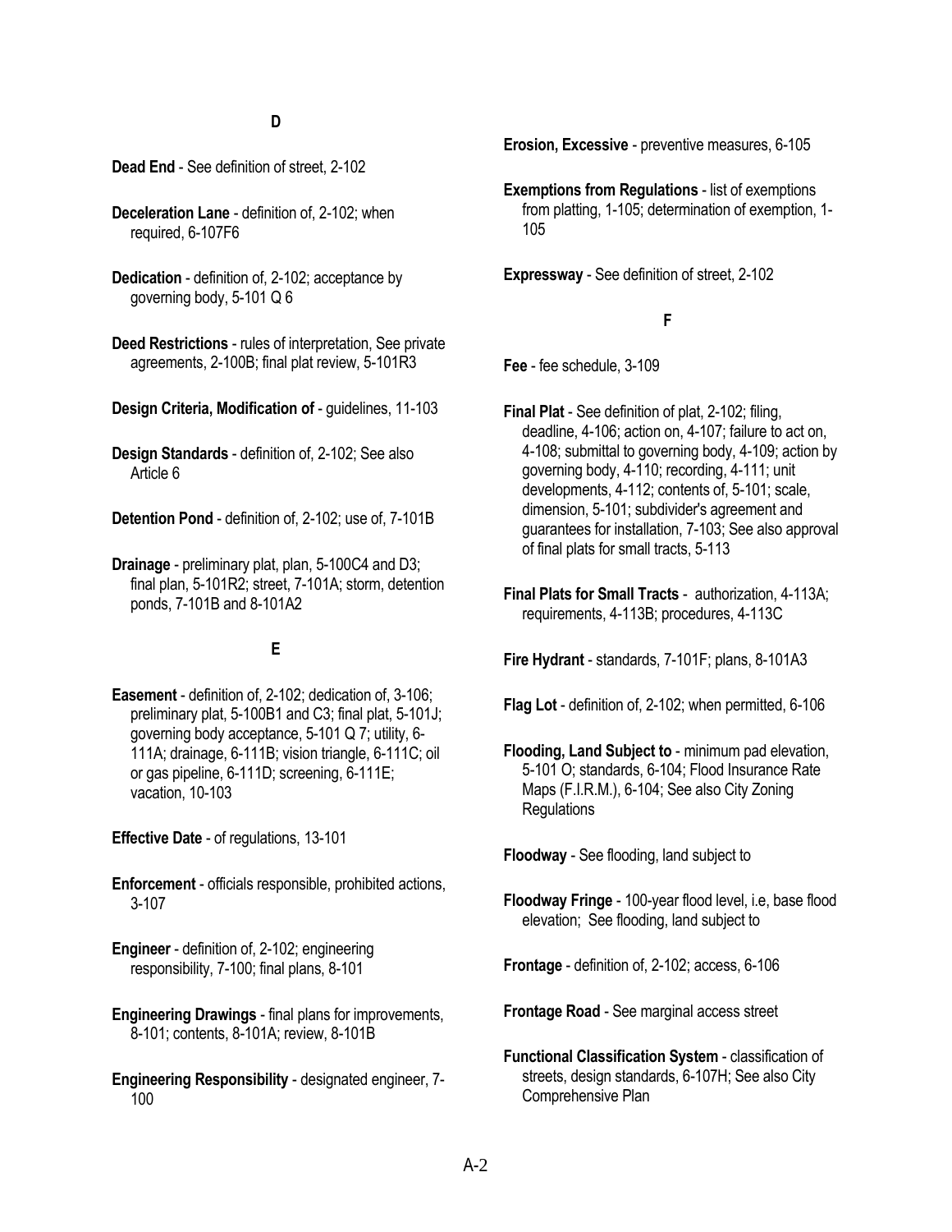## D

**Dead End** - See definition of street, 2-102

**Deceleration Lane** - definition of, 2-102; when required, 6-107F6

**Dedication** - definition of, 2-102; acceptance by governing body, 5-101 Q 6

**Deed Restrictions** - rules of interpretation, See private agreements, 2-100B; final plat review, 5-101R3

**Design Criteria, Modification of** - guidelines, 11-103

**Design Standards** - definition of, 2-102; See also Article 6

**Detention Pond** - definition of, 2-102; use of, 7-101B

**Drainage** - preliminary plat, plan, 5-100C4 and D3; final plan, 5-101R2; street, 7-101A; storm, detention ponds, 7-101B and 8-101A2

## E

**Easement** - definition of, 2-102; dedication of, 3-106; preliminary plat, 5-100B1 and C3; final plat, 5-101J; governing body acceptance, 5-101 Q 7; utility, 6-111A; drainage, 6-111B; vision triangle, 6-111C; oil or gas pipeline, 6-111D; screening, 6-111E; vacation, 10-103

**Effective Date** - of regulations, 13-101

**Enforcement** - officials responsible, prohibited actions, 3-107

**Engineer** - definition of, 2-102; engineering responsibility, 7-100; final plans, 8-101

**Engineering Drawings** - final plans for improvements, 8-101; contents, 8-101A; review, 8-101B

**Engineering Responsibility** - designated engineer, 7-100

**Erosion, Excessive** - preventive measures, 6-105

**Exemptions from Regulations** - list of exemptions from platting, 1-105; determination of exemption, 1-105

**Expressway** - See definition of street, 2-102

## F

**Fee** - fee schedule, 3-109

**Final Plat** - See definition of plat, 2-102; filing, deadline, 4-106; action on, 4-107; failure to act on, 4-108; submittal to governing body, 4-109; action by governing body, 4-110; recording, 4-111; unit developments, 4-112; contents of, 5-101; scale, dimension, 5-101; subdivider's agreement and guarantees for installation, 7-103; See also approval of final plats for small tracts, 5-113

**Final Plats for Small Tracts** - authorization, 4-113A; requirements, 4-113B; procedures, 4-113C

**Fire Hydrant** - standards, 7-101F; plans, 8-101A3

**Flag Lot** - definition of, 2-102; when permitted, 6-106

**Flooding, Land Subject to** - minimum pad elevation, 5-101 O; standards, 6-104; Flood Insurance Rate Maps (F.I.R.M.), 6-104; See also City Zoning Regulations

**Floodway** - See flooding, land subject to

**Floodway Fringe** - 100-year flood level, i.e, base flood elevation; See flooding, land subject to

**Frontage** - definition of, 2-102; access, 6-106

**Frontage Road** - See marginal access street

**Functional Classification System** - classification of streets, design standards, 6-107H; See also City Comprehensive Plan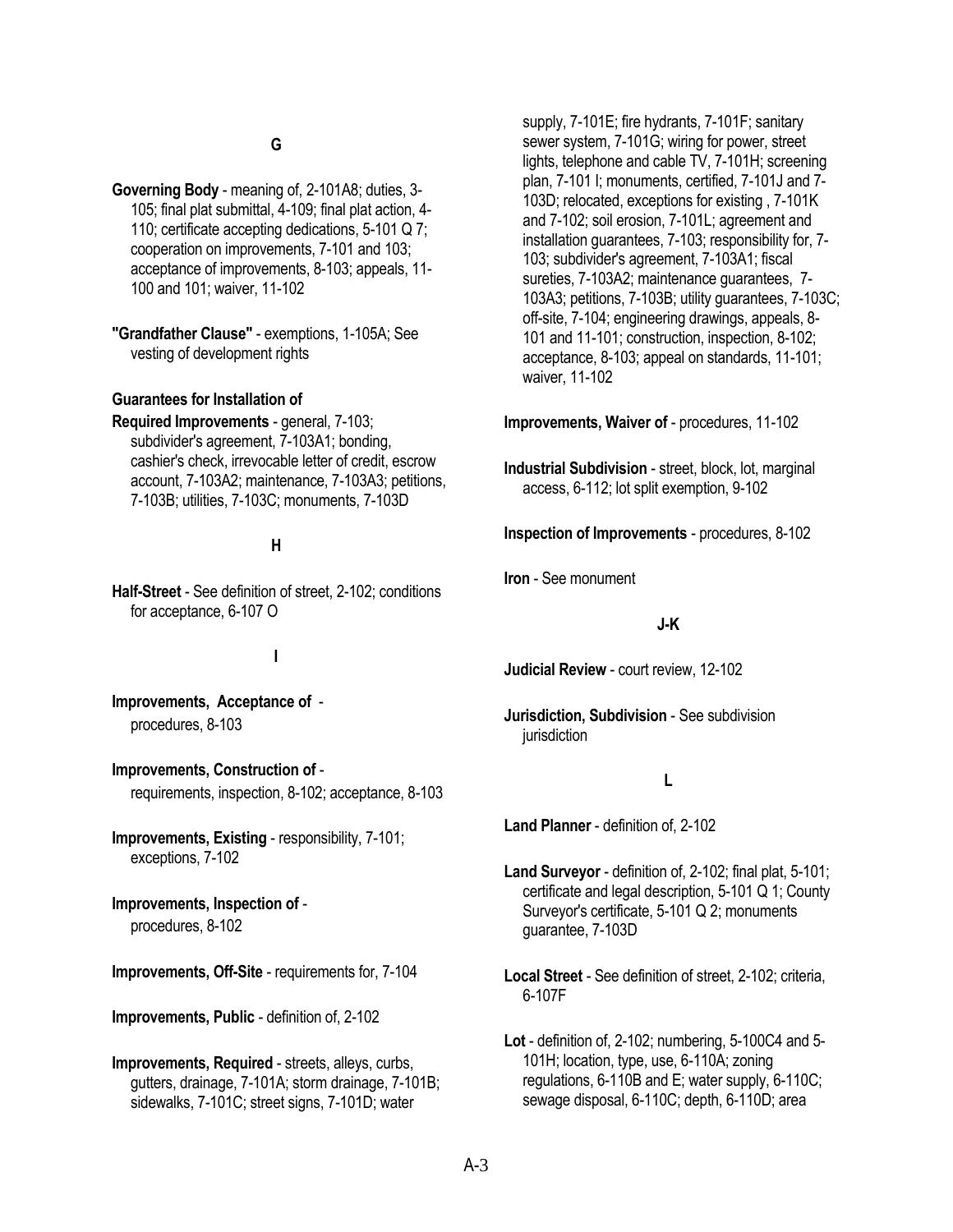## G

**Governing Body** - meaning of, 2-101A8; duties, 3-105; final plat submittal, 4-109; final plat action, 4-110; certificate accepting dedications, 5-101 Q 7; cooperation on improvements, 7-101 and 103; acceptance of improvements, 8-103; appeals, 11-100 and 101; waiver, 11-102

**"Grandfather Clause"** - exemptions, 1-105A; See vesting of development rights

**Guarantees for Installation of Required Improvements** - general, 7-103; subdivider's agreement, 7-103A1; bonding, cashier's check, irrevocable letter of credit, escrow account, 7-103A2; maintenance, 7-103A3; petitions, 7-103B; utilities, 7-103C; monuments, 7-103D

## H

**Half-Street** - See definition of street, 2-102; conditions for acceptance, 6-107 O

## I

**Improvements, Acceptance of** - procedures, 8-103

**Improvements, Construction of** - requirements, inspection, 8-102; acceptance, 8-103

**Improvements, Existing** - responsibility, 7-101; exceptions, 7-102

**Improvements, Inspection of** - procedures, 8-102

**Improvements, Off-Site** - requirements for, 7-104

**Improvements, Public** - definition of, 2-102

**Improvements, Required** - streets, alleys, curbs, gutters, drainage, 7-101A; storm drainage, 7-101B; sidewalks, 7-101C; street signs, 7-101D; water supply, 7-101E; fire hydrants, 7-101F; sanitary sewer system, 7-101G; wiring for power, street lights, telephone and cable TV, 7-101H; screening plan, 7-101 I; monuments, certified, 7-101J and 7-103D; relocated, exceptions for existing , 7-101K and 7-102; soil erosion, 7-101L; agreement and installation guarantees, 7-103; responsibility for, 7-103; subdivider's agreement, 7-103A1; fiscal sureties, 7-103A2; maintenance guarantees, 7-103A3; petitions, 7-103B; utility guarantees, 7-103C; off-site, 7-104; engineering drawings, appeals, 8-101 and 11-101; construction, inspection, 8-102; acceptance, 8-103; appeal on standards, 11-101; waiver, 11-102

**Improvements, Waiver of** - procedures, 11-102

**Industrial Subdivision** - street, block, lot, marginal access, 6-112; lot split exemption, 9-102

**Inspection of Improvements** - procedures, 8-102

**Iron** - See monument

## J-K

**Judicial Review** - court review, 12-102

**Jurisdiction, Subdivision** - See subdivision jurisdiction

## L

**Land Planner** - definition of, 2-102

**Land Surveyor** - definition of, 2-102; final plat, 5-101; certificate and legal description, 5-101 Q 1; County Surveyor's certificate, 5-101 Q 2; monuments guarantee, 7-103D

**Local Street** - See definition of street, 2-102; criteria, 6-107F

**Lot** - definition of, 2-102; numbering, 5-100C4 and 5-101H; location, type, use, 6-110A; zoning regulations, 6-110B and E; water supply, 6-110C; sewage disposal, 6-110C; depth, 6-110D; area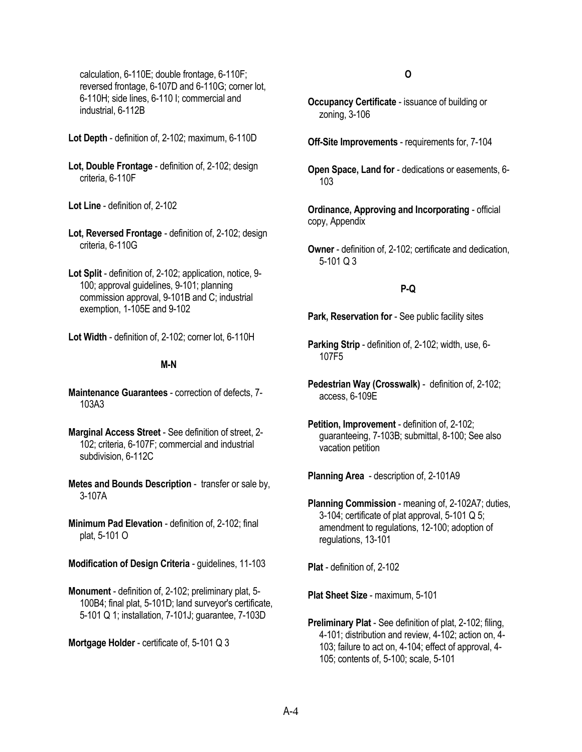calculation, 6-110E; double frontage, 6-110F; reversed frontage, 6-107D and 6-110G; corner lot, 6-110H; side lines, 6-110 I; commercial and industrial, 6-112B

**Lot Depth** - definition of, 2-102; maximum, 6-110D

**Lot, Double Frontage** - definition of, 2-102; design criteria, 6-110F

**Lot Line** - definition of, 2-102

**Lot, Reversed Frontage** - definition of, 2-102; design criteria, 6-110G

**Lot Split** - definition of, 2-102; application, notice, 9-100; approval guidelines, 9-101; planning commission approval, 9-101B and C; industrial exemption, 1-105E and 9-102

**Lot Width** - definition of, 2-102; corner lot, 6-110H

### M-N

**Maintenance Guarantees** - correction of defects, 7-103A3

**Marginal Access Street** - See definition of street, 2-102; criteria, 6-107F; commercial and industrial subdivision, 6-112C

**Metes and Bounds Description** - transfer or sale by, 3-107A

**Minimum Pad Elevation** - definition of, 2-102; final plat, 5-101 O

**Modification of Design Criteria** - guidelines, 11-103

**Monument** - definition of, 2-102; preliminary plat, 5-100B4; final plat, 5-101D; land surveyor's certificate, 5-101 Q 1; installation, 7-101J; guarantee, 7-103D

**Mortgage Holder** - certificate of, 5-101 Q 3

### O

**Occupancy Certificate** - issuance of building or zoning, 3-106

**Off-Site Improvements** - requirements for, 7-104

**Open Space, Land for** - dedications or easements, 6-103

**Ordinance, Approving and Incorporating** - official copy, Appendix

**Owner** - definition of, 2-102; certificate and dedication, 5-101 Q 3

### P-Q

**Park, Reservation for** - See public facility sites

**Parking Strip** - definition of, 2-102; width, use, 6-107F5

**Pedestrian Way (Crosswalk)** - definition of, 2-102; access, 6-109E

**Petition, Improvement** - definition of, 2-102; guaranteeing, 7-103B; submittal, 8-100; See also vacation petition

**Planning Area** - description of, 2-101A9

**Planning Commission** - meaning of, 2-102A7; duties, 3-104; certificate of plat approval, 5-101 Q 5; amendment to regulations, 12-100; adoption of regulations, 13-101

**Plat** - definition of, 2-102

**Plat Sheet Size** - maximum, 5-101

**Preliminary Plat** - See definition of plat, 2-102; filing, 4-101; distribution and review, 4-102; action on, 4-103; failure to act on, 4-104; effect of approval, 4-105; contents of, 5-100; scale, 5-101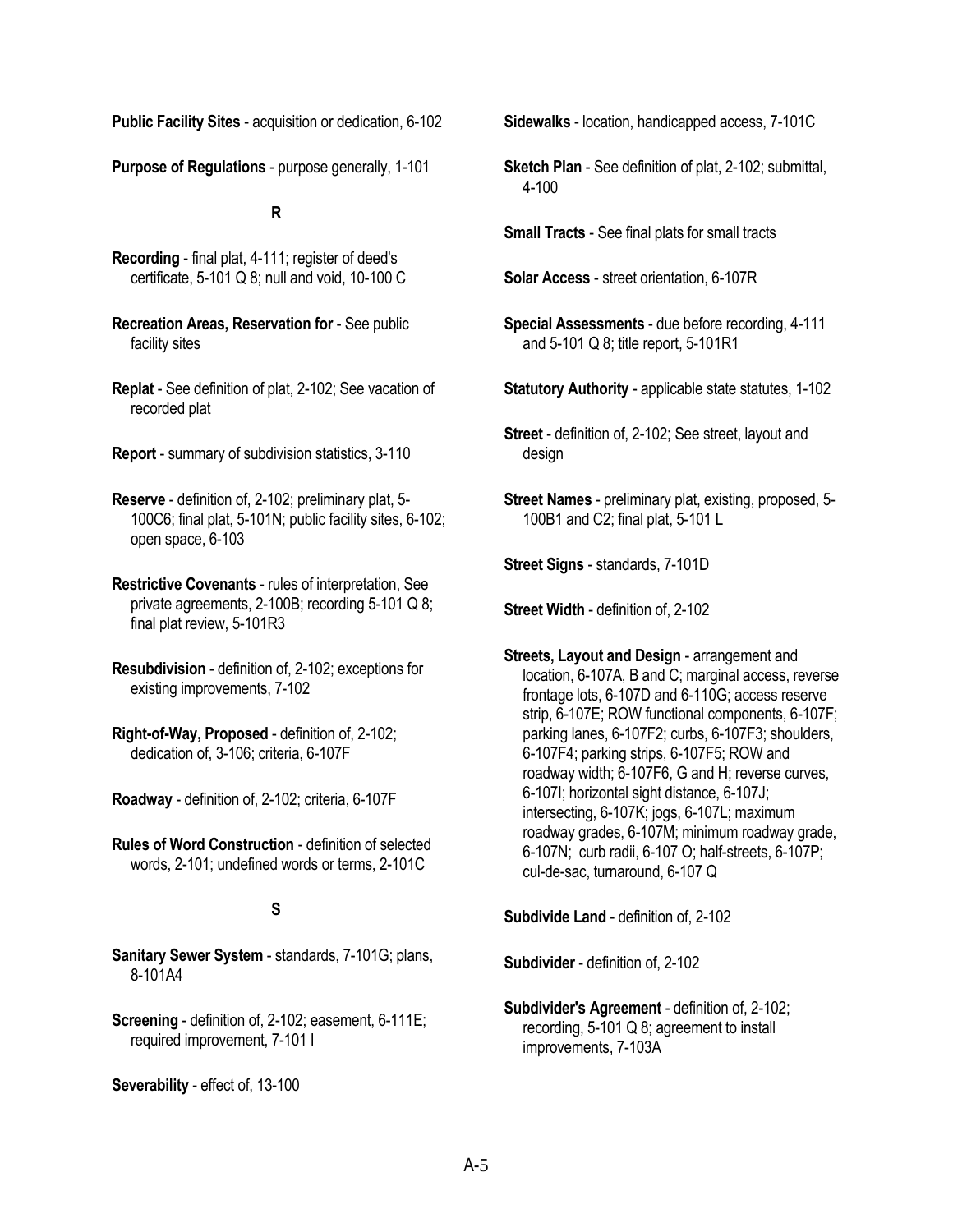**Public Facility Sites** - acquisition or dedication, 6-102

**Purpose of Regulations** - purpose generally, 1-101

**R**

**Recording** - final plat, 4-111; register of deed's certificate, 5-101 Q 8; null and void, 10-100 C

**Recreation Areas, Reservation for** - See public facility sites

**Replat** - See definition of plat, 2-102; See vacation of recorded plat

**Report** - summary of subdivision statistics, 3-110

**Reserve** - definition of, 2-102; preliminary plat, 5-100C6; final plat, 5-101N; public facility sites, 6-102; open space, 6-103

**Restrictive Covenants** - rules of interpretation, See private agreements, 2-100B; recording 5-101 Q 8; final plat review, 5-101R3

**Resubdivision** - definition of, 2-102; exceptions for existing improvements, 7-102

**Right-of-Way, Proposed** - definition of, 2-102; dedication of, 3-106; criteria, 6-107F

**Roadway** - definition of, 2-102; criteria, 6-107F

**Rules of Word Construction** - definition of selected words, 2-101; undefined words or terms, 2-101C

**S**

**Sanitary Sewer System** - standards, 7-101G; plans, 8-101A4

**Screening** - definition of, 2-102; easement, 6-111E; required improvement, 7-101 I

**Severability** - effect of, 13-100

**Sidewalks** - location, handicapped access, 7-101C

**Sketch Plan** - See definition of plat, 2-102; submittal, 4-100

**Small Tracts** - See final plats for small tracts

**Solar Access** - street orientation, 6-107R

**Special Assessments** - due before recording, 4-111 and 5-101 Q 8; title report, 5-101R1

**Statutory Authority** - applicable state statutes, 1-102

**Street** - definition of, 2-102; See street, layout and design

**Street Names** - preliminary plat, existing, proposed, 5-100B1 and C2; final plat, 5-101 L

**Street Signs** - standards, 7-101D

**Street Width** - definition of, 2-102

**Streets, Layout and Design** - arrangement and location, 6-107A, B and C; marginal access, reverse frontage lots, 6-107D and 6-110G; access reserve strip, 6-107E; ROW functional components, 6-107F; parking lanes, 6-107F2; curbs, 6-107F3; shoulders, 6-107F4; parking strips, 6-107F5; ROW and roadway width; 6-107F6, G and H; reverse curves, 6-107I; horizontal sight distance, 6-107J; intersecting, 6-107K; jogs, 6-107L; maximum roadway grades, 6-107M; minimum roadway grade, 6-107N; curb radii, 6-107 O; half-streets, 6-107P; cul-de-sac, turnaround, 6-107 Q

**Subdivide Land** - definition of, 2-102

**Subdivider** - definition of, 2-102

**Subdivider's Agreement** - definition of, 2-102; recording, 5-101 Q 8; agreement to install improvements, 7-103A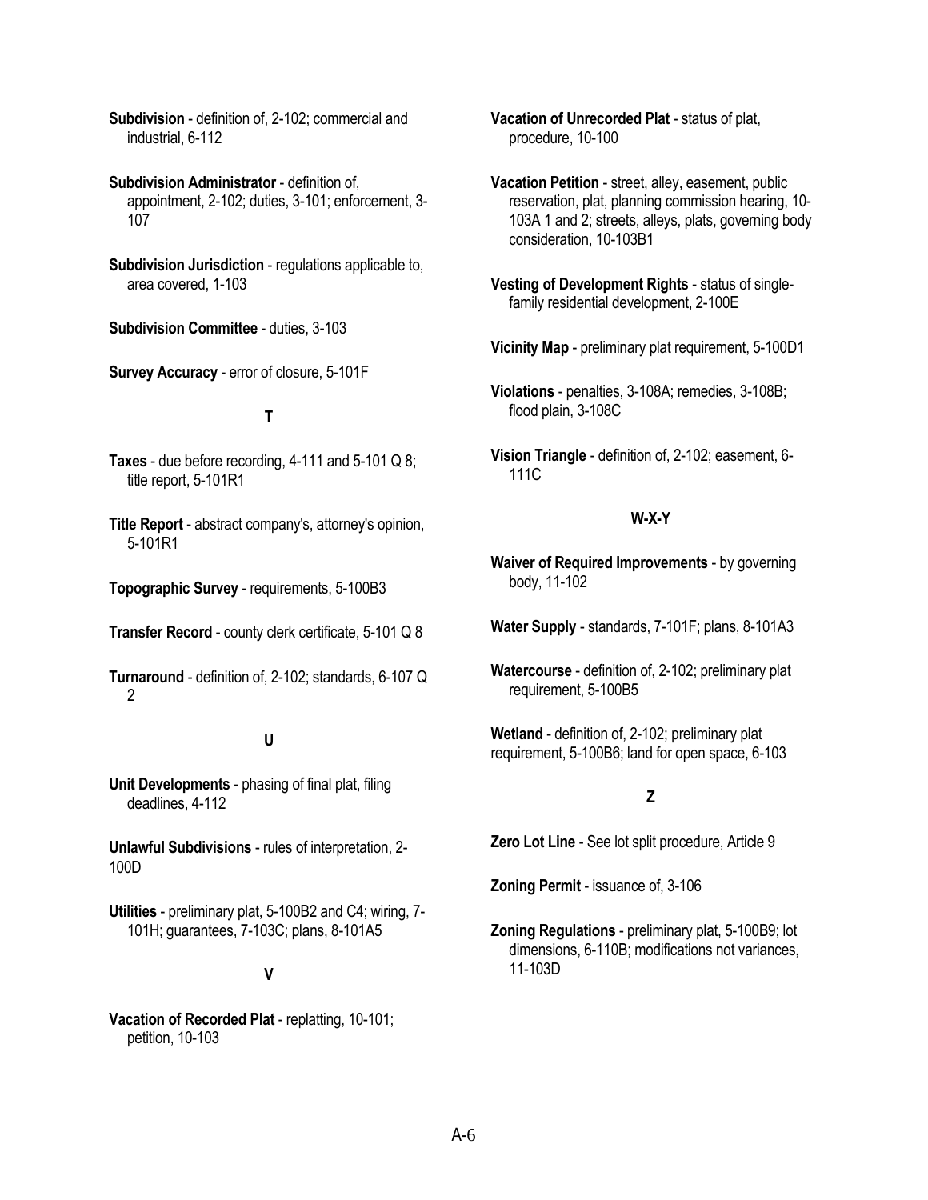**Subdivision** - definition of, 2-102; commercial and industrial, 6-112

**Subdivision Administrator** - definition of, appointment, 2-102; duties, 3-101; enforcement, 3-107

**Subdivision Jurisdiction** - regulations applicable to, area covered, 1-103

**Subdivision Committee** - duties, 3-103

**Survey Accuracy** - error of closure, 5-101F

### T

**Taxes** - due before recording, 4-111 and 5-101 Q 8; title report, 5-101R1

**Title Report** - abstract company's, attorney's opinion, 5-101R1

**Topographic Survey** - requirements, 5-100B3

**Transfer Record** - county clerk certificate, 5-101 Q 8

**Turnaround** - definition of, 2-102; standards, 6-107 Q 2

### U

**Unit Developments** - phasing of final plat, filing deadlines, 4-112

**Unlawful Subdivisions** - rules of interpretation, 2-100D

**Utilities** - preliminary plat, 5-100B2 and C4; wiring, 7-101H; guarantees, 7-103C; plans, 8-101A5

### V

**Vacation of Recorded Plat** - replatting, 10-101; petition, 10-103

**Vacation of Unrecorded Plat** - status of plat, procedure, 10-100

**Vacation Petition** - street, alley, easement, public reservation, plat, planning commission hearing, 10-103A 1 and 2; streets, alleys, plats, governing body consideration, 10-103B1

**Vesting of Development Rights** - status of single-family residential development, 2-100E

**Vicinity Map** - preliminary plat requirement, 5-100D1

**Violations** - penalties, 3-108A; remedies, 3-108B; flood plain, 3-108C

**Vision Triangle** - definition of, 2-102; easement, 6-111C

### W-X-Y

**Waiver of Required Improvements** - by governing body, 11-102

**Water Supply** - standards, 7-101F; plans, 8-101A3

**Watercourse** - definition of, 2-102; preliminary plat requirement, 5-100B5

**Wetland** - definition of, 2-102; preliminary plat requirement, 5-100B6; land for open space, 6-103

### Z

**Zero Lot Line** - See lot split procedure, Article 9

**Zoning Permit** - issuance of, 3-106

**Zoning Regulations** - preliminary plat, 5-100B9; lot dimensions, 6-110B; modifications not variances, 11-103D